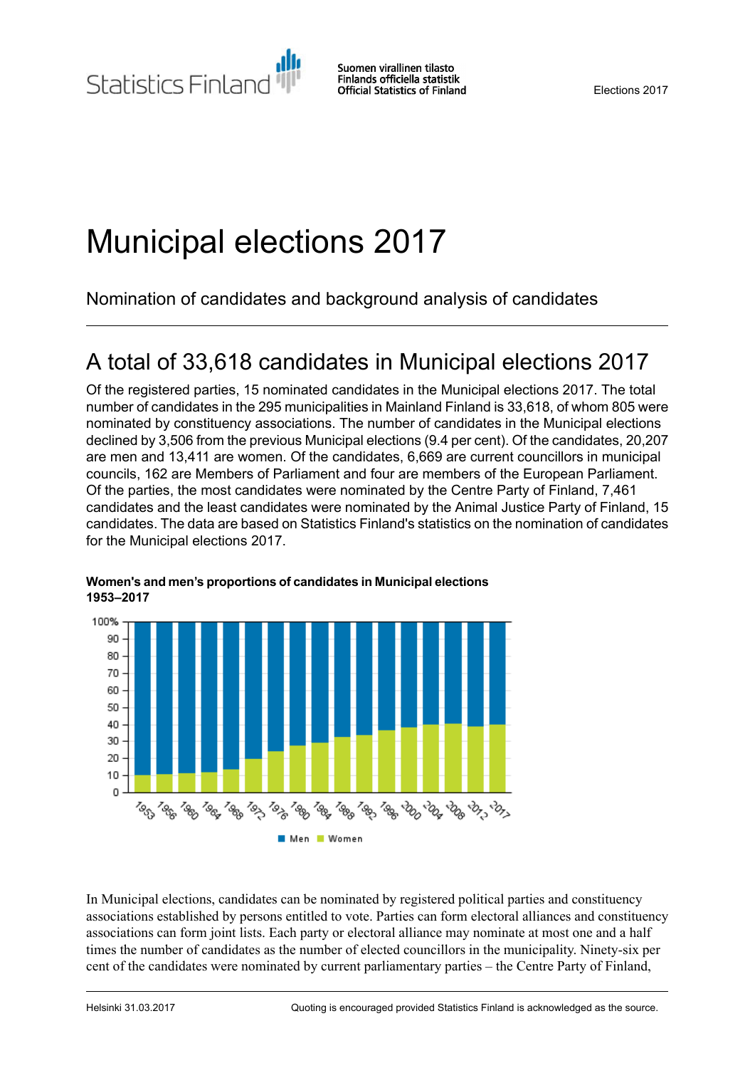# Municipal elections 2017

Nomination of candidates and background analysis of candidates

## A total of 33,618 candidates in Municipal elections 2017

Of the registered parties, 15 nominated candidates in the Municipal elections 2017. The total number of candidates in the 295 municipalities in Mainland Finland is 33,618, of whom 805 were nominated by constituency associations. The number of candidates in the Municipal elections declined by 3,506 from the previous Municipal elections (9.4 per cent). Of the candidates, 20,207 are men and 13,411 are women. Of the candidates, 6,669 are current councillors in municipal councils, 162 are Members of Parliament and four are members of the European Parliament. Of the parties, the most candidates were nominated by the Centre Party of Finland, 7,461 candidates and the least candidates were nominated by the Animal Justice Party of Finland, 15 candidates. The data are based on Statistics Finland's statistics on the nomination of candidates for the Municipal elections 2017.

**Women's and men's proportions of candidates in Municipal elections 1953–2017**

In Municipal elections, candidates can be nominated by registered political parties and constituency associations established by persons entitled to vote. Parties can form electoral alliances and constituency associations can form joint lists. Each party or electoral alliance may nominate at most one and a half times the number of candidates as the number of elected councillors in the municipality. Ninety-six per cent of the candidates were nominated by current parliamentary parties – the Centre Party of Finland,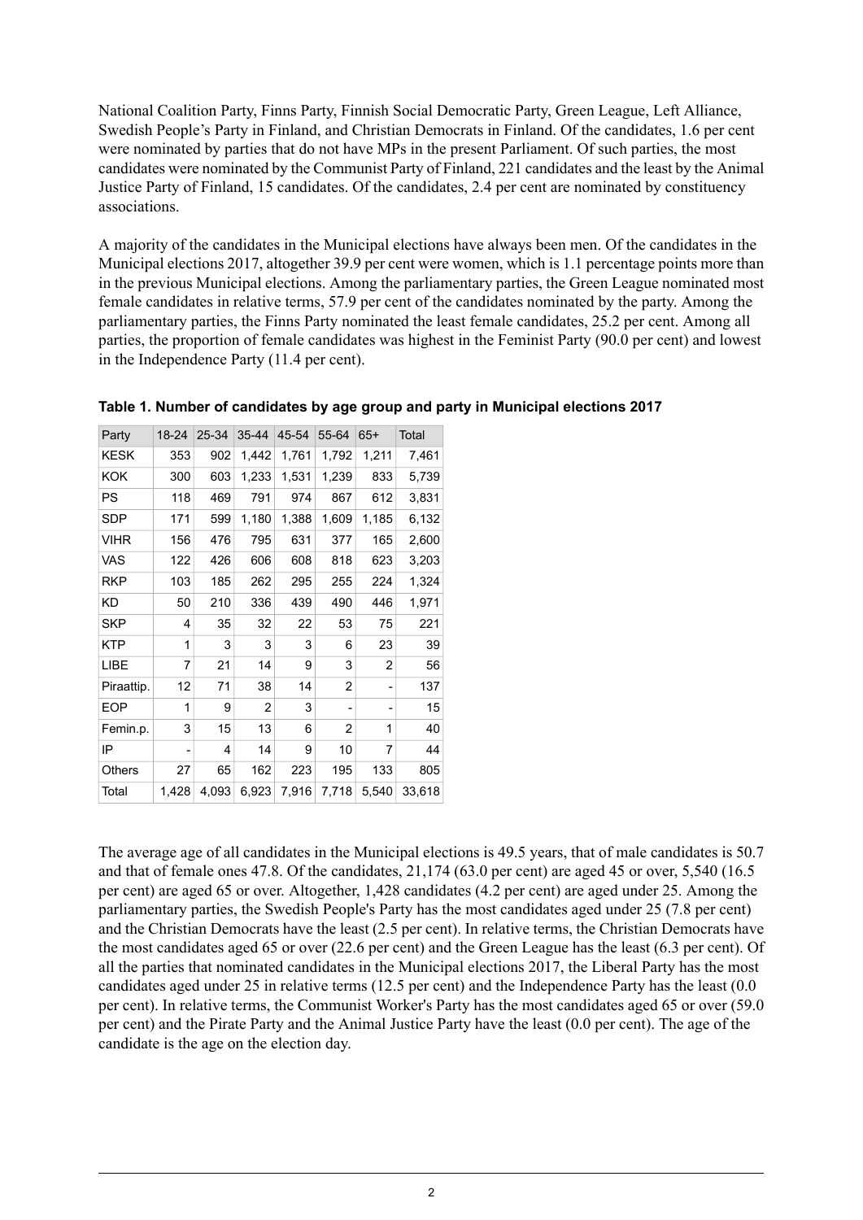National Coalition Party, Finns Party, Finnish Social Democratic Party, Green League, Left Alliance, Swedish People's Party in Finland, and Christian Democrats in Finland. Of the candidates, 1.6 per cent were nominated by parties that do not have MPs in the present Parliament. Of such parties, the most candidates were nominated by the Communist Party of Finland, 221 candidates and the least by the Animal Justice Party of Finland, 15 candidates. Of the candidates, 2.4 per cent are nominated by constituency associations.

A majority of the candidates in the Municipal elections have always been men. Of the candidates in the Municipal elections 2017, altogether 39.9 per cent were women, which is 1.1 percentage points more than in the previous Municipal elections. Among the parliamentary parties, the Green League nominated most female candidates in relative terms, 57.9 per cent of the candidates nominated by the party. Among the parliamentary parties, the Finns Party nominated the least female candidates, 25.2 per cent. Among all parties, the proportion of female candidates was highest in the Feminist Party (90.0 per cent) and lowest in the Independence Party (11.4 per cent).

**Table 1. Number of candidates by age group and party in Municipal elections 2017**

| Party | 18-24 | 25-34 | 35-44 | 45-54 | 55-64 | 65+ | Total |
|---|---|---|---|---|---|---|---|
| KESK | 353 | 902 | 1,442 | 1,761 | 1,792 | 1,211 | 7,461 |
| KOK | 300 | 603 | 1,233 | 1,531 | 1,239 | 833 | 5,739 |
| PS | 118 | 469 | 791 | 974 | 867 | 612 | 3,831 |
| SDP | 171 | 599 | 1,180 | 1,388 | 1,609 | 1,185 | 6,132 |
| VIHR | 156 | 476 | 795 | 631 | 377 | 165 | 2,600 |
| VAS | 122 | 426 | 606 | 608 | 818 | 623 | 3,203 |
| RKP | 103 | 185 | 262 | 295 | 255 | 224 | 1,324 |
| KD | 50 | 210 | 336 | 439 | 490 | 446 | 1,971 |
| SKP | 4 | 35 | 32 | 22 | 53 | 75 | 221 |
| KTP | 1 | 3 | 3 | 3 | 6 | 23 | 39 |
| LIBE | 7 | 21 | 14 | 9 | 3 | 2 | 56 |
| Piraattip. | 12 | 71 | 38 | 14 | 2 | - | 137 |
| EOP | 1 | 9 | 2 | 3 | - | - | 15 |
| Femin.p. | 3 | 15 | 13 | 6 | 2 | 1 | 40 |
| IP | - | 4 | 14 | 9 | 10 | 7 | 44 |
| Others | 27 | 65 | 162 | 223 | 195 | 133 | 805 |
| Total | 1,428 | 4,093 | 6,923 | 7,916 | 7,718 | 5,540 | 33,618 |

The average age of all candidates in the Municipal elections is 49.5 years, that of male candidates is 50.7 and that of female ones 47.8. Of the candidates, 21,174 (63.0 per cent) are aged 45 or over, 5,540 (16.5 per cent) are aged 65 or over. Altogether, 1,428 candidates (4.2 per cent) are aged under 25. Among the parliamentary parties, the Swedish People's Party has the most candidates aged under 25 (7.8 per cent) and the Christian Democrats have the least (2.5 per cent). In relative terms, the Christian Democrats have the most candidates aged 65 or over (22.6 per cent) and the Green League has the least (6.3 per cent). Of all the parties that nominated candidates in the Municipal elections 2017, the Liberal Party has the most candidates aged under 25 in relative terms (12.5 per cent) and the Independence Party has the least (0.0 per cent). In relative terms, the Communist Worker's Party has the most candidates aged 65 or over (59.0 per cent) and the Pirate Party and the Animal Justice Party have the least (0.0 per cent). The age of the candidate is the age on the election day.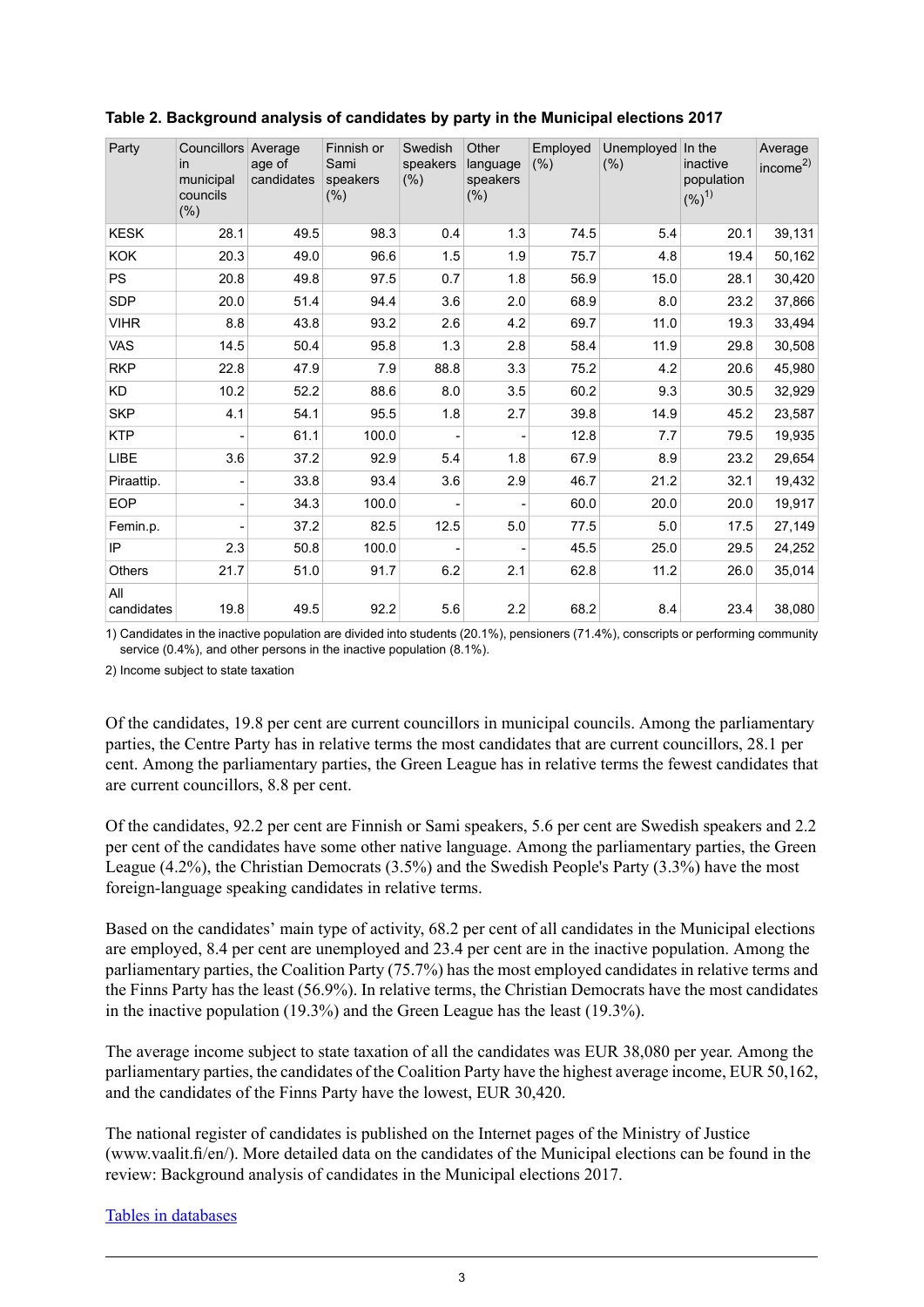**Table 2. Background analysis of candidates by party in the Municipal elections 2017**

| Party | Councillors in municipal councils (%) | Average age of candidates | Finnish or Sami speakers (%) | Swedish speakers (%) | Other language speakers (%) | Employed (%) | Unemployed (%) | In the inactive population (%)[1] | Average income[2] |
|---|---|---|---|---|---|---|---|---|---|
| KESK | 28.1 | 49.5 | 98.3 | 0.4 | 1.3 | 74.5 | 5.4 | 20.1 | 39,131 |
| KOK | 20.3 | 49.0 | 96.6 | 1.5 | 1.9 | 75.7 | 4.8 | 19.4 | 50,162 |
| PS | 20.8 | 49.8 | 97.5 | 0.7 | 1.8 | 56.9 | 15.0 | 28.1 | 30,420 |
| SDP | 20.0 | 51.4 | 94.4 | 3.6 | 2.0 | 68.9 | 8.0 | 23.2 | 37,866 |
| VIHR | 8.8 | 43.8 | 93.2 | 2.6 | 4.2 | 69.7 | 11.0 | 19.3 | 33,494 |
| VAS | 14.5 | 50.4 | 95.8 | 1.3 | 2.8 | 58.4 | 11.9 | 29.8 | 30,508 |
| RKP | 22.8 | 47.9 | 7.9 | 88.8 | 3.3 | 75.2 | 4.2 | 20.6 | 45,980 |
| KD | 10.2 | 52.2 | 88.6 | 8.0 | 3.5 | 60.2 | 9.3 | 30.5 | 32,929 |
| SKP | 4.1 | 54.1 | 95.5 | 1.8 | 2.7 | 39.8 | 14.9 | 45.2 | 23,587 |
| KTP | - | 61.1 | 100.0 | - | - | 12.8 | 7.7 | 79.5 | 19,935 |
| LIBE | 3.6 | 37.2 | 92.9 | 5.4 | 1.8 | 67.9 | 8.9 | 23.2 | 29,654 |
| Piraattip. | - | 33.8 | 93.4 | 3.6 | 2.9 | 46.7 | 21.2 | 32.1 | 19,432 |
| EOP | - | 34.3 | 100.0 | - | - | 60.0 | 20.0 | 20.0 | 19,917 |
| Femin.p. | - | 37.2 | 82.5 | 12.5 | 5.0 | 77.5 | 5.0 | 17.5 | 27,149 |
| IP | 2.3 | 50.8 | 100.0 | - | - | 45.5 | 25.0 | 29.5 | 24,252 |
| Others | 21.7 | 51.0 | 91.7 | 6.2 | 2.1 | 62.8 | 11.2 | 26.0 | 35,014 |
| All candidates | 19.8 | 49.5 | 92.2 | 5.6 | 2.2 | 68.2 | 8.4 | 23.4 | 38,080 |

1) Candidates in the inactive population are divided into students (20.1%), pensioners (71.4%), conscripts or performing community service (0.4%), and other persons in the inactive population (8.1%).

2) Income subject to state taxation

Of the candidates, 19.8 per cent are current councillors in municipal councils. Among the parliamentary parties, the Centre Party has in relative terms the most candidates that are current councillors, 28.1 per cent. Among the parliamentary parties, the Green League has in relative terms the fewest candidates that are current councillors, 8.8 per cent.

Of the candidates, 92.2 per cent are Finnish or Sami speakers, 5.6 per cent are Swedish speakers and 2.2 per cent of the candidates have some other native language. Among the parliamentary parties, the Green League (4.2%), the Christian Democrats (3.5%) and the Swedish People's Party (3.3%) have the most foreign-language speaking candidates in relative terms.

Based on the candidates' main type of activity, 68.2 per cent of all candidates in the Municipal elections are employed, 8.4 per cent are unemployed and 23.4 per cent are in the inactive population. Among the parliamentary parties, the Coalition Party (75.7%) has the most employed candidates in relative terms and the Finns Party has the least (56.9%). In relative terms, the Christian Democrats have the most candidates in the inactive population (19.3%) and the Green League has the least (19.3%).

The average income subject to state taxation of all the candidates was EUR 38,080 per year. Among the parliamentary parties, the candidates of the Coalition Party have the highest average income, EUR 50,162, and the candidates of the Finns Party have the lowest, EUR 30,420.

The national register of candidates is published on the Internet pages of the Ministry of Justice (www.vaalit.fi/en/). More detailed data on the candidates of the Municipal elections can be found in the review: Background analysis of candidates in the Municipal elections 2017.

Tables in databases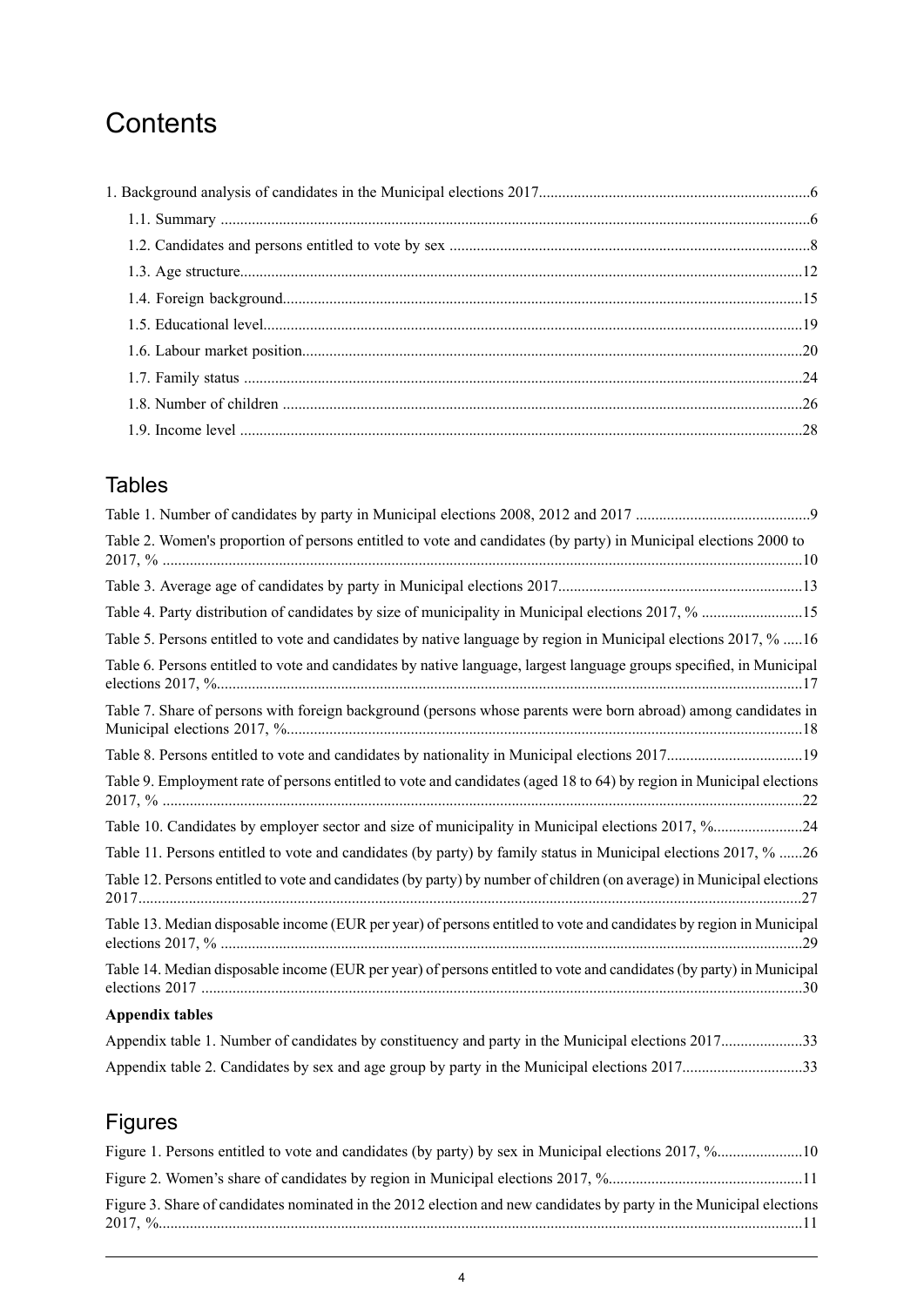# Contents

1. Background analysis of candidates in the Municipal elections 2017 ..... 6
   - 1.1. Summary ..... 6
   - 1.2. Candidates and persons entitled to vote by sex ..... 8
   - 1.3. Age structure ..... 12
   - 1.4. Foreign background ..... 15
   - 1.5. Educational level ..... 19
   - 1.6. Labour market position ..... 20
   - 1.7. Family status ..... 24
   - 1.8. Number of children ..... 26
   - 1.9. Income level ..... 28

## Tables

Table 1. Number of candidates by party in Municipal elections 2008, 2012 and 2017 ..... 9

Table 2. Women's proportion of persons entitled to vote and candidates (by party) in Municipal elections 2000 to 2017, % ..... 10

Table 3. Average age of candidates by party in Municipal elections 2017 ..... 13

Table 4. Party distribution of candidates by size of municipality in Municipal elections 2017, % ..... 15

Table 5. Persons entitled to vote and candidates by native language by region in Municipal elections 2017, % ..... 16

Table 6. Persons entitled to vote and candidates by native language, largest language groups specified, in Municipal elections 2017, % ..... 17

Table 7. Share of persons with foreign background (persons whose parents were born abroad) among candidates in Municipal elections 2017, % ..... 18

Table 8. Persons entitled to vote and candidates by nationality in Municipal elections 2017 ..... 19

Table 9. Employment rate of persons entitled to vote and candidates (aged 18 to 64) by region in Municipal elections 2017, % ..... 22

Table 10. Candidates by employer sector and size of municipality in Municipal elections 2017, % ..... 24

Table 11. Persons entitled to vote and candidates (by party) by family status in Municipal elections 2017, % ..... 26

Table 12. Persons entitled to vote and candidates (by party) by number of children (on average) in Municipal elections 2017 ..... 27

Table 13. Median disposable income (EUR per year) of persons entitled to vote and candidates by region in Municipal elections 2017, % ..... 29

Table 14. Median disposable income (EUR per year) of persons entitled to vote and candidates (by party) in Municipal elections 2017 ..... 30

**Appendix tables**

Appendix table 1. Number of candidates by constituency and party in the Municipal elections 2017 ..... 33

Appendix table 2. Candidates by sex and age group by party in the Municipal elections 2017 ..... 33

## Figures

Figure 1. Persons entitled to vote and candidates (by party) by sex in Municipal elections 2017, % ..... 10

Figure 2. Women's share of candidates by region in Municipal elections 2017, % ..... 11

Figure 3. Share of candidates nominated in the 2012 election and new candidates by party in the Municipal elections 2017, % ..... 11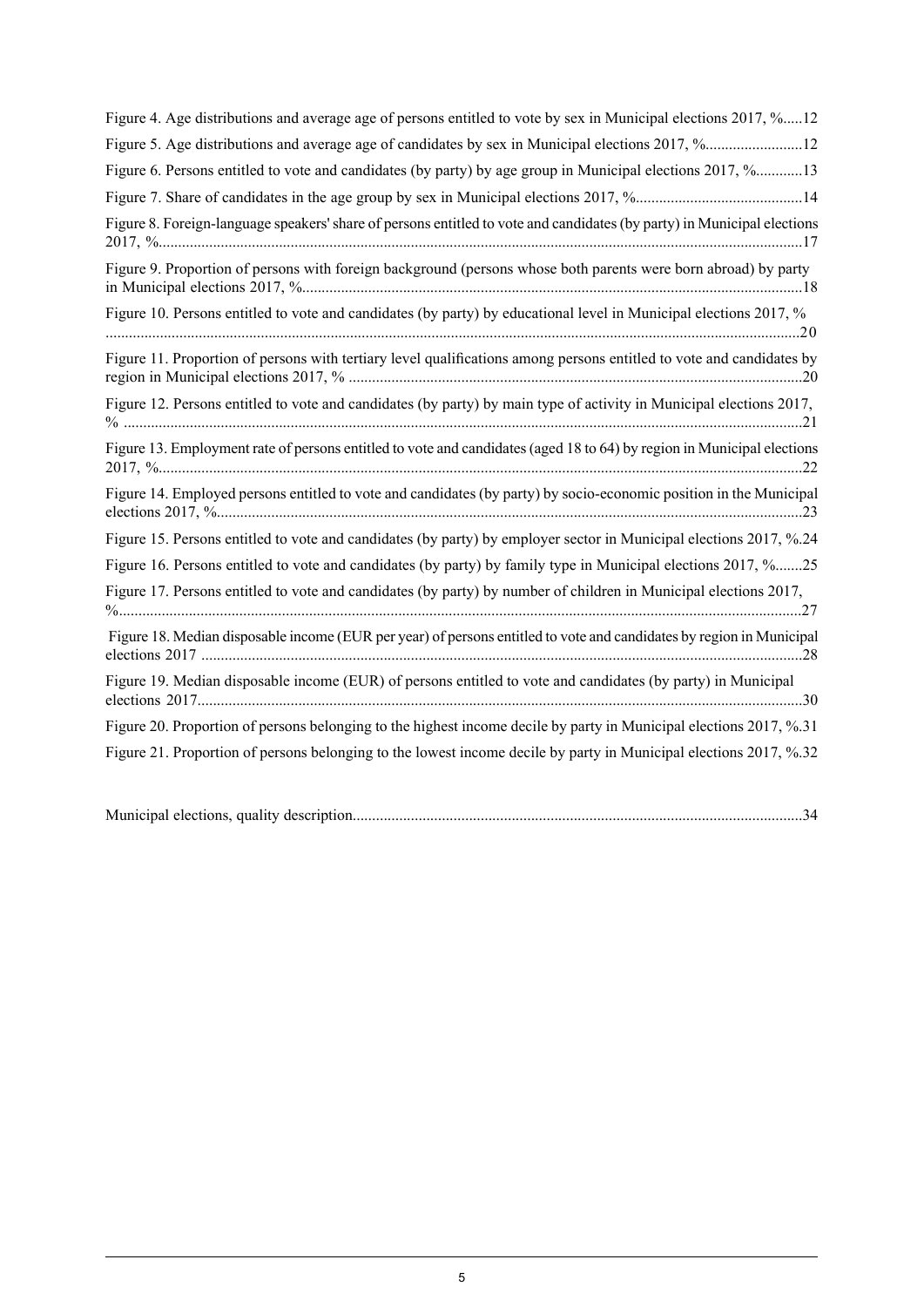Figure 4. Age distributions and average age of persons entitled to vote by sex in Municipal elections 2017, %.....12

Figure 5. Age distributions and average age of candidates by sex in Municipal elections 2017, %.........................12

Figure 6. Persons entitled to vote and candidates (by party) by age group in Municipal elections 2017, %............13

Figure 7. Share of candidates in the age group by sex in Municipal elections 2017, %...........................................14

Figure 8. Foreign-language speakers' share of persons entitled to vote and candidates (by party) in Municipal elections 2017, %....................................................................................................................................................................17

Figure 9. Proportion of persons with foreign background (persons whose both parents were born abroad) by party in Municipal elections 2017, %................................................................................................................................18

Figure 10. Persons entitled to vote and candidates (by party) by educational level in Municipal elections 2017, % ................................................................................................................................................................................20

Figure 11. Proportion of persons with tertiary level qualifications among persons entitled to vote and candidates by region in Municipal elections 2017, % ...................................................................................................................20

Figure 12. Persons entitled to vote and candidates (by party) by main type of activity in Municipal elections 2017, % ............................................................................................................................................................................21

Figure 13. Employment rate of persons entitled to vote and candidates (aged 18 to 64) by region in Municipal elections 2017, %....................................................................................................................................................................22

Figure 14. Employed persons entitled to vote and candidates (by party) by socio-economic position in the Municipal elections 2017, %.....................................................................................................................................................23

Figure 15. Persons entitled to vote and candidates (by party) by employer sector in Municipal elections 2017, %.24

Figure 16. Persons entitled to vote and candidates (by party) by family type in Municipal elections 2017, %.......25

Figure 17. Persons entitled to vote and candidates (by party) by number of children in Municipal elections 2017, %.............................................................................................................................................................................27

Figure 18. Median disposable income (EUR per year) of persons entitled to vote and candidates by region in Municipal elections 2017 ........................................................................................................................................................28

Figure 19. Median disposable income (EUR) of persons entitled to vote and candidates (by party) in Municipal elections 2017..........................................................................................................................................................30

Figure 20. Proportion of persons belonging to the highest income decile by party in Municipal elections 2017, %.31

Figure 21. Proportion of persons belonging to the lowest income decile by party in Municipal elections 2017, %.32

Municipal elections, quality description..................................................................................................................34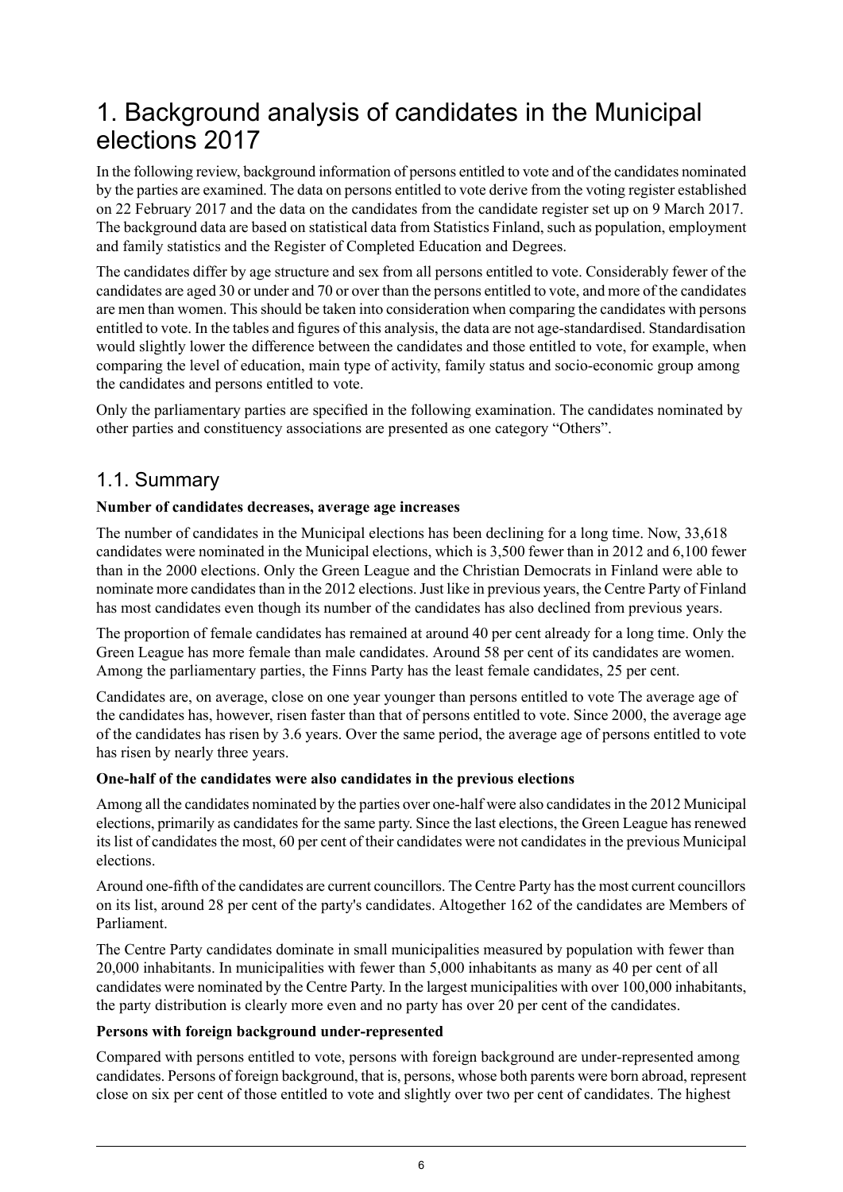# 1. Background analysis of candidates in the Municipal elections 2017

In the following review, background information of persons entitled to vote and of the candidates nominated by the parties are examined. The data on persons entitled to vote derive from the voting register established on 22 February 2017 and the data on the candidates from the candidate register set up on 9 March 2017. The background data are based on statistical data from Statistics Finland, such as population, employment and family statistics and the Register of Completed Education and Degrees.

The candidates differ by age structure and sex from all persons entitled to vote. Considerably fewer of the candidates are aged 30 or under and 70 or over than the persons entitled to vote, and more of the candidates are men than women. This should be taken into consideration when comparing the candidates with persons entitled to vote. In the tables and figures of this analysis, the data are not age-standardised. Standardisation would slightly lower the difference between the candidates and those entitled to vote, for example, when comparing the level of education, main type of activity, family status and socio-economic group among the candidates and persons entitled to vote.

Only the parliamentary parties are specified in the following examination. The candidates nominated by other parties and constituency associations are presented as one category "Others".

## 1.1. Summary

**Number of candidates decreases, average age increases**

The number of candidates in the Municipal elections has been declining for a long time. Now, 33,618 candidates were nominated in the Municipal elections, which is 3,500 fewer than in 2012 and 6,100 fewer than in the 2000 elections. Only the Green League and the Christian Democrats in Finland were able to nominate more candidates than in the 2012 elections. Just like in previous years, the Centre Party of Finland has most candidates even though its number of the candidates has also declined from previous years.

The proportion of female candidates has remained at around 40 per cent already for a long time. Only the Green League has more female than male candidates. Around 58 per cent of its candidates are women. Among the parliamentary parties, the Finns Party has the least female candidates, 25 per cent.

Candidates are, on average, close on one year younger than persons entitled to vote The average age of the candidates has, however, risen faster than that of persons entitled to vote. Since 2000, the average age of the candidates has risen by 3.6 years. Over the same period, the average age of persons entitled to vote has risen by nearly three years.

**One-half of the candidates were also candidates in the previous elections**

Among all the candidates nominated by the parties over one-half were also candidates in the 2012 Municipal elections, primarily as candidates for the same party. Since the last elections, the Green League has renewed its list of candidates the most, 60 per cent of their candidates were not candidates in the previous Municipal elections.

Around one-fifth of the candidates are current councillors. The Centre Party has the most current councillors on its list, around 28 per cent of the party's candidates. Altogether 162 of the candidates are Members of Parliament.

The Centre Party candidates dominate in small municipalities measured by population with fewer than 20,000 inhabitants. In municipalities with fewer than 5,000 inhabitants as many as 40 per cent of all candidates were nominated by the Centre Party. In the largest municipalities with over 100,000 inhabitants, the party distribution is clearly more even and no party has over 20 per cent of the candidates.

**Persons with foreign background under-represented**

Compared with persons entitled to vote, persons with foreign background are under-represented among candidates. Persons of foreign background, that is, persons, whose both parents were born abroad, represent close on six per cent of those entitled to vote and slightly over two per cent of candidates. The highest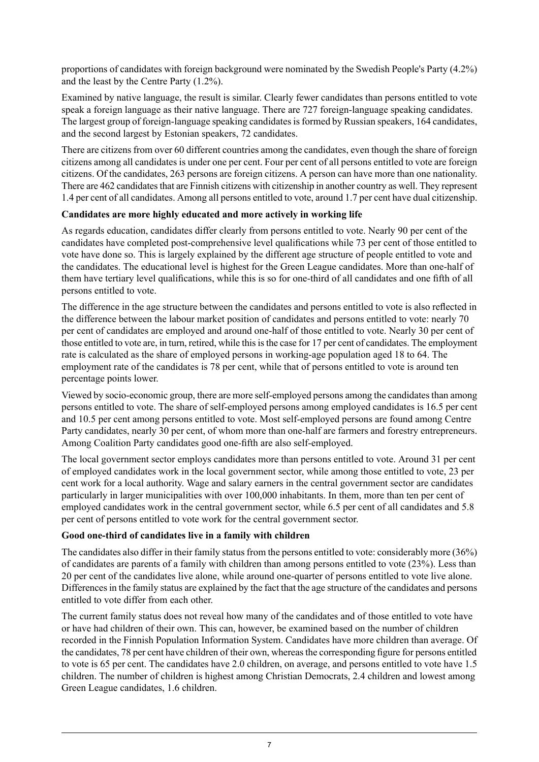proportions of candidates with foreign background were nominated by the Swedish People's Party (4.2%) and the least by the Centre Party (1.2%).

Examined by native language, the result is similar. Clearly fewer candidates than persons entitled to vote speak a foreign language as their native language. There are 727 foreign-language speaking candidates. The largest group of foreign-language speaking candidates is formed by Russian speakers, 164 candidates, and the second largest by Estonian speakers, 72 candidates.

There are citizens from over 60 different countries among the candidates, even though the share of foreign citizens among all candidates is under one per cent. Four per cent of all persons entitled to vote are foreign citizens. Of the candidates, 263 persons are foreign citizens. A person can have more than one nationality. There are 462 candidates that are Finnish citizens with citizenship in another country as well. They represent 1.4 per cent of all candidates. Among all persons entitled to vote, around 1.7 per cent have dual citizenship.

### Candidates are more highly educated and more actively in working life

As regards education, candidates differ clearly from persons entitled to vote. Nearly 90 per cent of the candidates have completed post-comprehensive level qualifications while 73 per cent of those entitled to vote have done so. This is largely explained by the different age structure of people entitled to vote and the candidates. The educational level is highest for the Green League candidates. More than one-half of them have tertiary level qualifications, while this is so for one-third of all candidates and one fifth of all persons entitled to vote.

The difference in the age structure between the candidates and persons entitled to vote is also reflected in the difference between the labour market position of candidates and persons entitled to vote: nearly 70 per cent of candidates are employed and around one-half of those entitled to vote. Nearly 30 per cent of those entitled to vote are, in turn, retired, while this is the case for 17 per cent of candidates. The employment rate is calculated as the share of employed persons in working-age population aged 18 to 64. The employment rate of the candidates is 78 per cent, while that of persons entitled to vote is around ten percentage points lower.

Viewed by socio-economic group, there are more self-employed persons among the candidates than among persons entitled to vote. The share of self-employed persons among employed candidates is 16.5 per cent and 10.5 per cent among persons entitled to vote. Most self-employed persons are found among Centre Party candidates, nearly 30 per cent, of whom more than one-half are farmers and forestry entrepreneurs. Among Coalition Party candidates good one-fifth are also self-employed.

The local government sector employs candidates more than persons entitled to vote. Around 31 per cent of employed candidates work in the local government sector, while among those entitled to vote, 23 per cent work for a local authority. Wage and salary earners in the central government sector are candidates particularly in larger municipalities with over 100,000 inhabitants. In them, more than ten per cent of employed candidates work in the central government sector, while 6.5 per cent of all candidates and 5.8 per cent of persons entitled to vote work for the central government sector.

### Good one-third of candidates live in a family with children

The candidates also differ in their family status from the persons entitled to vote: considerably more (36%) of candidates are parents of a family with children than among persons entitled to vote (23%). Less than 20 per cent of the candidates live alone, while around one-quarter of persons entitled to vote live alone. Differences in the family status are explained by the fact that the age structure of the candidates and persons entitled to vote differ from each other.

The current family status does not reveal how many of the candidates and of those entitled to vote have or have had children of their own. This can, however, be examined based on the number of children recorded in the Finnish Population Information System. Candidates have more children than average. Of the candidates, 78 per cent have children of their own, whereas the corresponding figure for persons entitled to vote is 65 per cent. The candidates have 2.0 children, on average, and persons entitled to vote have 1.5 children. The number of children is highest among Christian Democrats, 2.4 children and lowest among Green League candidates, 1.6 children.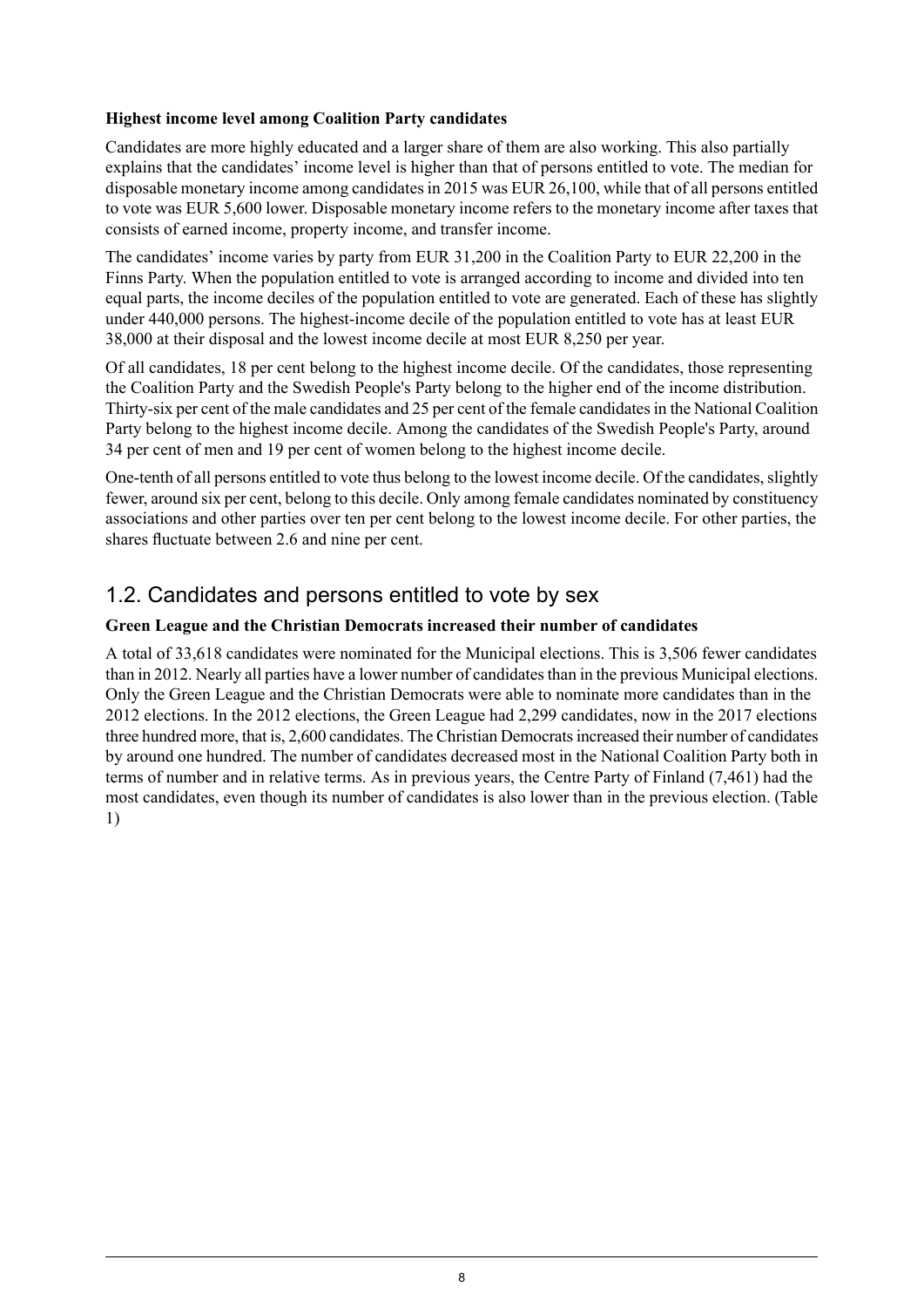**Highest income level among Coalition Party candidates**

Candidates are more highly educated and a larger share of them are also working. This also partially explains that the candidates' income level is higher than that of persons entitled to vote. The median for disposable monetary income among candidates in 2015 was EUR 26,100, while that of all persons entitled to vote was EUR 5,600 lower. Disposable monetary income refers to the monetary income after taxes that consists of earned income, property income, and transfer income.

The candidates' income varies by party from EUR 31,200 in the Coalition Party to EUR 22,200 in the Finns Party. When the population entitled to vote is arranged according to income and divided into ten equal parts, the income deciles of the population entitled to vote are generated. Each of these has slightly under 440,000 persons. The highest-income decile of the population entitled to vote has at least EUR 38,000 at their disposal and the lowest income decile at most EUR 8,250 per year.

Of all candidates, 18 per cent belong to the highest income decile. Of the candidates, those representing the Coalition Party and the Swedish People's Party belong to the higher end of the income distribution. Thirty-six per cent of the male candidates and 25 per cent of the female candidates in the National Coalition Party belong to the highest income decile. Among the candidates of the Swedish People's Party, around 34 per cent of men and 19 per cent of women belong to the highest income decile.

One-tenth of all persons entitled to vote thus belong to the lowest income decile. Of the candidates, slightly fewer, around six per cent, belong to this decile. Only among female candidates nominated by constituency associations and other parties over ten per cent belong to the lowest income decile. For other parties, the shares fluctuate between 2.6 and nine per cent.

## 1.2. Candidates and persons entitled to vote by sex

**Green League and the Christian Democrats increased their number of candidates**

A total of 33,618 candidates were nominated for the Municipal elections. This is 3,506 fewer candidates than in 2012. Nearly all parties have a lower number of candidates than in the previous Municipal elections. Only the Green League and the Christian Democrats were able to nominate more candidates than in the 2012 elections. In the 2012 elections, the Green League had 2,299 candidates, now in the 2017 elections three hundred more, that is, 2,600 candidates. The Christian Democrats increased their number of candidates by around one hundred. The number of candidates decreased most in the National Coalition Party both in terms of number and in relative terms. As in previous years, the Centre Party of Finland (7,461) had the most candidates, even though its number of candidates is also lower than in the previous election. (Table 1)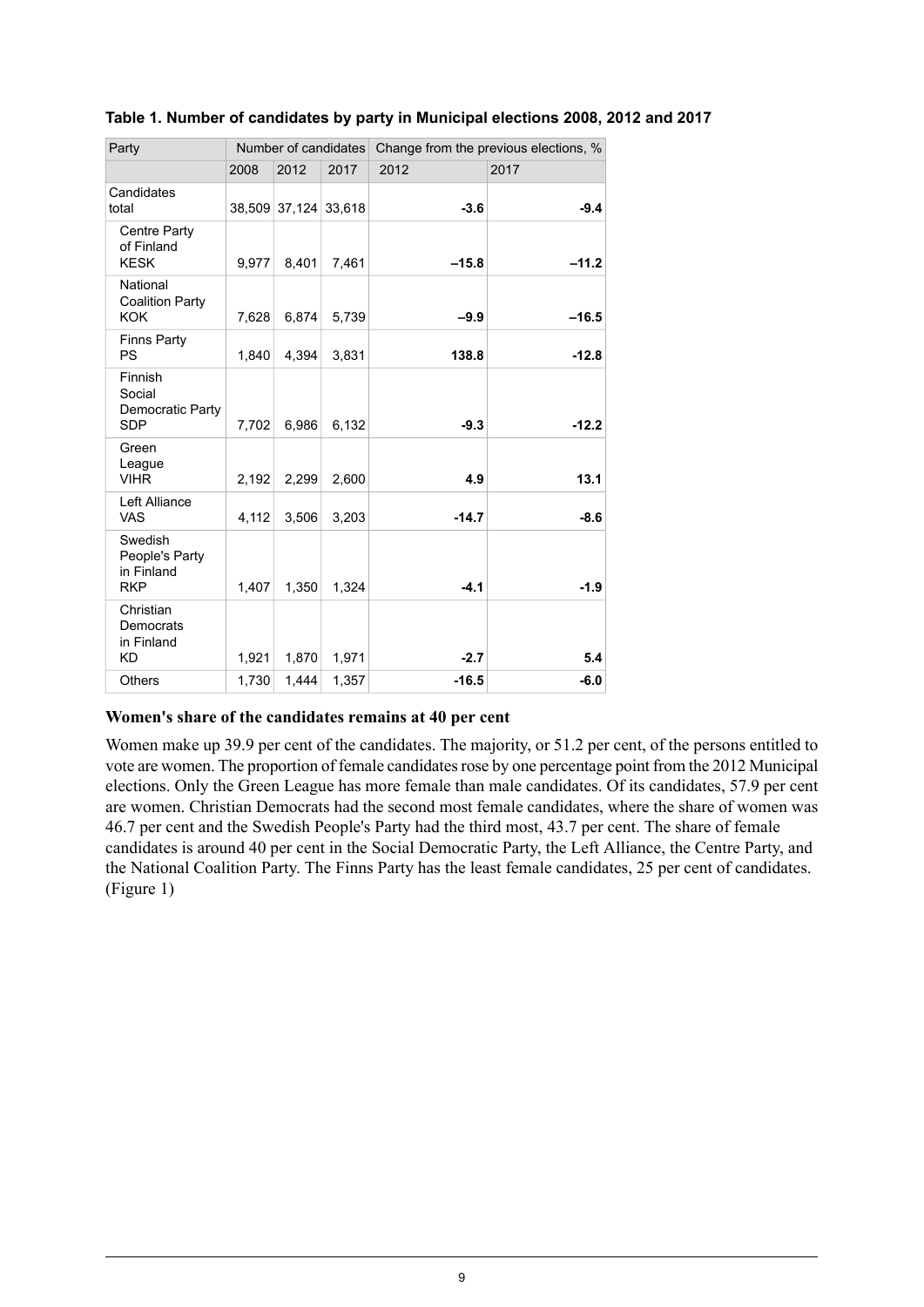**Table 1. Number of candidates by party in Municipal elections 2008, 2012 and 2017**

| Party | Number of candidates | | | Change from the previous elections, % | |
|---|---|---|---|---|---|
| | 2008 | 2012 | 2017 | 2012 | 2017 |
| Candidates total | 38,509 | 37,124 | 33,618 | **-3.6** | **-9.4** |
| Centre Party of Finland KESK | 9,977 | 8,401 | 7,461 | **–15.8** | **–11.2** |
| National Coalition Party KOK | 7,628 | 6,874 | 5,739 | **–9.9** | **–16.5** |
| Finns Party PS | 1,840 | 4,394 | 3,831 | **138.8** | **-12.8** |
| Finnish Social Democratic Party SDP | 7,702 | 6,986 | 6,132 | **-9.3** | **-12.2** |
| Green League VIHR | 2,192 | 2,299 | 2,600 | **4.9** | **13.1** |
| Left Alliance VAS | 4,112 | 3,506 | 3,203 | **-14.7** | **-8.6** |
| Swedish People's Party in Finland RKP | 1,407 | 1,350 | 1,324 | **-4.1** | **-1.9** |
| Christian Democrats in Finland KD | 1,921 | 1,870 | 1,971 | **-2.7** | **5.4** |
| Others | 1,730 | 1,444 | 1,357 | **-16.5** | **-6.0** |

### Women's share of the candidates remains at 40 per cent

Women make up 39.9 per cent of the candidates. The majority, or 51.2 per cent, of the persons entitled to vote are women. The proportion of female candidates rose by one percentage point from the 2012 Municipal elections. Only the Green League has more female than male candidates. Of its candidates, 57.9 per cent are women. Christian Democrats had the second most female candidates, where the share of women was 46.7 per cent and the Swedish People's Party had the third most, 43.7 per cent. The share of female candidates is around 40 per cent in the Social Democratic Party, the Left Alliance, the Centre Party, and the National Coalition Party. The Finns Party has the least female candidates, 25 per cent of candidates. (Figure 1)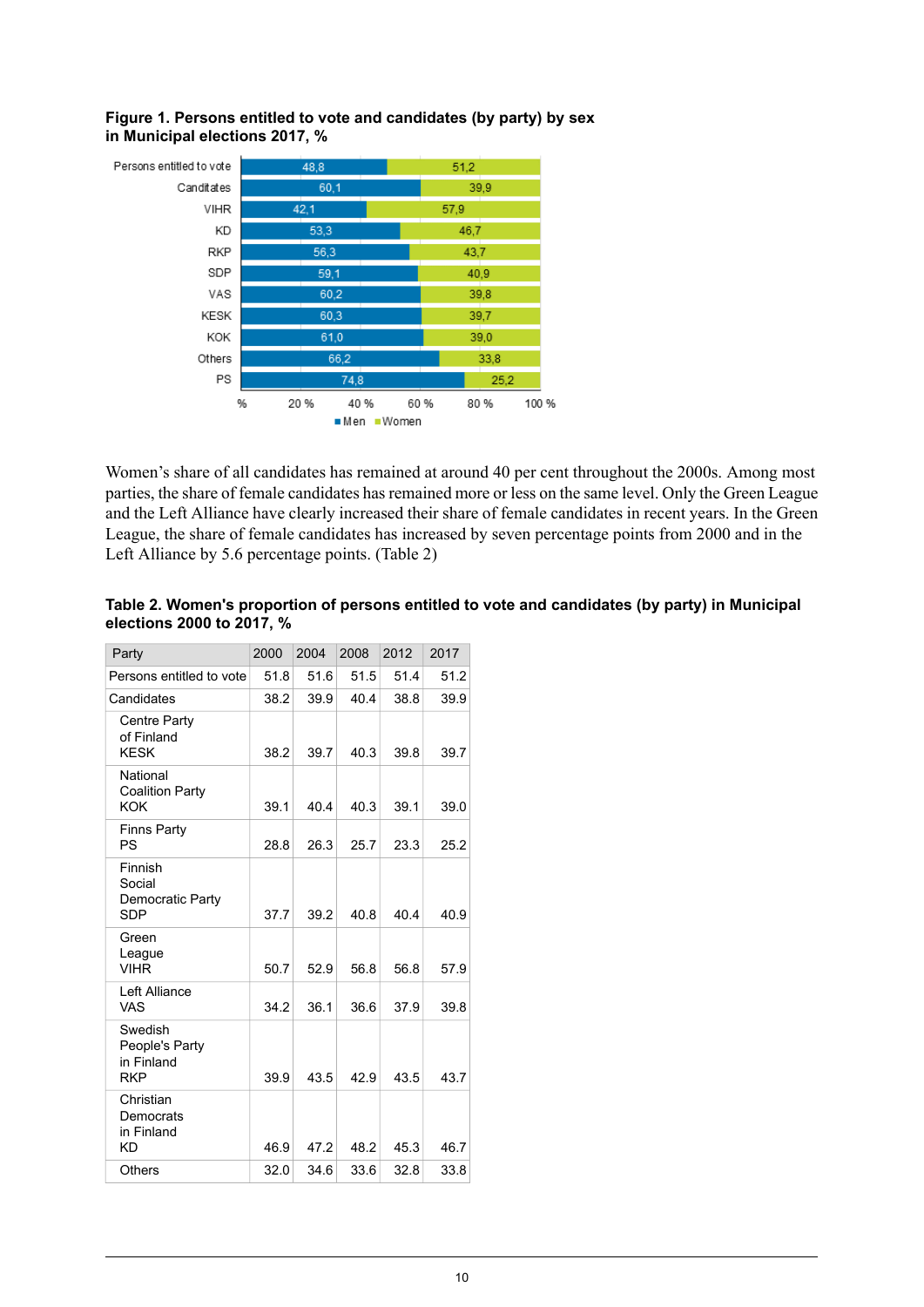**Figure 1. Persons entitled to vote and candidates (by party) by sex in Municipal elections 2017, %**

|  | Men | Women |
|---|---|---|
| Persons entitled to vote | 48,8 | 51,2 |
| Canditates | 60,1 | 39,9 |
| VIHR | 42,1 | 57,9 |
| KD | 53,3 | 46,7 |
| RKP | 56,3 | 43,7 |
| SDP | 59,1 | 40,9 |
| VAS | 60,2 | 39,8 |
| KESK | 60,3 | 39,7 |
| KOK | 61,0 | 39,0 |
| Others | 66,2 | 33,8 |
| PS | 74,8 | 25,2 |

Women's share of all candidates has remained at around 40 per cent throughout the 2000s. Among most parties, the share of female candidates has remained more or less on the same level. Only the Green League and the Left Alliance have clearly increased their share of female candidates in recent years. In the Green League, the share of female candidates has increased by seven percentage points from 2000 and in the Left Alliance by 5.6 percentage points. (Table 2)

**Table 2. Women's proportion of persons entitled to vote and candidates (by party) in Municipal elections 2000 to 2017, %**

| Party | 2000 | 2004 | 2008 | 2012 | 2017 |
|---|---|---|---|---|---|
| Persons entitled to vote | 51.8 | 51.6 | 51.5 | 51.4 | 51.2 |
| Candidates | 38.2 | 39.9 | 40.4 | 38.8 | 39.9 |
| Centre Party of Finland KESK | 38.2 | 39.7 | 40.3 | 39.8 | 39.7 |
| National Coalition Party KOK | 39.1 | 40.4 | 40.3 | 39.1 | 39.0 |
| Finns Party PS | 28.8 | 26.3 | 25.7 | 23.3 | 25.2 |
| Finnish Social Democratic Party SDP | 37.7 | 39.2 | 40.8 | 40.4 | 40.9 |
| Green League VIHR | 50.7 | 52.9 | 56.8 | 56.8 | 57.9 |
| Left Alliance VAS | 34.2 | 36.1 | 36.6 | 37.9 | 39.8 |
| Swedish People's Party in Finland RKP | 39.9 | 43.5 | 42.9 | 43.5 | 43.7 |
| Christian Democrats in Finland KD | 46.9 | 47.2 | 48.2 | 45.3 | 46.7 |
| Others | 32.0 | 34.6 | 33.6 | 32.8 | 33.8 |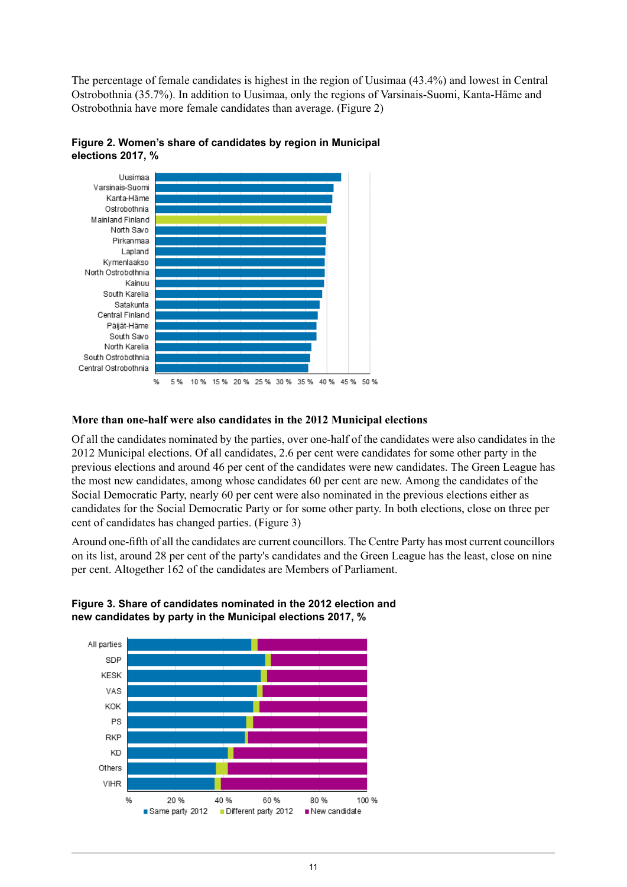The percentage of female candidates is highest in the region of Uusimaa (43.4%) and lowest in Central Ostrobothnia (35.7%). In addition to Uusimaa, only the regions of Varsinais-Suomi, Kanta-Häme and Ostrobothnia have more female candidates than average. (Figure 2)

**Figure 2. Women's share of candidates by region in Municipal elections 2017, %**

### More than one-half were also candidates in the 2012 Municipal elections

Of all the candidates nominated by the parties, over one-half of the candidates were also candidates in the 2012 Municipal elections. Of all candidates, 2.6 per cent were candidates for some other party in the previous elections and around 46 per cent of the candidates were new candidates. The Green League has the most new candidates, among whose candidates 60 per cent are new. Among the candidates of the Social Democratic Party, nearly 60 per cent were also nominated in the previous elections either as candidates for the Social Democratic Party or for some other party. In both elections, close on three per cent of candidates has changed parties. (Figure 3)

Around one-fifth of all the candidates are current councillors. The Centre Party has most current councillors on its list, around 28 per cent of the party's candidates and the Green League has the least, close on nine per cent. Altogether 162 of the candidates are Members of Parliament.

**Figure 3. Share of candidates nominated in the 2012 election and new candidates by party in the Municipal elections 2017, %**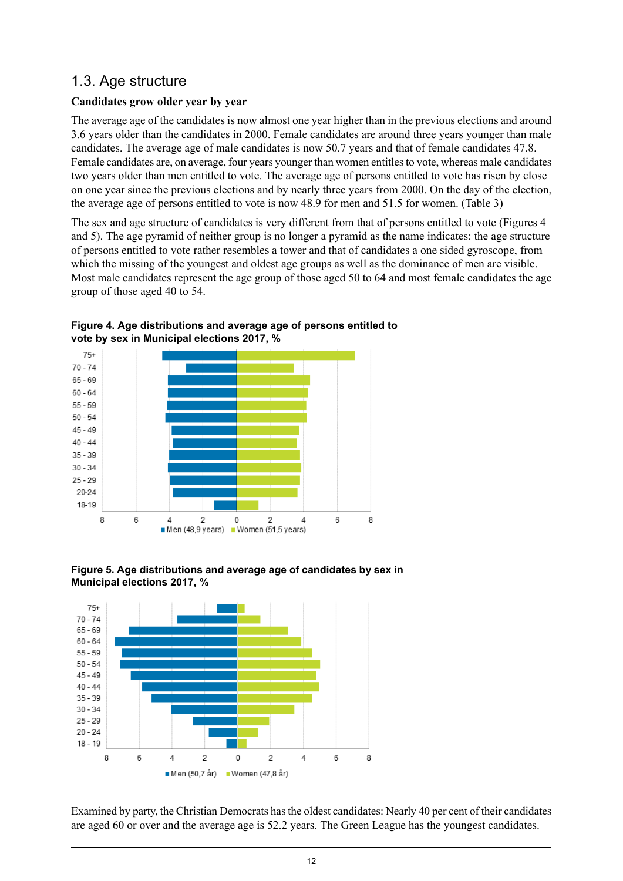## 1.3. Age structure

**Candidates grow older year by year**

The average age of the candidates is now almost one year higher than in the previous elections and around 3.6 years older than the candidates in 2000. Female candidates are around three years younger than male candidates. The average age of male candidates is now 50.7 years and that of female candidates 47.8. Female candidates are, on average, four years younger than women entitles to vote, whereas male candidates two years older than men entitled to vote. The average age of persons entitled to vote has risen by close on one year since the previous elections and by nearly three years from 2000. On the day of the election, the average age of persons entitled to vote is now 48.9 for men and 51.5 for women. (Table 3)

The sex and age structure of candidates is very different from that of persons entitled to vote (Figures 4 and 5). The age pyramid of neither group is no longer a pyramid as the name indicates: the age structure of persons entitled to vote rather resembles a tower and that of candidates a one sided gyroscope, from which the missing of the youngest and oldest age groups as well as the dominance of men are visible. Most male candidates represent the age group of those aged 50 to 64 and most female candidates the age group of those aged 40 to 54.

**Figure 4. Age distributions and average age of persons entitled to vote by sex in Municipal elections 2017, %**

**Figure 5. Age distributions and average age of candidates by sex in Municipal elections 2017, %**

Examined by party, the Christian Democrats has the oldest candidates: Nearly 40 per cent of their candidates are aged 60 or over and the average age is 52.2 years. The Green League has the youngest candidates.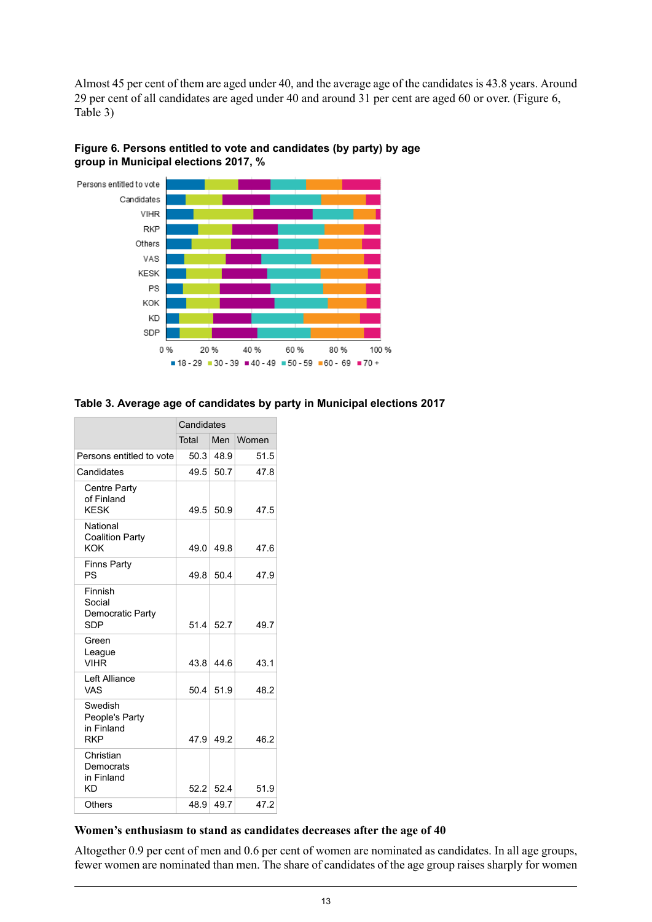Almost 45 per cent of them are aged under 40, and the average age of the candidates is 43.8 years. Around 29 per cent of all candidates are aged under 40 and around 31 per cent are aged 60 or over. (Figure 6, Table 3)

**Figure 6. Persons entitled to vote and candidates (by party) by age group in Municipal elections 2017, %**

**Table 3. Average age of candidates by party in Municipal elections 2017**

| | Candidates | | |
|---|---|---|---|
| | Total | Men | Women |
| Persons entitled to vote | 50.3 | 48.9 | 51.5 |
| Candidates | 49.5 | 50.7 | 47.8 |
| Centre Party of Finland KESK | 49.5 | 50.9 | 47.5 |
| National Coalition Party KOK | 49.0 | 49.8 | 47.6 |
| Finns Party PS | 49.8 | 50.4 | 47.9 |
| Finnish Social Democratic Party SDP | 51.4 | 52.7 | 49.7 |
| Green League VIHR | 43.8 | 44.6 | 43.1 |
| Left Alliance VAS | 50.4 | 51.9 | 48.2 |
| Swedish People's Party in Finland RKP | 47.9 | 49.2 | 46.2 |
| Christian Democrats in Finland KD | 52.2 | 52.4 | 51.9 |
| Others | 48.9 | 49.7 | 47.2 |

### Women's enthusiasm to stand as candidates decreases after the age of 40

Altogether 0.9 per cent of men and 0.6 per cent of women are nominated as candidates. In all age groups, fewer women are nominated than men. The share of candidates of the age group raises sharply for women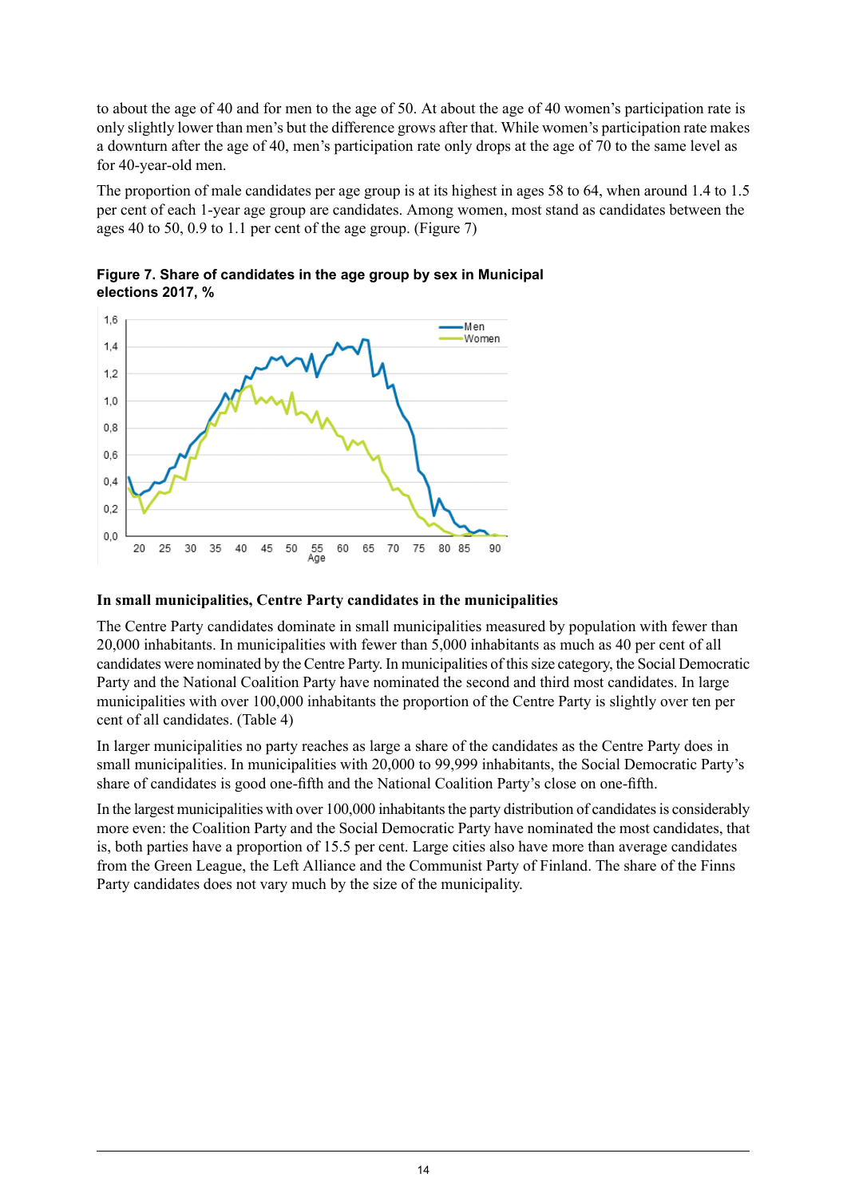to about the age of 40 and for men to the age of 50. At about the age of 40 women's participation rate is only slightly lower than men's but the difference grows after that. While women's participation rate makes a downturn after the age of 40, men's participation rate only drops at the age of 70 to the same level as for 40-year-old men.

The proportion of male candidates per age group is at its highest in ages 58 to 64, when around 1.4 to 1.5 per cent of each 1-year age group are candidates. Among women, most stand as candidates between the ages 40 to 50, 0.9 to 1.1 per cent of the age group. (Figure 7)

**Figure 7. Share of candidates in the age group by sex in Municipal elections 2017, %**

### In small municipalities, Centre Party candidates in the municipalities

The Centre Party candidates dominate in small municipalities measured by population with fewer than 20,000 inhabitants. In municipalities with fewer than 5,000 inhabitants as much as 40 per cent of all candidates were nominated by the Centre Party. In municipalities of this size category, the Social Democratic Party and the National Coalition Party have nominated the second and third most candidates. In large municipalities with over 100,000 inhabitants the proportion of the Centre Party is slightly over ten per cent of all candidates. (Table 4)

In larger municipalities no party reaches as large a share of the candidates as the Centre Party does in small municipalities. In municipalities with 20,000 to 99,999 inhabitants, the Social Democratic Party's share of candidates is good one-fifth and the National Coalition Party's close on one-fifth.

In the largest municipalities with over 100,000 inhabitants the party distribution of candidates is considerably more even: the Coalition Party and the Social Democratic Party have nominated the most candidates, that is, both parties have a proportion of 15.5 per cent. Large cities also have more than average candidates from the Green League, the Left Alliance and the Communist Party of Finland. The share of the Finns Party candidates does not vary much by the size of the municipality.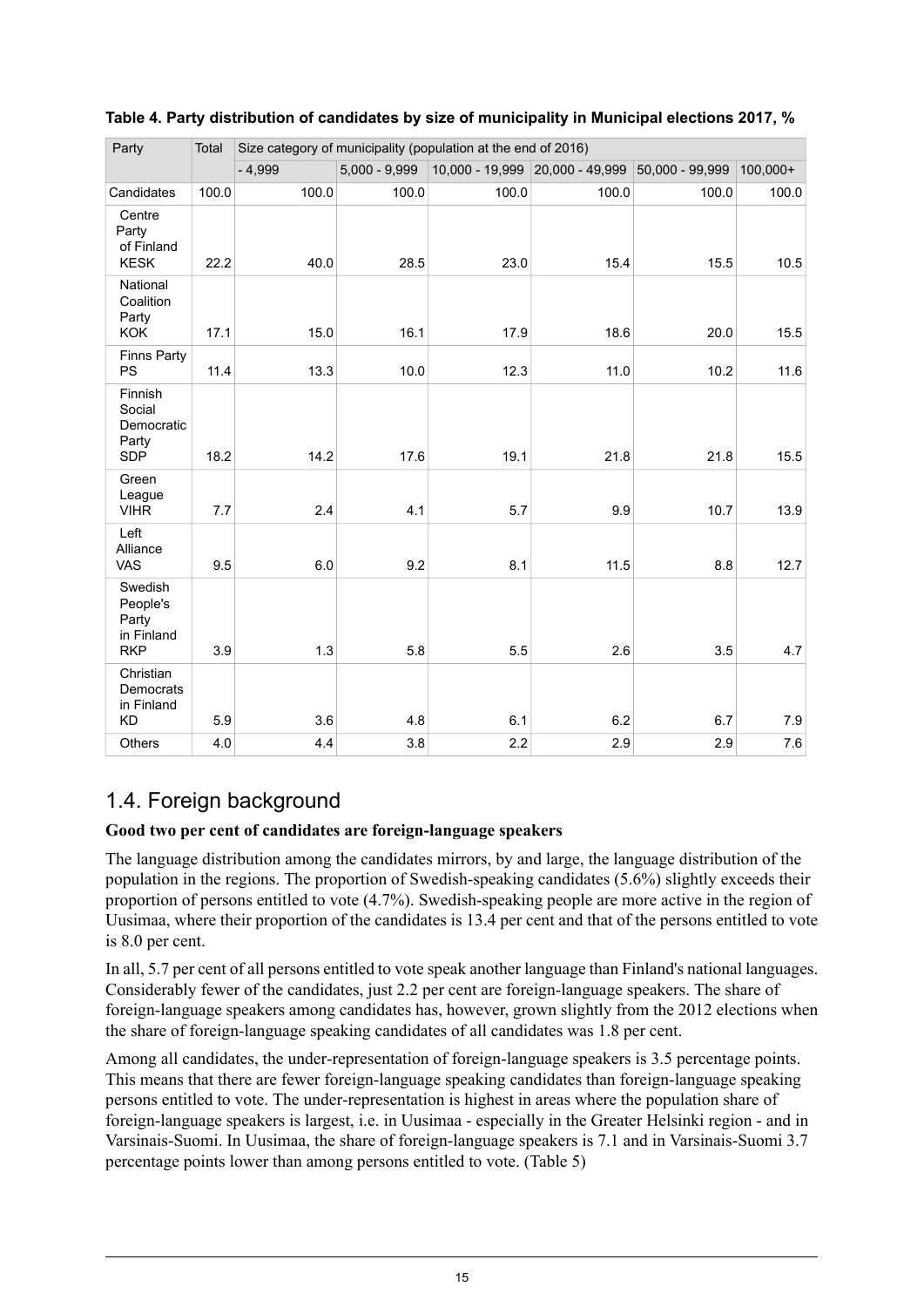**Table 4. Party distribution of candidates by size of municipality in Municipal elections 2017, %**

| Party | Total | Size category of municipality (population at the end of 2016) | | | | | |
|---|---|---|---|---|---|---|---|
| | | - 4,999 | 5,000 - 9,999 | 10,000 - 19,999 | 20,000 - 49,999 | 50,000 - 99,999 | 100,000+ |
| Candidates | 100.0 | 100.0 | 100.0 | 100.0 | 100.0 | 100.0 | 100.0 |
| Centre Party of Finland KESK | 22.2 | 40.0 | 28.5 | 23.0 | 15.4 | 15.5 | 10.5 |
| National Coalition Party KOK | 17.1 | 15.0 | 16.1 | 17.9 | 18.6 | 20.0 | 15.5 |
| Finns Party PS | 11.4 | 13.3 | 10.0 | 12.3 | 11.0 | 10.2 | 11.6 |
| Finnish Social Democratic Party SDP | 18.2 | 14.2 | 17.6 | 19.1 | 21.8 | 21.8 | 15.5 |
| Green League VIHR | 7.7 | 2.4 | 4.1 | 5.7 | 9.9 | 10.7 | 13.9 |
| Left Alliance VAS | 9.5 | 6.0 | 9.2 | 8.1 | 11.5 | 8.8 | 12.7 |
| Swedish People's Party in Finland RKP | 3.9 | 1.3 | 5.8 | 5.5 | 2.6 | 3.5 | 4.7 |
| Christian Democrats in Finland KD | 5.9 | 3.6 | 4.8 | 6.1 | 6.2 | 6.7 | 7.9 |
| Others | 4.0 | 4.4 | 3.8 | 2.2 | 2.9 | 2.9 | 7.6 |

## 1.4. Foreign background

**Good two per cent of candidates are foreign-language speakers**

The language distribution among the candidates mirrors, by and large, the language distribution of the population in the regions. The proportion of Swedish-speaking candidates (5.6%) slightly exceeds their proportion of persons entitled to vote (4.7%). Swedish-speaking people are more active in the region of Uusimaa, where their proportion of the candidates is 13.4 per cent and that of the persons entitled to vote is 8.0 per cent.

In all, 5.7 per cent of all persons entitled to vote speak another language than Finland's national languages. Considerably fewer of the candidates, just 2.2 per cent are foreign-language speakers. The share of foreign-language speakers among candidates has, however, grown slightly from the 2012 elections when the share of foreign-language speaking candidates of all candidates was 1.8 per cent.

Among all candidates, the under-representation of foreign-language speakers is 3.5 percentage points. This means that there are fewer foreign-language speaking candidates than foreign-language speaking persons entitled to vote. The under-representation is highest in areas where the population share of foreign-language speakers is largest, i.e. in Uusimaa - especially in the Greater Helsinki region - and in Varsinais-Suomi. In Uusimaa, the share of foreign-language speakers is 7.1 and in Varsinais-Suomi 3.7 percentage points lower than among persons entitled to vote. (Table 5)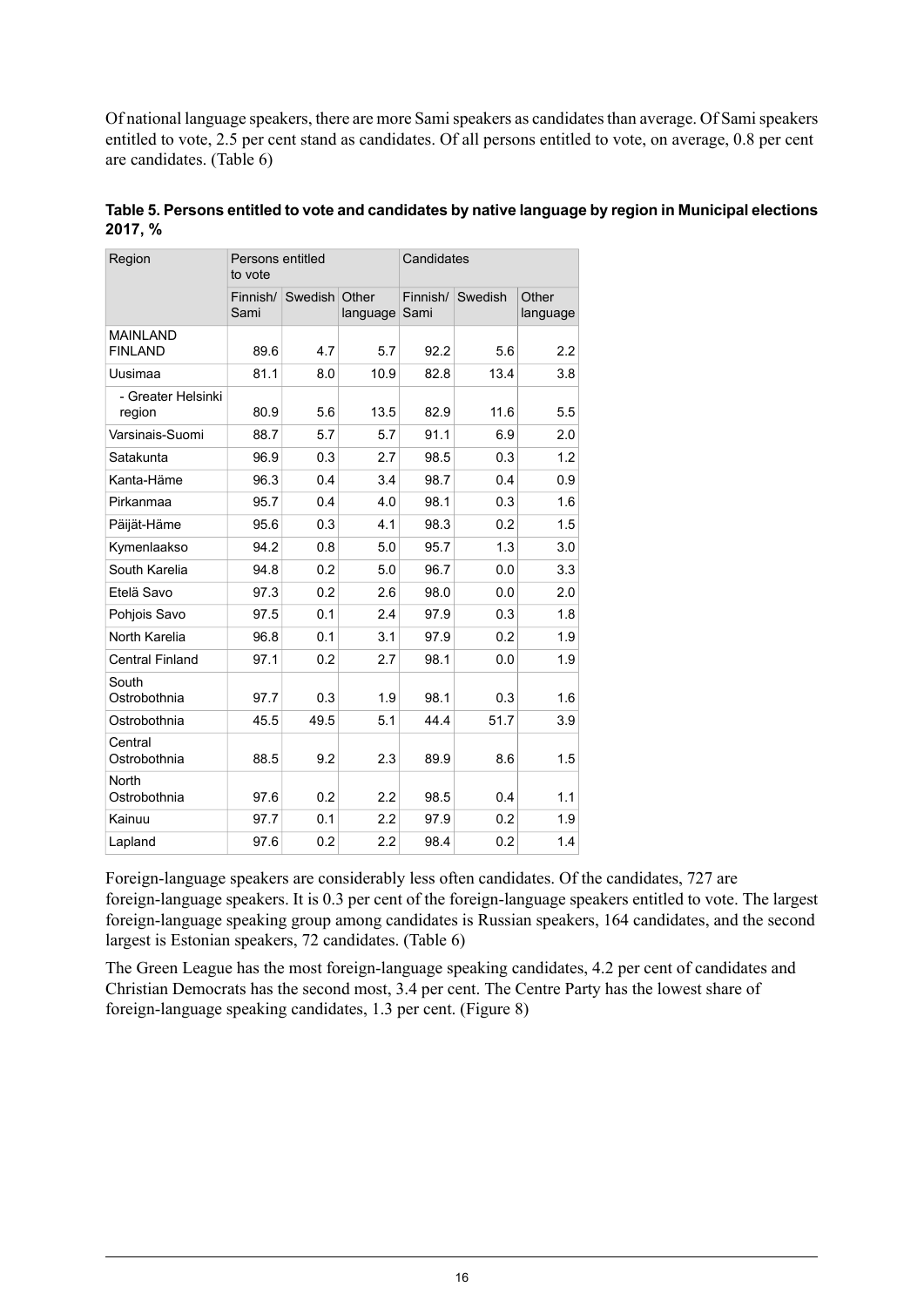Of national language speakers, there are more Sami speakers as candidates than average. Of Sami speakers entitled to vote, 2.5 per cent stand as candidates. Of all persons entitled to vote, on average, 0.8 per cent are candidates. (Table 6)

**Table 5. Persons entitled to vote and candidates by native language by region in Municipal elections 2017, %**

| Region | Persons entitled to vote | | | Candidates | | |
|---|---|---|---|---|---|---|
| | Finnish/ Sami | Swedish | Other language | Finnish/ Sami | Swedish | Other language |
| MAINLAND FINLAND | 89.6 | 4.7 | 5.7 | 92.2 | 5.6 | 2.2 |
| Uusimaa | 81.1 | 8.0 | 10.9 | 82.8 | 13.4 | 3.8 |
| - Greater Helsinki region | 80.9 | 5.6 | 13.5 | 82.9 | 11.6 | 5.5 |
| Varsinais-Suomi | 88.7 | 5.7 | 5.7 | 91.1 | 6.9 | 2.0 |
| Satakunta | 96.9 | 0.3 | 2.7 | 98.5 | 0.3 | 1.2 |
| Kanta-Häme | 96.3 | 0.4 | 3.4 | 98.7 | 0.4 | 0.9 |
| Pirkanmaa | 95.7 | 0.4 | 4.0 | 98.1 | 0.3 | 1.6 |
| Päijät-Häme | 95.6 | 0.3 | 4.1 | 98.3 | 0.2 | 1.5 |
| Kymenlaakso | 94.2 | 0.8 | 5.0 | 95.7 | 1.3 | 3.0 |
| South Karelia | 94.8 | 0.2 | 5.0 | 96.7 | 0.0 | 3.3 |
| Etelä Savo | 97.3 | 0.2 | 2.6 | 98.0 | 0.0 | 2.0 |
| Pohjois Savo | 97.5 | 0.1 | 2.4 | 97.9 | 0.3 | 1.8 |
| North Karelia | 96.8 | 0.1 | 3.1 | 97.9 | 0.2 | 1.9 |
| Central Finland | 97.1 | 0.2 | 2.7 | 98.1 | 0.0 | 1.9 |
| South Ostrobothnia | 97.7 | 0.3 | 1.9 | 98.1 | 0.3 | 1.6 |
| Ostrobothnia | 45.5 | 49.5 | 5.1 | 44.4 | 51.7 | 3.9 |
| Central Ostrobothnia | 88.5 | 9.2 | 2.3 | 89.9 | 8.6 | 1.5 |
| North Ostrobothnia | 97.6 | 0.2 | 2.2 | 98.5 | 0.4 | 1.1 |
| Kainuu | 97.7 | 0.1 | 2.2 | 97.9 | 0.2 | 1.9 |
| Lapland | 97.6 | 0.2 | 2.2 | 98.4 | 0.2 | 1.4 |

Foreign-language speakers are considerably less often candidates. Of the candidates, 727 are foreign-language speakers. It is 0.3 per cent of the foreign-language speakers entitled to vote. The largest foreign-language speaking group among candidates is Russian speakers, 164 candidates, and the second largest is Estonian speakers, 72 candidates. (Table 6)

The Green League has the most foreign-language speaking candidates, 4.2 per cent of candidates and Christian Democrats has the second most, 3.4 per cent. The Centre Party has the lowest share of foreign-language speaking candidates, 1.3 per cent. (Figure 8)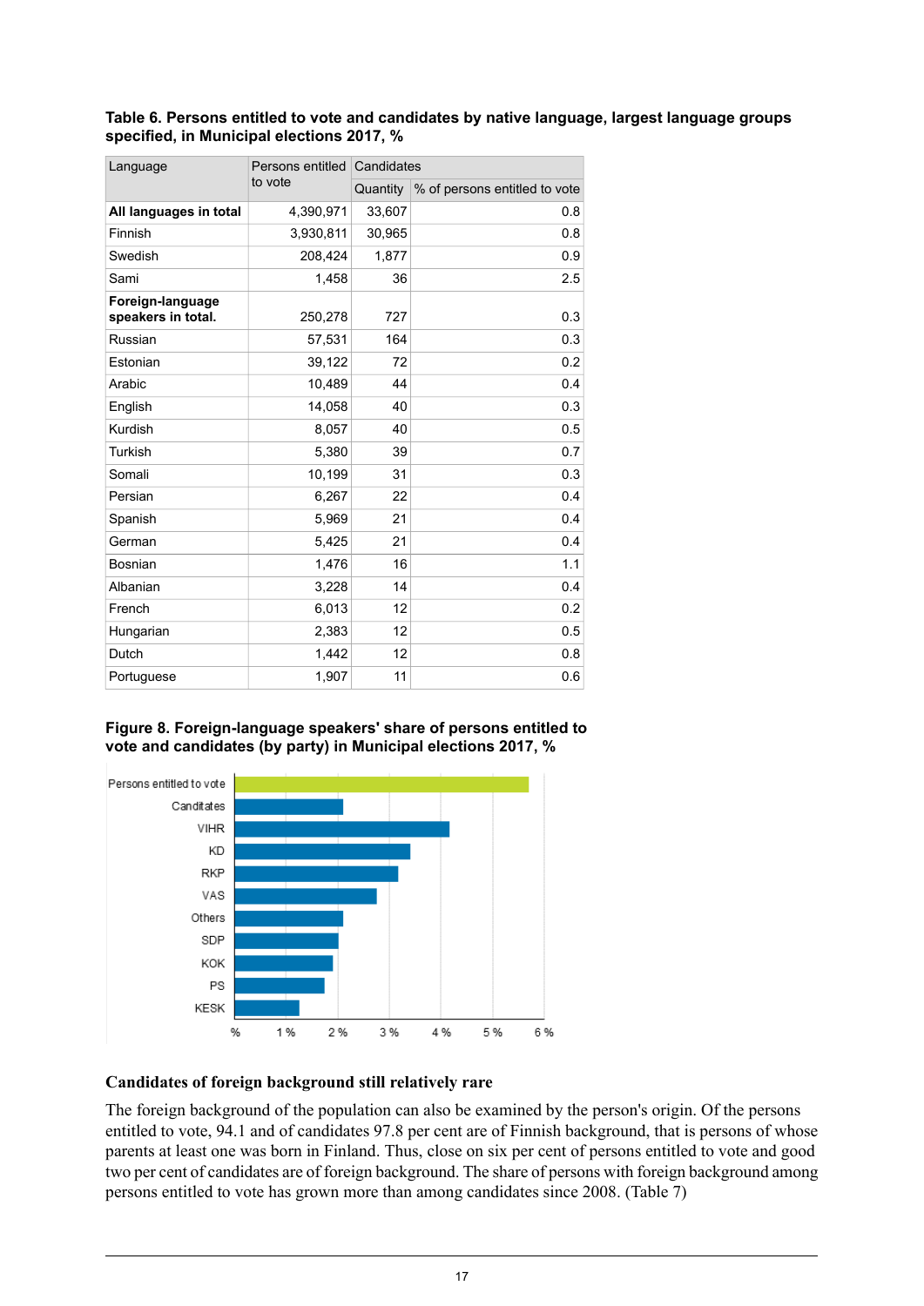**Table 6. Persons entitled to vote and candidates by native language, largest language groups specified, in Municipal elections 2017, %**

| Language | Persons entitled to vote | Candidates | |
|---|---|---|---|
| | | Quantity | % of persons entitled to vote |
| **All languages in total** | 4,390,971 | 33,607 | 0.8 |
| Finnish | 3,930,811 | 30,965 | 0.8 |
| Swedish | 208,424 | 1,877 | 0.9 |
| Sami | 1,458 | 36 | 2.5 |
| **Foreign-language speakers in total.** | 250,278 | 727 | 0.3 |
| Russian | 57,531 | 164 | 0.3 |
| Estonian | 39,122 | 72 | 0.2 |
| Arabic | 10,489 | 44 | 0.4 |
| English | 14,058 | 40 | 0.3 |
| Kurdish | 8,057 | 40 | 0.5 |
| Turkish | 5,380 | 39 | 0.7 |
| Somali | 10,199 | 31 | 0.3 |
| Persian | 6,267 | 22 | 0.4 |
| Spanish | 5,969 | 21 | 0.4 |
| German | 5,425 | 21 | 0.4 |
| Bosnian | 1,476 | 16 | 1.1 |
| Albanian | 3,228 | 14 | 0.4 |
| French | 6,013 | 12 | 0.2 |
| Hungarian | 2,383 | 12 | 0.5 |
| Dutch | 1,442 | 12 | 0.8 |
| Portuguese | 1,907 | 11 | 0.6 |

**Figure 8. Foreign-language speakers' share of persons entitled to vote and candidates (by party) in Municipal elections 2017, %**

### Candidates of foreign background still relatively rare

The foreign background of the population can also be examined by the person's origin. Of the persons entitled to vote, 94.1 and of candidates 97.8 per cent are of Finnish background, that is persons of whose parents at least one was born in Finland. Thus, close on six per cent of persons entitled to vote and good two per cent of candidates are of foreign background. The share of persons with foreign background among persons entitled to vote has grown more than among candidates since 2008. (Table 7)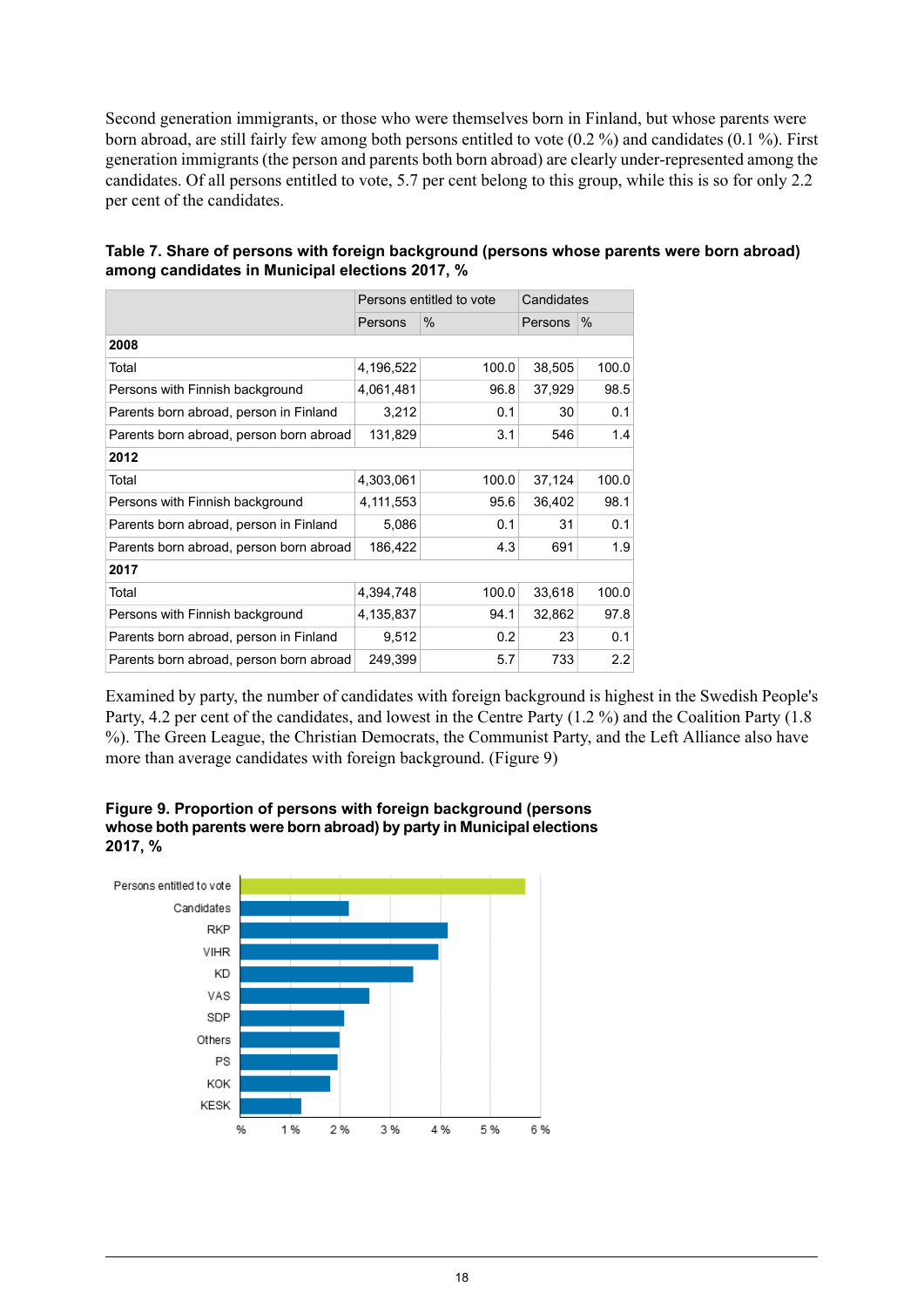Second generation immigrants, or those who were themselves born in Finland, but whose parents were born abroad, are still fairly few among both persons entitled to vote (0.2 %) and candidates (0.1 %). First generation immigrants (the person and parents both born abroad) are clearly under-represented among the candidates. Of all persons entitled to vote, 5.7 per cent belong to this group, while this is so for only 2.2 per cent of the candidates.

**Table 7. Share of persons with foreign background (persons whose parents were born abroad) among candidates in Municipal elections 2017, %**

| | Persons entitled to vote | | Candidates | |
|---|---|---|---|---|
| | Persons | % | Persons | % |
| **2008** | | | | |
| Total | 4,196,522 | 100.0 | 38,505 | 100.0 |
| Persons with Finnish background | 4,061,481 | 96.8 | 37,929 | 98.5 |
| Parents born abroad, person in Finland | 3,212 | 0.1 | 30 | 0.1 |
| Parents born abroad, person born abroad | 131,829 | 3.1 | 546 | 1.4 |
| **2012** | | | | |
| Total | 4,303,061 | 100.0 | 37,124 | 100.0 |
| Persons with Finnish background | 4,111,553 | 95.6 | 36,402 | 98.1 |
| Parents born abroad, person in Finland | 5,086 | 0.1 | 31 | 0.1 |
| Parents born abroad, person born abroad | 186,422 | 4.3 | 691 | 1.9 |
| **2017** | | | | |
| Total | 4,394,748 | 100.0 | 33,618 | 100.0 |
| Persons with Finnish background | 4,135,837 | 94.1 | 32,862 | 97.8 |
| Parents born abroad, person in Finland | 9,512 | 0.2 | 23 | 0.1 |
| Parents born abroad, person born abroad | 249,399 | 5.7 | 733 | 2.2 |

Examined by party, the number of candidates with foreign background is highest in the Swedish People's Party, 4.2 per cent of the candidates, and lowest in the Centre Party (1.2 %) and the Coalition Party (1.8 %). The Green League, the Christian Democrats, the Communist Party, and the Left Alliance also have more than average candidates with foreign background. (Figure 9)

**Figure 9. Proportion of persons with foreign background (persons whose both parents were born abroad) by party in Municipal elections 2017, %**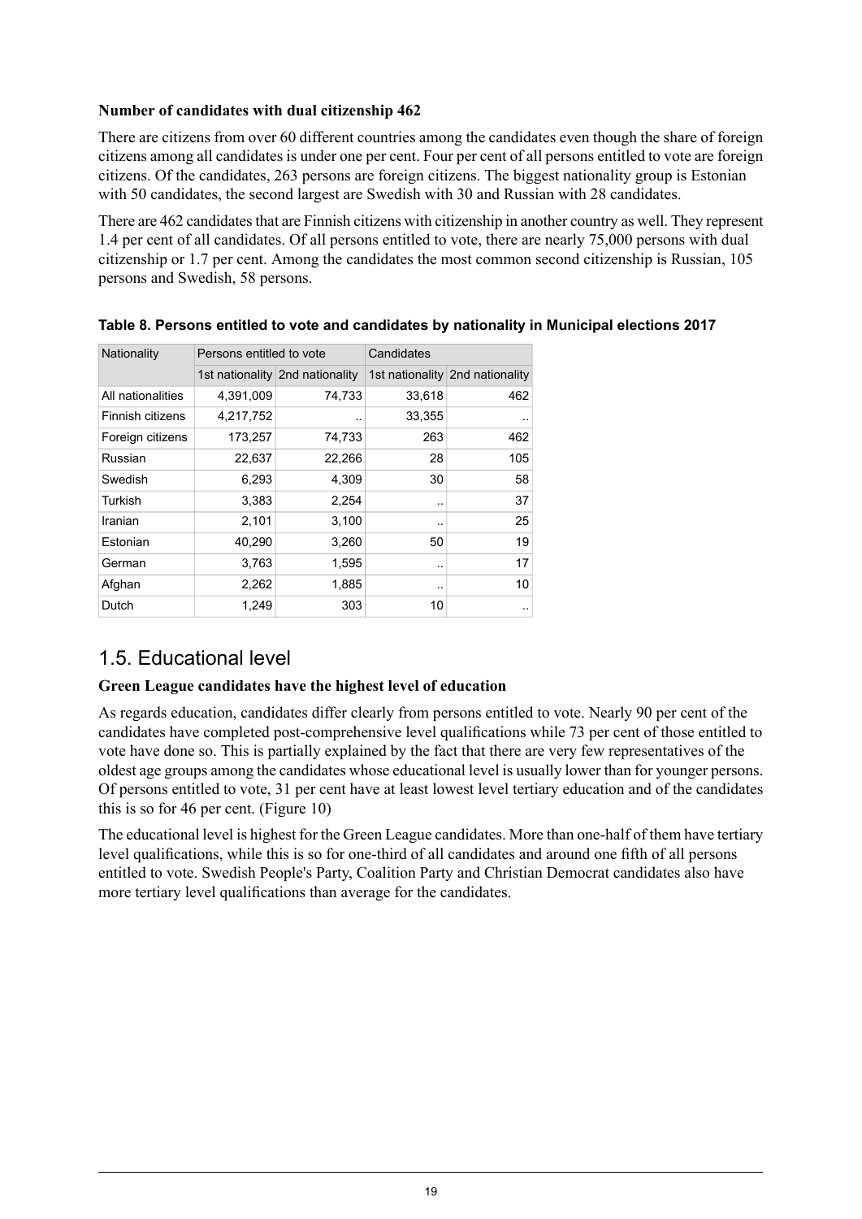**Number of candidates with dual citizenship 462**

There are citizens from over 60 different countries among the candidates even though the share of foreign citizens among all candidates is under one per cent. Four per cent of all persons entitled to vote are foreign citizens. Of the candidates, 263 persons are foreign citizens. The biggest nationality group is Estonian with 50 candidates, the second largest are Swedish with 30 and Russian with 28 candidates.

There are 462 candidates that are Finnish citizens with citizenship in another country as well. They represent 1.4 per cent of all candidates. Of all persons entitled to vote, there are nearly 75,000 persons with dual citizenship or 1.7 per cent. Among the candidates the most common second citizenship is Russian, 105 persons and Swedish, 58 persons.

**Table 8. Persons entitled to vote and candidates by nationality in Municipal elections 2017**

| Nationality | Persons entitled to vote | | Candidates | |
|---|---|---|---|---|
| | 1st nationality | 2nd nationality | 1st nationality | 2nd nationality |
| All nationalities | 4,391,009 | 74,733 | 33,618 | 462 |
| Finnish citizens | 4,217,752 | .. | 33,355 | .. |
| Foreign citizens | 173,257 | 74,733 | 263 | 462 |
| Russian | 22,637 | 22,266 | 28 | 105 |
| Swedish | 6,293 | 4,309 | 30 | 58 |
| Turkish | 3,383 | 2,254 | .. | 37 |
| Iranian | 2,101 | 3,100 | .. | 25 |
| Estonian | 40,290 | 3,260 | 50 | 19 |
| German | 3,763 | 1,595 | .. | 17 |
| Afghan | 2,262 | 1,885 | .. | 10 |
| Dutch | 1,249 | 303 | 10 | .. |

## 1.5. Educational level

**Green League candidates have the highest level of education**

As regards education, candidates differ clearly from persons entitled to vote. Nearly 90 per cent of the candidates have completed post-comprehensive level qualifications while 73 per cent of those entitled to vote have done so. This is partially explained by the fact that there are very few representatives of the oldest age groups among the candidates whose educational level is usually lower than for younger persons. Of persons entitled to vote, 31 per cent have at least lowest level tertiary education and of the candidates this is so for 46 per cent. (Figure 10)

The educational level is highest for the Green League candidates. More than one-half of them have tertiary level qualifications, while this is so for one-third of all candidates and around one fifth of all persons entitled to vote. Swedish People's Party, Coalition Party and Christian Democrat candidates also have more tertiary level qualifications than average for the candidates.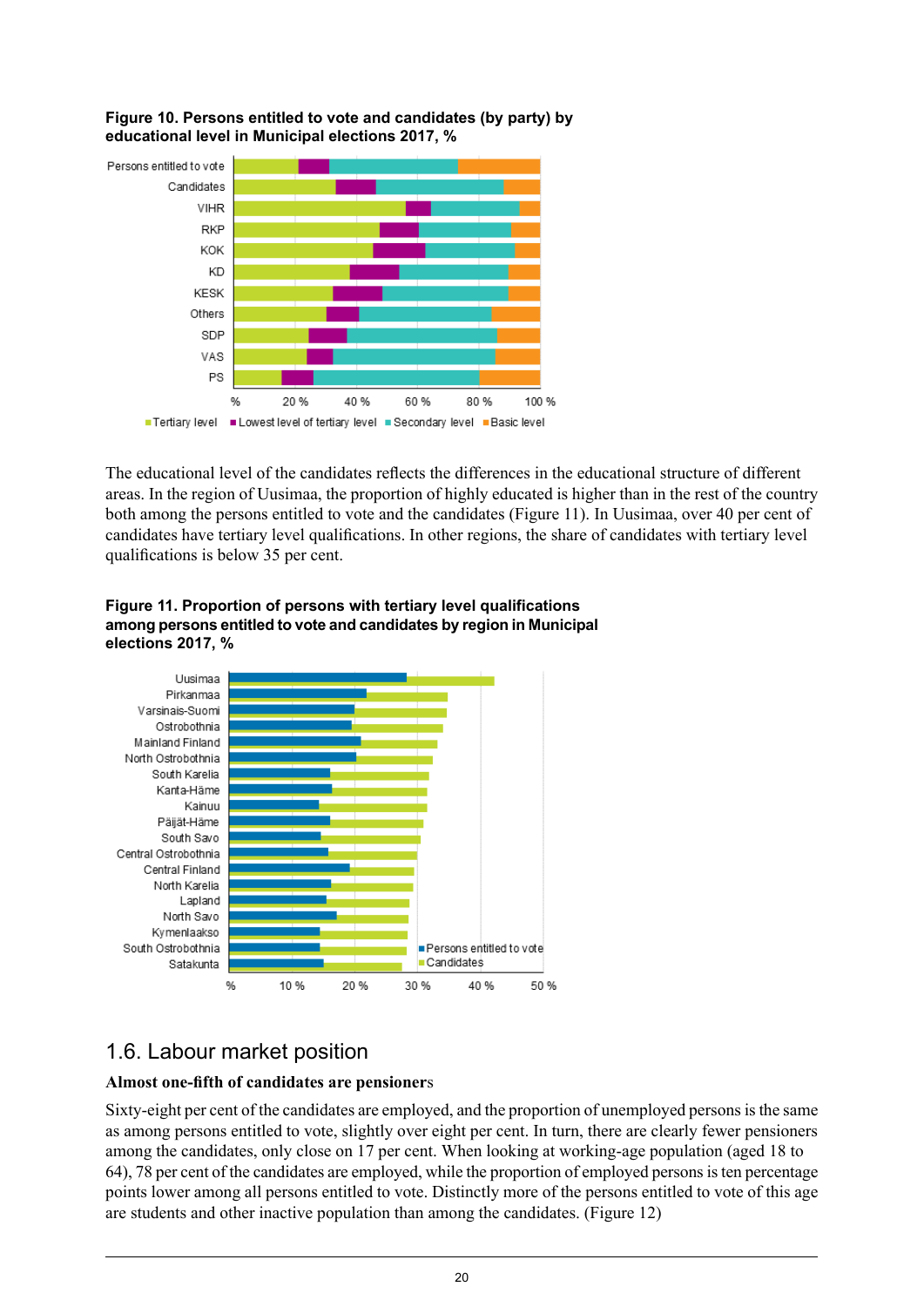**Figure 10. Persons entitled to vote and candidates (by party) by educational level in Municipal elections 2017, %**

The educational level of the candidates reflects the differences in the educational structure of different areas. In the region of Uusimaa, the proportion of highly educated is higher than in the rest of the country both among the persons entitled to vote and the candidates (Figure 11). In Uusimaa, over 40 per cent of candidates have tertiary level qualifications. In other regions, the share of candidates with tertiary level qualifications is below 35 per cent.

**Figure 11. Proportion of persons with tertiary level qualifications among persons entitled to vote and candidates by region in Municipal elections 2017, %**

## 1.6. Labour market position

**Almost one-fifth of candidates are pensioners**

Sixty-eight per cent of the candidates are employed, and the proportion of unemployed persons is the same as among persons entitled to vote, slightly over eight per cent. In turn, there are clearly fewer pensioners among the candidates, only close on 17 per cent. When looking at working-age population (aged 18 to 64), 78 per cent of the candidates are employed, while the proportion of employed persons is ten percentage points lower among all persons entitled to vote. Distinctly more of the persons entitled to vote of this age are students and other inactive population than among the candidates. (Figure 12)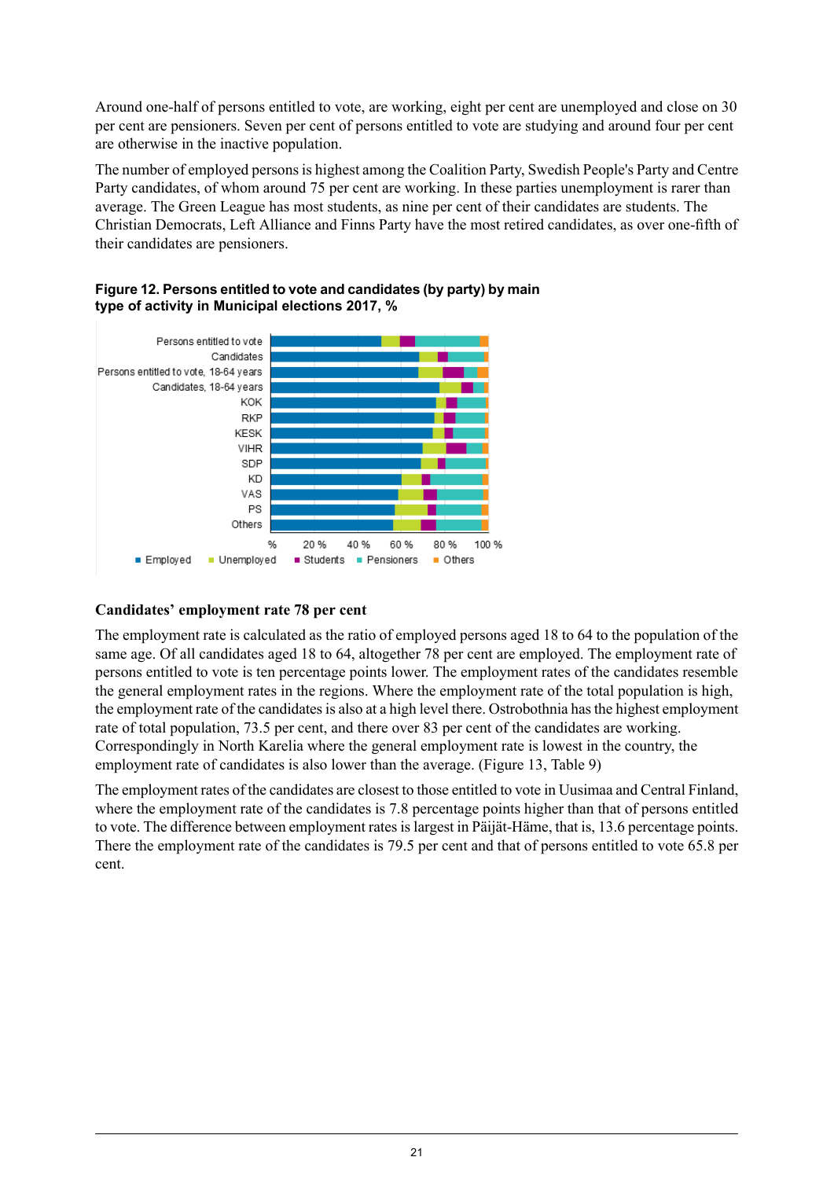Around one-half of persons entitled to vote, are working, eight per cent are unemployed and close on 30 per cent are pensioners. Seven per cent of persons entitled to vote are studying and around four per cent are otherwise in the inactive population.

The number of employed persons is highest among the Coalition Party, Swedish People's Party and Centre Party candidates, of whom around 75 per cent are working. In these parties unemployment is rarer than average. The Green League has most students, as nine per cent of their candidates are students. The Christian Democrats, Left Alliance and Finns Party have the most retired candidates, as over one-fifth of their candidates are pensioners.

**Figure 12. Persons entitled to vote and candidates (by party) by main type of activity in Municipal elections 2017, %**

## Candidates' employment rate 78 per cent

The employment rate is calculated as the ratio of employed persons aged 18 to 64 to the population of the same age. Of all candidates aged 18 to 64, altogether 78 per cent are employed. The employment rate of persons entitled to vote is ten percentage points lower. The employment rates of the candidates resemble the general employment rates in the regions. Where the employment rate of the total population is high, the employment rate of the candidates is also at a high level there. Ostrobothnia has the highest employment rate of total population, 73.5 per cent, and there over 83 per cent of the candidates are working. Correspondingly in North Karelia where the general employment rate is lowest in the country, the employment rate of candidates is also lower than the average. (Figure 13, Table 9)

The employment rates of the candidates are closest to those entitled to vote in Uusimaa and Central Finland, where the employment rate of the candidates is 7.8 percentage points higher than that of persons entitled to vote. The difference between employment rates is largest in Päijät-Häme, that is, 13.6 percentage points. There the employment rate of the candidates is 79.5 per cent and that of persons entitled to vote 65.8 per cent.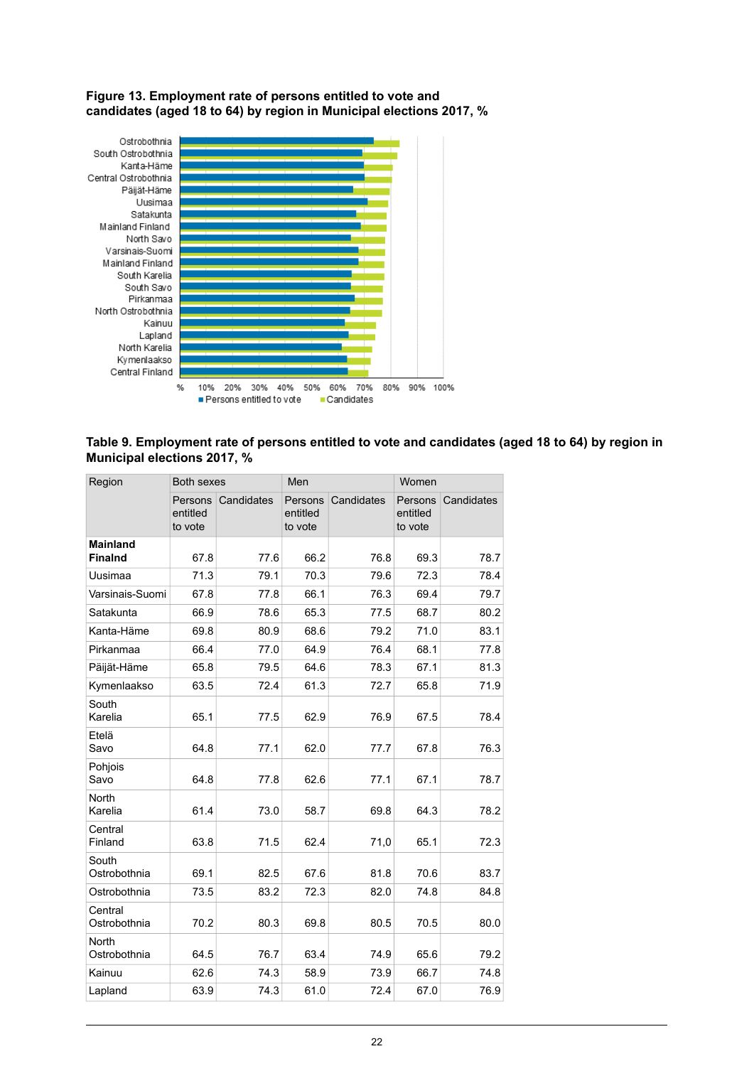**Figure 13. Employment rate of persons entitled to vote and candidates (aged 18 to 64) by region in Municipal elections 2017, %**

**Table 9. Employment rate of persons entitled to vote and candidates (aged 18 to 64) by region in Municipal elections 2017, %**

| Region | Both sexes | | Men | | Women | |
|---|---|---|---|---|---|---|
| | Persons entitled to vote | Candidates | Persons entitled to vote | Candidates | Persons entitled to vote | Candidates |
| **Mainland Finalnd** | 67.8 | 77.6 | 66.2 | 76.8 | 69.3 | 78.7 |
| Uusimaa | 71.3 | 79.1 | 70.3 | 79.6 | 72.3 | 78.4 |
| Varsinais-Suomi | 67.8 | 77.8 | 66.1 | 76.3 | 69.4 | 79.7 |
| Satakunta | 66.9 | 78.6 | 65.3 | 77.5 | 68.7 | 80.2 |
| Kanta-Häme | 69.8 | 80.9 | 68.6 | 79.2 | 71.0 | 83.1 |
| Pirkanmaa | 66.4 | 77.0 | 64.9 | 76.4 | 68.1 | 77.8 |
| Päijät-Häme | 65.8 | 79.5 | 64.6 | 78.3 | 67.1 | 81.3 |
| Kymenlaakso | 63.5 | 72.4 | 61.3 | 72.7 | 65.8 | 71.9 |
| South Karelia | 65.1 | 77.5 | 62.9 | 76.9 | 67.5 | 78.4 |
| Etelä Savo | 64.8 | 77.1 | 62.0 | 77.7 | 67.8 | 76.3 |
| Pohjois Savo | 64.8 | 77.8 | 62.6 | 77.1 | 67.1 | 78.7 |
| North Karelia | 61.4 | 73.0 | 58.7 | 69.8 | 64.3 | 78.2 |
| Central Finland | 63.8 | 71.5 | 62.4 | 71,0 | 65.1 | 72.3 |
| South Ostrobothnia | 69.1 | 82.5 | 67.6 | 81.8 | 70.6 | 83.7 |
| Ostrobothnia | 73.5 | 83.2 | 72.3 | 82.0 | 74.8 | 84.8 |
| Central Ostrobothnia | 70.2 | 80.3 | 69.8 | 80.5 | 70.5 | 80.0 |
| North Ostrobothnia | 64.5 | 76.7 | 63.4 | 74.9 | 65.6 | 79.2 |
| Kainuu | 62.6 | 74.3 | 58.9 | 73.9 | 66.7 | 74.8 |
| Lapland | 63.9 | 74.3 | 61.0 | 72.4 | 67.0 | 76.9 |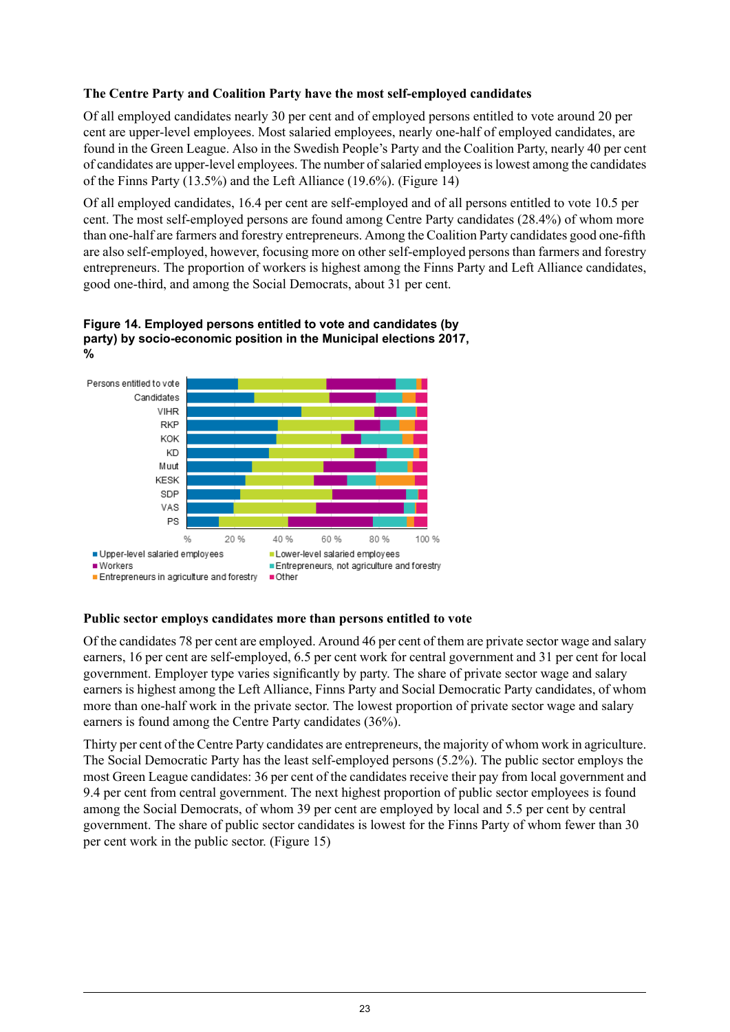### The Centre Party and Coalition Party have the most self-employed candidates

Of all employed candidates nearly 30 per cent and of employed persons entitled to vote around 20 per cent are upper-level employees. Most salaried employees, nearly one-half of employed candidates, are found in the Green League. Also in the Swedish People's Party and the Coalition Party, nearly 40 per cent of candidates are upper-level employees. The number of salaried employees is lowest among the candidates of the Finns Party (13.5%) and the Left Alliance (19.6%). (Figure 14)

Of all employed candidates, 16.4 per cent are self-employed and of all persons entitled to vote 10.5 per cent. The most self-employed persons are found among Centre Party candidates (28.4%) of whom more than one-half are farmers and forestry entrepreneurs. Among the Coalition Party candidates good one-fifth are also self-employed, however, focusing more on other self-employed persons than farmers and forestry entrepreneurs. The proportion of workers is highest among the Finns Party and Left Alliance candidates, good one-third, and among the Social Democrats, about 31 per cent.

**Figure 14. Employed persons entitled to vote and candidates (by party) by socio-economic position in the Municipal elections 2017, %**

### Public sector employs candidates more than persons entitled to vote

Of the candidates 78 per cent are employed. Around 46 per cent of them are private sector wage and salary earners, 16 per cent are self-employed, 6.5 per cent work for central government and 31 per cent for local government. Employer type varies significantly by party. The share of private sector wage and salary earners is highest among the Left Alliance, Finns Party and Social Democratic Party candidates, of whom more than one-half work in the private sector. The lowest proportion of private sector wage and salary earners is found among the Centre Party candidates (36%).

Thirty per cent of the Centre Party candidates are entrepreneurs, the majority of whom work in agriculture. The Social Democratic Party has the least self-employed persons (5.2%). The public sector employs the most Green League candidates: 36 per cent of the candidates receive their pay from local government and 9.4 per cent from central government. The next highest proportion of public sector employees is found among the Social Democrats, of whom 39 per cent are employed by local and 5.5 per cent by central government. The share of public sector candidates is lowest for the Finns Party of whom fewer than 30 per cent work in the public sector. (Figure 15)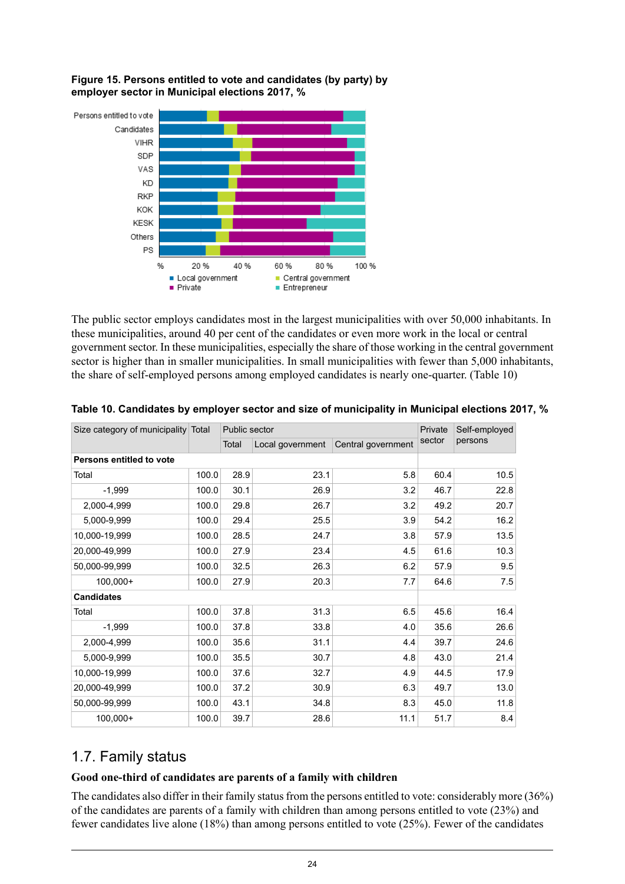**Figure 15. Persons entitled to vote and candidates (by party) by employer sector in Municipal elections 2017, %**

The public sector employs candidates most in the largest municipalities with over 50,000 inhabitants. In these municipalities, around 40 per cent of the candidates or even more work in the local or central government sector. In these municipalities, especially the share of those working in the central government sector is higher than in smaller municipalities. In small municipalities with fewer than 5,000 inhabitants, the share of self-employed persons among employed candidates is nearly one-quarter. (Table 10)

**Table 10. Candidates by employer sector and size of municipality in Municipal elections 2017, %**

| Size category of municipality | Total | Public sector | | | Private sector | Self-employed persons |
|---|---|---|---|---|---|---|
| | | Total | Local government | Central government | | |
| **Persons entitled to vote** | | | | | | |
| Total | 100.0 | 28.9 | 23.1 | 5.8 | 60.4 | 10.5 |
| -1,999 | 100.0 | 30.1 | 26.9 | 3.2 | 46.7 | 22.8 |
| 2,000-4,999 | 100.0 | 29.8 | 26.7 | 3.2 | 49.2 | 20.7 |
| 5,000-9,999 | 100.0 | 29.4 | 25.5 | 3.9 | 54.2 | 16.2 |
| 10,000-19,999 | 100.0 | 28.5 | 24.7 | 3.8 | 57.9 | 13.5 |
| 20,000-49,999 | 100.0 | 27.9 | 23.4 | 4.5 | 61.6 | 10.3 |
| 50,000-99,999 | 100.0 | 32.5 | 26.3 | 6.2 | 57.9 | 9.5 |
| 100,000+ | 100.0 | 27.9 | 20.3 | 7.7 | 64.6 | 7.5 |
| **Candidates** | | | | | | |
| Total | 100.0 | 37.8 | 31.3 | 6.5 | 45.6 | 16.4 |
| -1,999 | 100.0 | 37.8 | 33.8 | 4.0 | 35.6 | 26.6 |
| 2,000-4,999 | 100.0 | 35.6 | 31.1 | 4.4 | 39.7 | 24.6 |
| 5,000-9,999 | 100.0 | 35.5 | 30.7 | 4.8 | 43.0 | 21.4 |
| 10,000-19,999 | 100.0 | 37.6 | 32.7 | 4.9 | 44.5 | 17.9 |
| 20,000-49,999 | 100.0 | 37.2 | 30.9 | 6.3 | 49.7 | 13.0 |
| 50,000-99,999 | 100.0 | 43.1 | 34.8 | 8.3 | 45.0 | 11.8 |
| 100,000+ | 100.0 | 39.7 | 28.6 | 11.1 | 51.7 | 8.4 |

## 1.7. Family status

### Good one-third of candidates are parents of a family with children

The candidates also differ in their family status from the persons entitled to vote: considerably more (36%) of the candidates are parents of a family with children than among persons entitled to vote (23%) and fewer candidates live alone (18%) than among persons entitled to vote (25%). Fewer of the candidates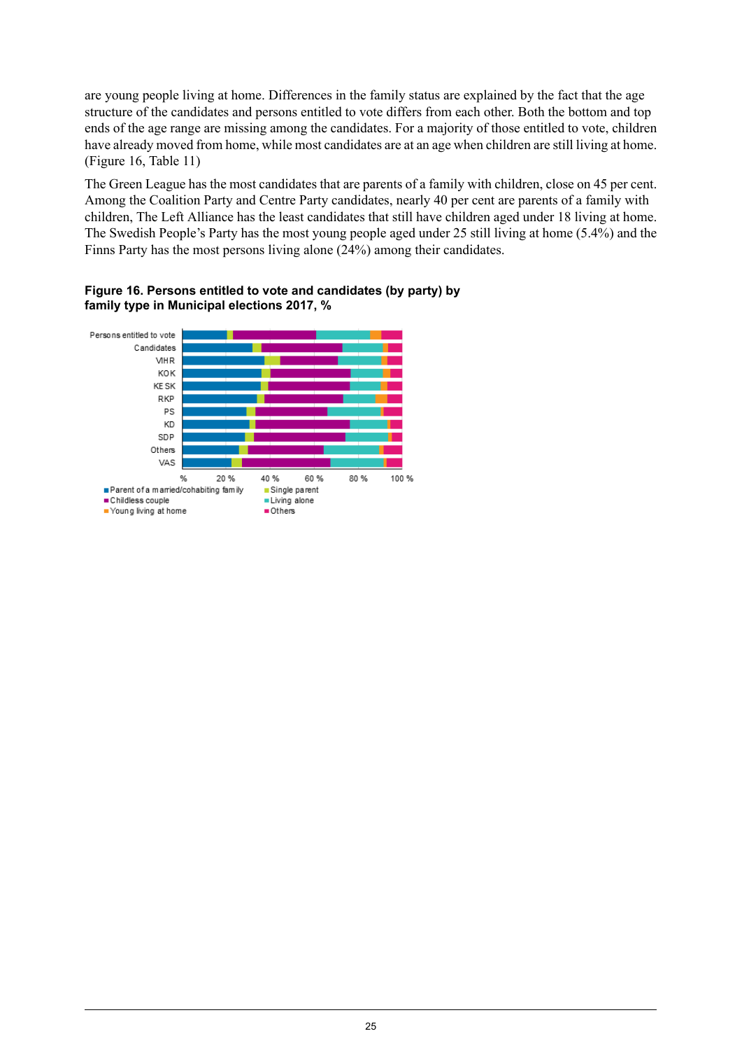are young people living at home. Differences in the family status are explained by the fact that the age structure of the candidates and persons entitled to vote differs from each other. Both the bottom and top ends of the age range are missing among the candidates. For a majority of those entitled to vote, children have already moved from home, while most candidates are at an age when children are still living at home. (Figure 16, Table 11)

The Green League has the most candidates that are parents of a family with children, close on 45 per cent. Among the Coalition Party and Centre Party candidates, nearly 40 per cent are parents of a family with children, The Left Alliance has the least candidates that still have children aged under 18 living at home. The Swedish People's Party has the most young people aged under 25 still living at home (5.4%) and the Finns Party has the most persons living alone (24%) among their candidates.

**Figure 16. Persons entitled to vote and candidates (by party) by family type in Municipal elections 2017, %**

Persons entitled to vote
Candidates
VIHR
KOK
KESK
RKP
PS
KD
SDP
Others
VAS

% 20 % 40 % 60 % 80 % 100 %

■ Parent of a married/cohabiting family ■ Single parent
■ Childless couple ■ Living alone
■ Young living at home ■ Others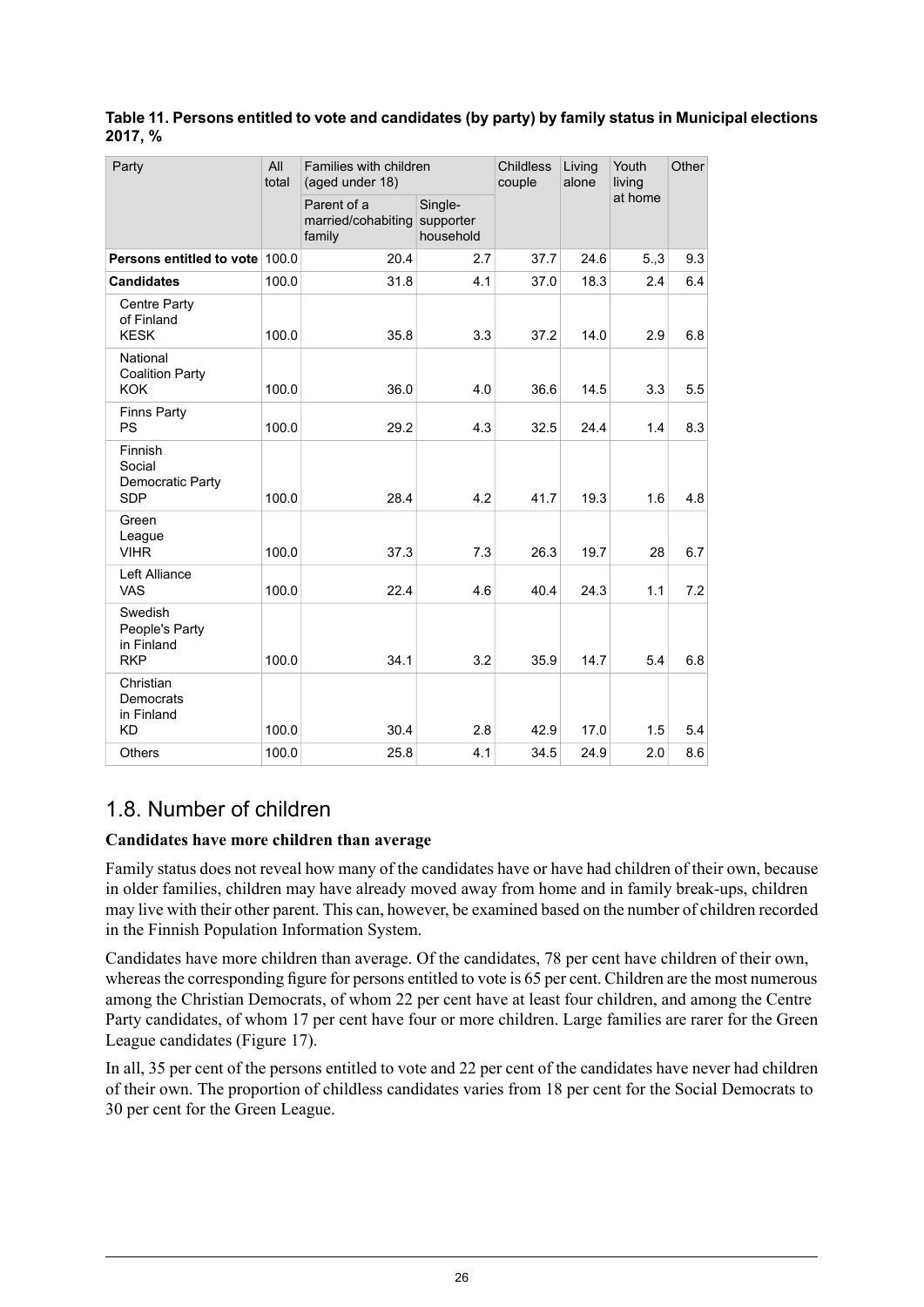**Table 11. Persons entitled to vote and candidates (by party) by family status in Municipal elections 2017, %**

| Party | All total | Families with children (aged under 18) | | Childless couple | Living alone | Youth living at home | Other |
|---|---|---|---|---|---|---|---|
| | | Parent of a married/cohabiting family | Single-supporter household | | | | |
| **Persons entitled to vote** | 100.0 | 20.4 | 2.7 | 37.7 | 24.6 | 5.,3 | 9.3 |
| **Candidates** | 100.0 | 31.8 | 4.1 | 37.0 | 18.3 | 2.4 | 6.4 |
| Centre Party of Finland KESK | 100.0 | 35.8 | 3.3 | 37.2 | 14.0 | 2.9 | 6.8 |
| National Coalition Party KOK | 100.0 | 36.0 | 4.0 | 36.6 | 14.5 | 3.3 | 5.5 |
| Finns Party PS | 100.0 | 29.2 | 4.3 | 32.5 | 24.4 | 1.4 | 8.3 |
| Finnish Social Democratic Party SDP | 100.0 | 28.4 | 4.2 | 41.7 | 19.3 | 1.6 | 4.8 |
| Green League VIHR | 100.0 | 37.3 | 7.3 | 26.3 | 19.7 | 28 | 6.7 |
| Left Alliance VAS | 100.0 | 22.4 | 4.6 | 40.4 | 24.3 | 1.1 | 7.2 |
| Swedish People's Party in Finland RKP | 100.0 | 34.1 | 3.2 | 35.9 | 14.7 | 5.4 | 6.8 |
| Christian Democrats in Finland KD | 100.0 | 30.4 | 2.8 | 42.9 | 17.0 | 1.5 | 5.4 |
| Others | 100.0 | 25.8 | 4.1 | 34.5 | 24.9 | 2.0 | 8.6 |

## 1.8. Number of children

**Candidates have more children than average**

Family status does not reveal how many of the candidates have or have had children of their own, because in older families, children may have already moved away from home and in family break-ups, children may live with their other parent. This can, however, be examined based on the number of children recorded in the Finnish Population Information System.

Candidates have more children than average. Of the candidates, 78 per cent have children of their own, whereas the corresponding figure for persons entitled to vote is 65 per cent. Children are the most numerous among the Christian Democrats, of whom 22 per cent have at least four children, and among the Centre Party candidates, of whom 17 per cent have four or more children. Large families are rarer for the Green League candidates (Figure 17).

In all, 35 per cent of the persons entitled to vote and 22 per cent of the candidates have never had children of their own. The proportion of childless candidates varies from 18 per cent for the Social Democrats to 30 per cent for the Green League.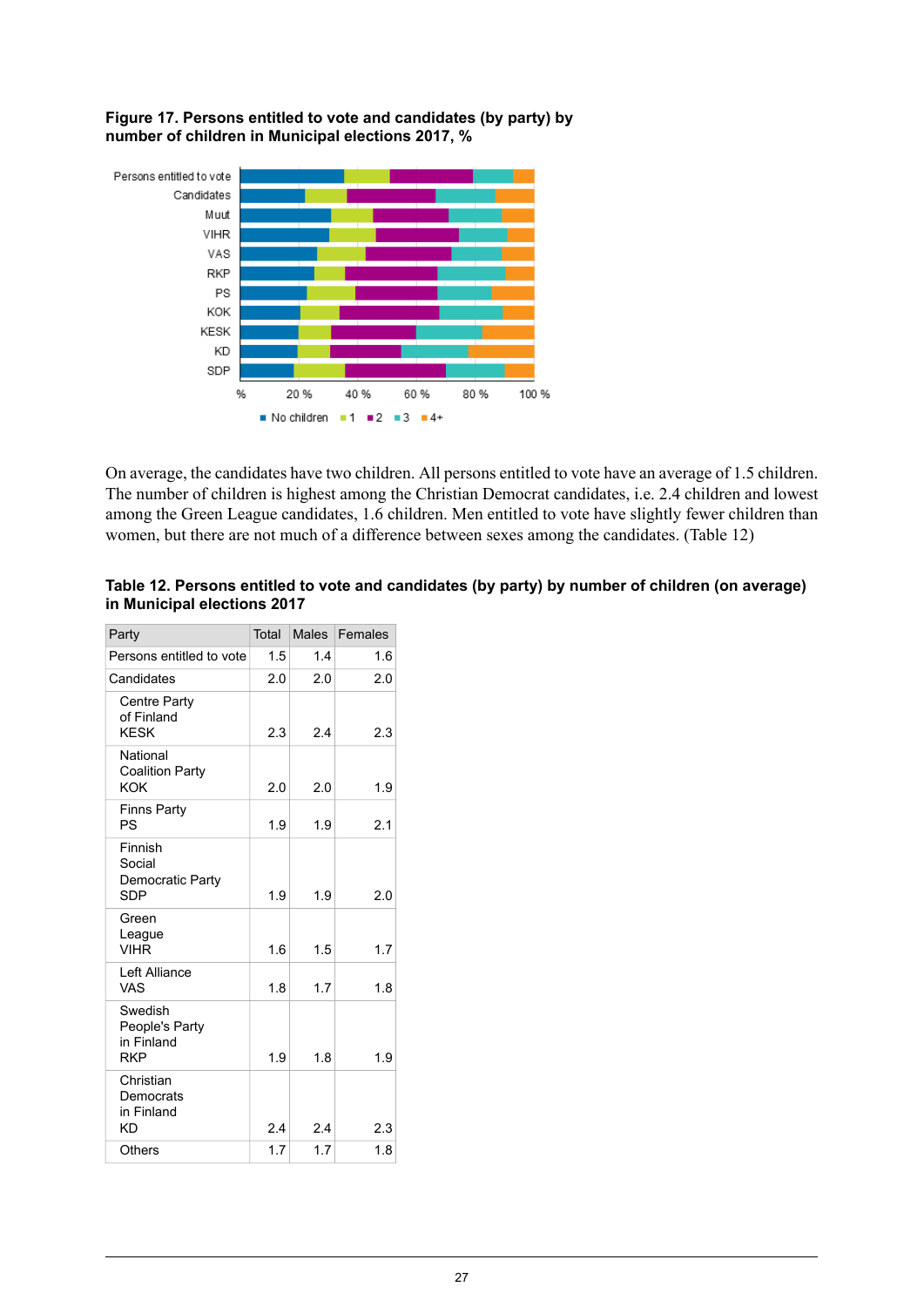**Figure 17. Persons entitled to vote and candidates (by party) by number of children in Municipal elections 2017, %**

On average, the candidates have two children. All persons entitled to vote have an average of 1.5 children. The number of children is highest among the Christian Democrat candidates, i.e. 2.4 children and lowest among the Green League candidates, 1.6 children. Men entitled to vote have slightly fewer children than women, but there are not much of a difference between sexes among the candidates. (Table 12)

**Table 12. Persons entitled to vote and candidates (by party) by number of children (on average) in Municipal elections 2017**

| Party | Total | Males | Females |
|---|---|---|---|
| Persons entitled to vote | 1.5 | 1.4 | 1.6 |
| Candidates | 2.0 | 2.0 | 2.0 |
| Centre Party of Finland KESK | 2.3 | 2.4 | 2.3 |
| National Coalition Party KOK | 2.0 | 2.0 | 1.9 |
| Finns Party PS | 1.9 | 1.9 | 2.1 |
| Finnish Social Democratic Party SDP | 1.9 | 1.9 | 2.0 |
| Green League VIHR | 1.6 | 1.5 | 1.7 |
| Left Alliance VAS | 1.8 | 1.7 | 1.8 |
| Swedish People's Party in Finland RKP | 1.9 | 1.8 | 1.9 |
| Christian Democrats in Finland KD | 2.4 | 2.4 | 2.3 |
| Others | 1.7 | 1.7 | 1.8 |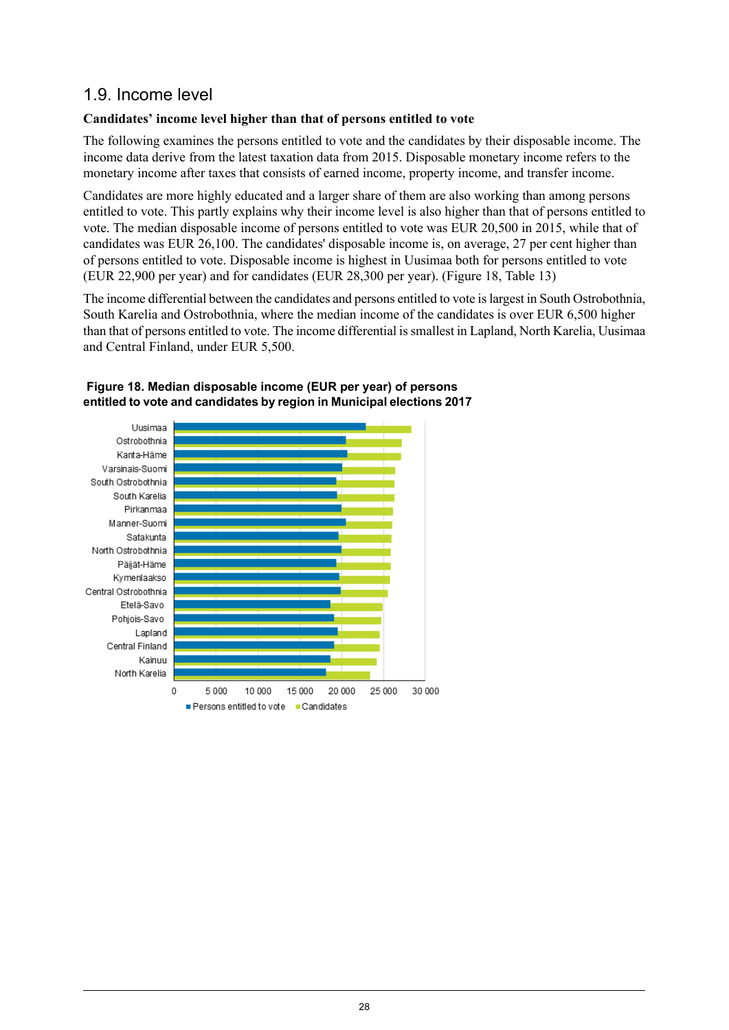## 1.9. Income level

**Candidates' income level higher than that of persons entitled to vote**

The following examines the persons entitled to vote and the candidates by their disposable income. The income data derive from the latest taxation data from 2015. Disposable monetary income refers to the monetary income after taxes that consists of earned income, property income, and transfer income.

Candidates are more highly educated and a larger share of them are also working than among persons entitled to vote. This partly explains why their income level is also higher than that of persons entitled to vote. The median disposable income of persons entitled to vote was EUR 20,500 in 2015, while that of candidates was EUR 26,100. The candidates' disposable income is, on average, 27 per cent higher than of persons entitled to vote. Disposable income is highest in Uusimaa both for persons entitled to vote (EUR 22,900 per year) and for candidates (EUR 28,300 per year). (Figure 18, Table 13)

The income differential between the candidates and persons entitled to vote is largest in South Ostrobothnia, South Karelia and Ostrobothnia, where the median income of the candidates is over EUR 6,500 higher than that of persons entitled to vote. The income differential is smallest in Lapland, North Karelia, Uusimaa and Central Finland, under EUR 5,500.

**Figure 18. Median disposable income (EUR per year) of persons entitled to vote and candidates by region in Municipal elections 2017**

Uusimaa
Ostrobothnia
Kanta-Häme
Varsinais-Suomi
South Ostrobothnia
South Karelia
Pirkanmaa
Manner-Suomi
Satakunta
North Ostrobothnia
Päijät-Häme
Kymenlaakso
Central Ostrobothnia
Etelä-Savo
Pohjois-Savo
Lapland
Central Finland
Kainuu
North Karelia

0 5 000 10 000 15 000 20 000 25 000 30 000

■ Persons entitled to vote ■ Candidates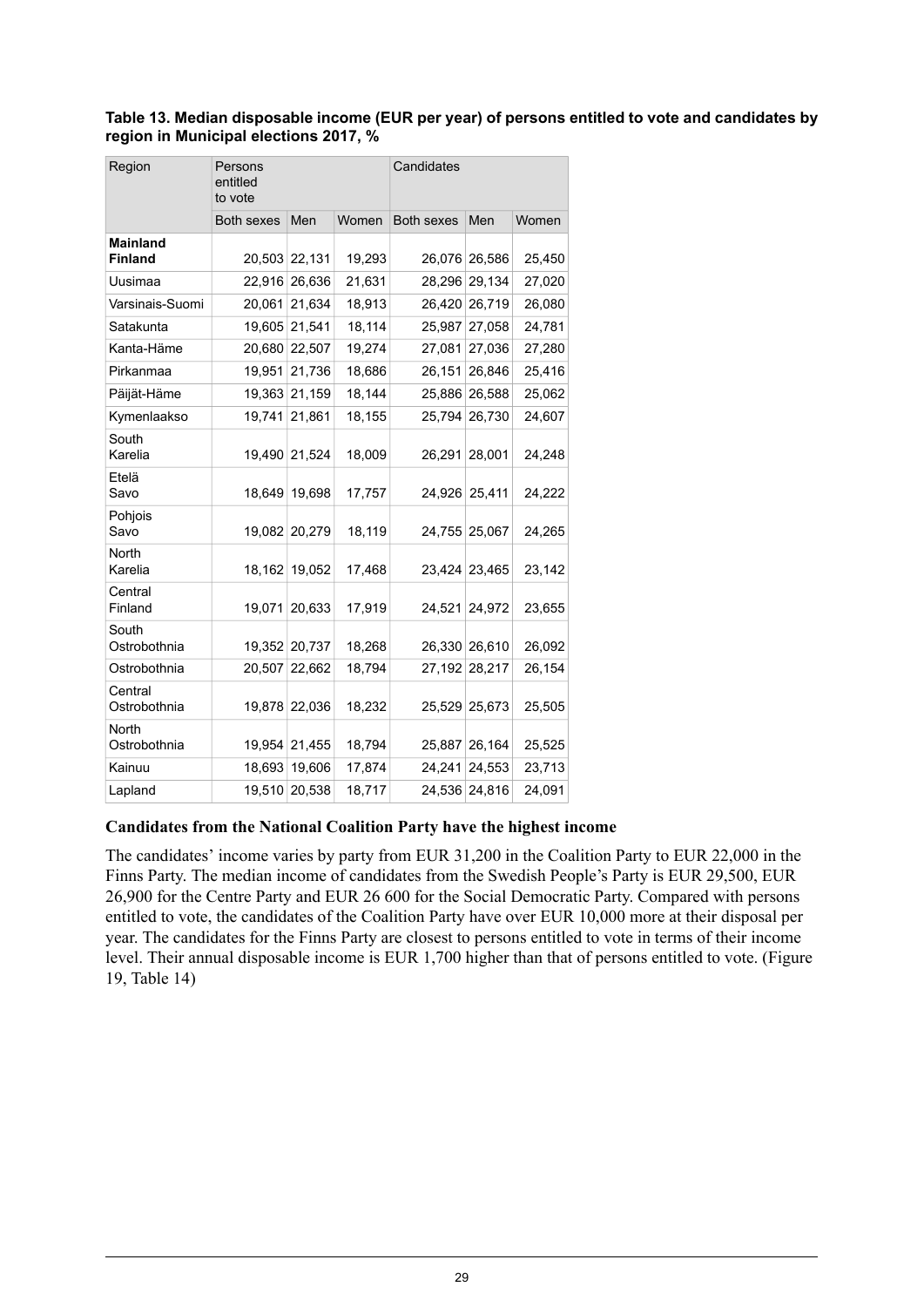**Table 13. Median disposable income (EUR per year) of persons entitled to vote and candidates by region in Municipal elections 2017, %**

| Region | Persons entitled to vote | | | Candidates | | |
|---|---|---|---|---|---|---|
| | Both sexes | Men | Women | Both sexes | Men | Women |
| **Mainland Finland** | 20,503 | 22,131 | 19,293 | 26,076 | 26,586 | 25,450 |
| Uusimaa | 22,916 | 26,636 | 21,631 | 28,296 | 29,134 | 27,020 |
| Varsinais-Suomi | 20,061 | 21,634 | 18,913 | 26,420 | 26,719 | 26,080 |
| Satakunta | 19,605 | 21,541 | 18,114 | 25,987 | 27,058 | 24,781 |
| Kanta-Häme | 20,680 | 22,507 | 19,274 | 27,081 | 27,036 | 27,280 |
| Pirkanmaa | 19,951 | 21,736 | 18,686 | 26,151 | 26,846 | 25,416 |
| Päijät-Häme | 19,363 | 21,159 | 18,144 | 25,886 | 26,588 | 25,062 |
| Kymenlaakso | 19,741 | 21,861 | 18,155 | 25,794 | 26,730 | 24,607 |
| South Karelia | 19,490 | 21,524 | 18,009 | 26,291 | 28,001 | 24,248 |
| Etelä Savo | 18,649 | 19,698 | 17,757 | 24,926 | 25,411 | 24,222 |
| Pohjois Savo | 19,082 | 20,279 | 18,119 | 24,755 | 25,067 | 24,265 |
| North Karelia | 18,162 | 19,052 | 17,468 | 23,424 | 23,465 | 23,142 |
| Central Finland | 19,071 | 20,633 | 17,919 | 24,521 | 24,972 | 23,655 |
| South Ostrobothnia | 19,352 | 20,737 | 18,268 | 26,330 | 26,610 | 26,092 |
| Ostrobothnia | 20,507 | 22,662 | 18,794 | 27,192 | 28,217 | 26,154 |
| Central Ostrobothnia | 19,878 | 22,036 | 18,232 | 25,529 | 25,673 | 25,505 |
| North Ostrobothnia | 19,954 | 21,455 | 18,794 | 25,887 | 26,164 | 25,525 |
| Kainuu | 18,693 | 19,606 | 17,874 | 24,241 | 24,553 | 23,713 |
| Lapland | 19,510 | 20,538 | 18,717 | 24,536 | 24,816 | 24,091 |

### Candidates from the National Coalition Party have the highest income

The candidates' income varies by party from EUR 31,200 in the Coalition Party to EUR 22,000 in the Finns Party. The median income of candidates from the Swedish People's Party is EUR 29,500, EUR 26,900 for the Centre Party and EUR 26 600 for the Social Democratic Party. Compared with persons entitled to vote, the candidates of the Coalition Party have over EUR 10,000 more at their disposal per year. The candidates for the Finns Party are closest to persons entitled to vote in terms of their income level. Their annual disposable income is EUR 1,700 higher than that of persons entitled to vote. (Figure 19, Table 14)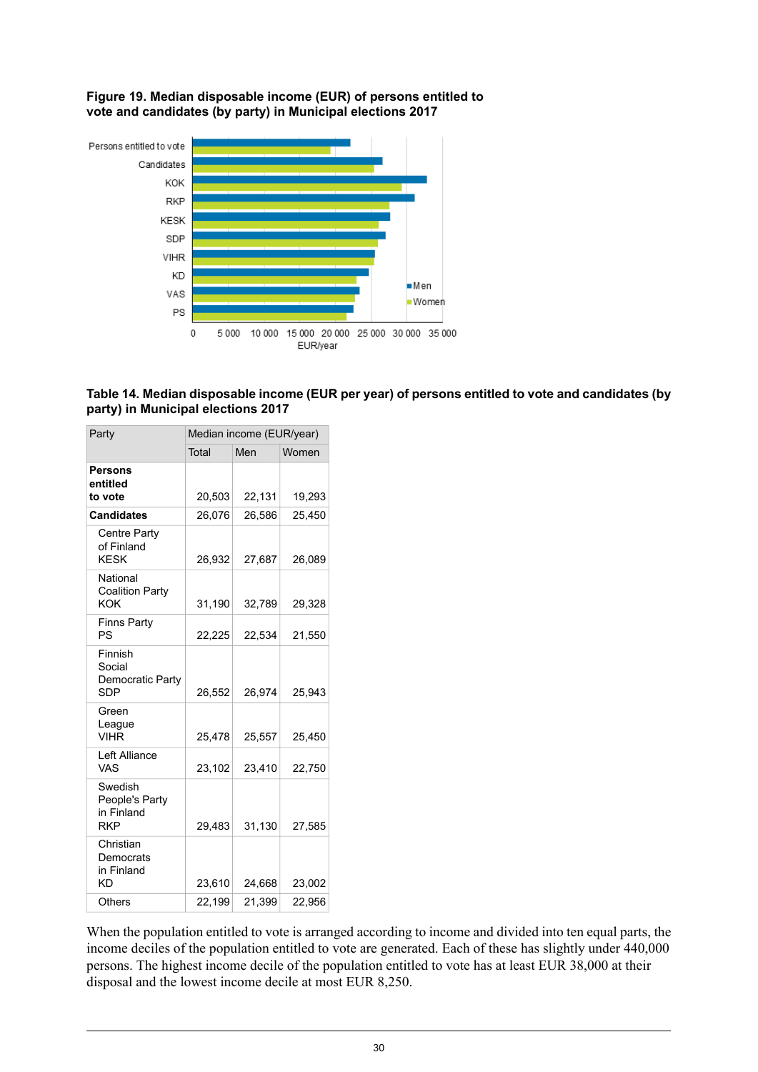**Figure 19. Median disposable income (EUR) of persons entitled to vote and candidates (by party) in Municipal elections 2017**

**Table 14. Median disposable income (EUR per year) of persons entitled to vote and candidates (by party) in Municipal elections 2017**

| Party | Median income (EUR/year) | | |
|---|---|---|---|
| | Total | Men | Women |
| **Persons entitled to vote** | 20,503 | 22,131 | 19,293 |
| **Candidates** | 26,076 | 26,586 | 25,450 |
| Centre Party of Finland KESK | 26,932 | 27,687 | 26,089 |
| National Coalition Party KOK | 31,190 | 32,789 | 29,328 |
| Finns Party PS | 22,225 | 22,534 | 21,550 |
| Finnish Social Democratic Party SDP | 26,552 | 26,974 | 25,943 |
| Green League VIHR | 25,478 | 25,557 | 25,450 |
| Left Alliance VAS | 23,102 | 23,410 | 22,750 |
| Swedish People's Party in Finland RKP | 29,483 | 31,130 | 27,585 |
| Christian Democrats in Finland KD | 23,610 | 24,668 | 23,002 |
| Others | 22,199 | 21,399 | 22,956 |

When the population entitled to vote is arranged according to income and divided into ten equal parts, the income deciles of the population entitled to vote are generated. Each of these has slightly under 440,000 persons. The highest income decile of the population entitled to vote has at least EUR 38,000 at their disposal and the lowest income decile at most EUR 8,250.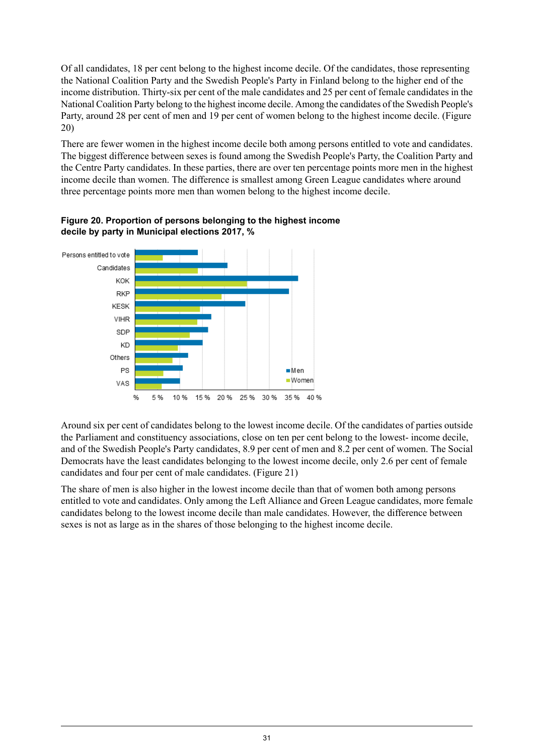Of all candidates, 18 per cent belong to the highest income decile. Of the candidates, those representing the National Coalition Party and the Swedish People's Party in Finland belong to the higher end of the income distribution. Thirty-six per cent of the male candidates and 25 per cent of female candidates in the National Coalition Party belong to the highest income decile. Among the candidates of the Swedish People's Party, around 28 per cent of men and 19 per cent of women belong to the highest income decile. (Figure 20)

There are fewer women in the highest income decile both among persons entitled to vote and candidates. The biggest difference between sexes is found among the Swedish People's Party, the Coalition Party and the Centre Party candidates. In these parties, there are over ten percentage points more men in the highest income decile than women. The difference is smallest among Green League candidates where around three percentage points more men than women belong to the highest income decile.

**Figure 20. Proportion of persons belonging to the highest income decile by party in Municipal elections 2017, %**

Around six per cent of candidates belong to the lowest income decile. Of the candidates of parties outside the Parliament and constituency associations, close on ten per cent belong to the lowest- income decile, and of the Swedish People's Party candidates, 8.9 per cent of men and 8.2 per cent of women. The Social Democrats have the least candidates belonging to the lowest income decile, only 2.6 per cent of female candidates and four per cent of male candidates. (Figure 21)

The share of men is also higher in the lowest income decile than that of women both among persons entitled to vote and candidates. Only among the Left Alliance and Green League candidates, more female candidates belong to the lowest income decile than male candidates. However, the difference between sexes is not as large as in the shares of those belonging to the highest income decile.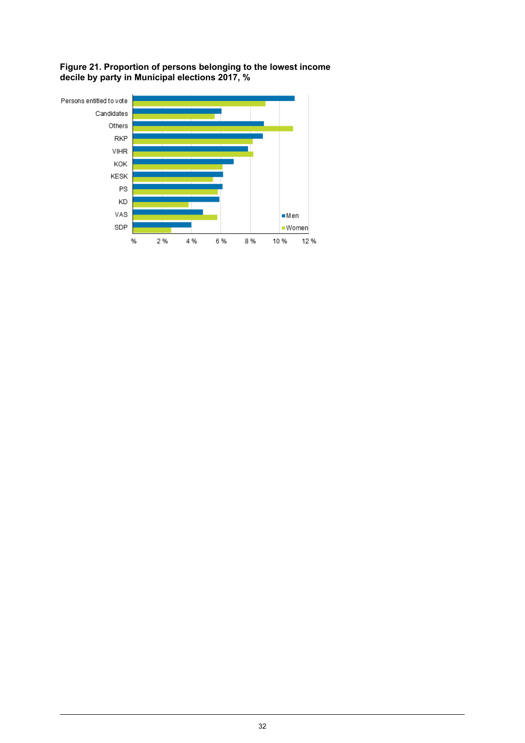**Figure 21. Proportion of persons belonging to the lowest income decile by party in Municipal elections 2017, %**

Persons entitled to vote
Candidates
Others
RKP
VIHR
KOK
KESK
PS
KD
VAS
SDP

■Men
■Women

% 2 % 4 % 6 % 8 % 10 % 12 %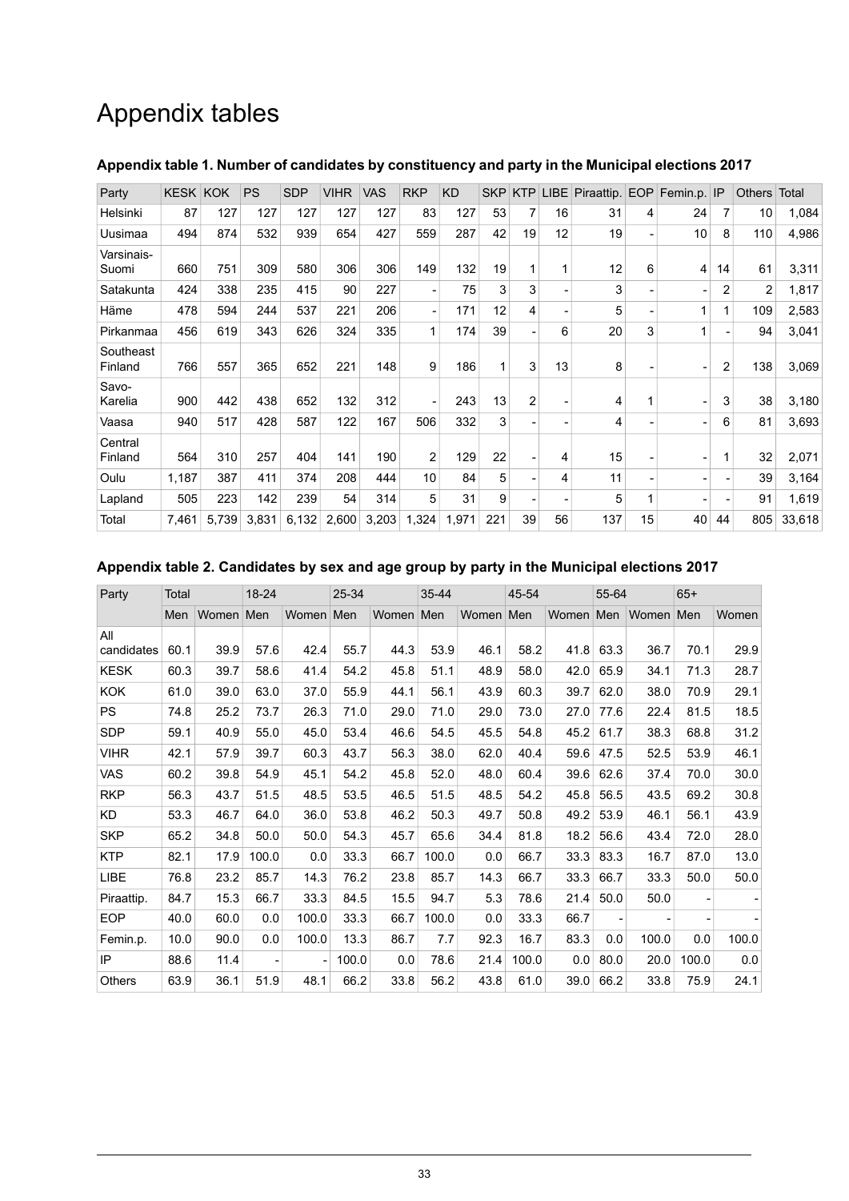# Appendix tables

### Appendix table 1. Number of candidates by constituency and party in the Municipal elections 2017

| Party | KESK | KOK | PS | SDP | VIHR | VAS | RKP | KD | SKP | KTP | LIBE | Piraattip. | EOP | Femin.p. | IP | Others | Total |
|---|---|---|---|---|---|---|---|---|---|---|---|---|---|---|---|---|---|
| Helsinki | 87 | 127 | 127 | 127 | 127 | 127 | 83 | 127 | 53 | 7 | 16 | 31 | 4 | 24 | 7 | 10 | 1,084 |
| Uusimaa | 494 | 874 | 532 | 939 | 654 | 427 | 559 | 287 | 42 | 19 | 12 | 19 | - | 10 | 8 | 110 | 4,986 |
| Varsinais-Suomi | 660 | 751 | 309 | 580 | 306 | 306 | 149 | 132 | 19 | 1 | 1 | 12 | 6 | 4 | 14 | 61 | 3,311 |
| Satakunta | 424 | 338 | 235 | 415 | 90 | 227 | - | 75 | 3 | 3 | - | 3 | - | - | 2 | 2 | 1,817 |
| Häme | 478 | 594 | 244 | 537 | 221 | 206 | - | 171 | 12 | 4 | - | 5 | - | 1 | 1 | 109 | 2,583 |
| Pirkanmaa | 456 | 619 | 343 | 626 | 324 | 335 | 1 | 174 | 39 | - | 6 | 20 | 3 | 1 | - | 94 | 3,041 |
| Southeast Finland | 766 | 557 | 365 | 652 | 221 | 148 | 9 | 186 | 1 | 3 | 13 | 8 | - | - | 2 | 138 | 3,069 |
| Savo-Karelia | 900 | 442 | 438 | 652 | 132 | 312 | - | 243 | 13 | 2 | - | 4 | 1 | - | 3 | 38 | 3,180 |
| Vaasa | 940 | 517 | 428 | 587 | 122 | 167 | 506 | 332 | 3 | - | - | 4 | - | - | 6 | 81 | 3,693 |
| Central Finland | 564 | 310 | 257 | 404 | 141 | 190 | 2 | 129 | 22 | - | 4 | 15 | - | - | 1 | 32 | 2,071 |
| Oulu | 1,187 | 387 | 411 | 374 | 208 | 444 | 10 | 84 | 5 | - | 4 | 11 | - | - | - | 39 | 3,164 |
| Lapland | 505 | 223 | 142 | 239 | 54 | 314 | 5 | 31 | 9 | - | - | 5 | 1 | - | - | 91 | 1,619 |
| Total | 7,461 | 5,739 | 3,831 | 6,132 | 2,600 | 3,203 | 1,324 | 1,971 | 221 | 39 | 56 | 137 | 15 | 40 | 44 | 805 | 33,618 |

### Appendix table 2. Candidates by sex and age group by party in the Municipal elections 2017

| Party | Total | | 18-24 | | 25-34 | | 35-44 | | 45-54 | | 55-64 | | 65+ | |
|---|---|---|---|---|---|---|---|---|---|---|---|---|---|---|
| | Men | Women | Men | Women | Men | Women | Men | Women | Men | Women | Men | Women | Men | Women |
| All candidates | 60.1 | 39.9 | 57.6 | 42.4 | 55.7 | 44.3 | 53.9 | 46.1 | 58.2 | 41.8 | 63.3 | 36.7 | 70.1 | 29.9 |
| KESK | 60.3 | 39.7 | 58.6 | 41.4 | 54.2 | 45.8 | 51.1 | 48.9 | 58.0 | 42.0 | 65.9 | 34.1 | 71.3 | 28.7 |
| KOK | 61.0 | 39.0 | 63.0 | 37.0 | 55.9 | 44.1 | 56.1 | 43.9 | 60.3 | 39.7 | 62.0 | 38.0 | 70.9 | 29.1 |
| PS | 74.8 | 25.2 | 73.7 | 26.3 | 71.0 | 29.0 | 71.0 | 29.0 | 73.0 | 27.0 | 77.6 | 22.4 | 81.5 | 18.5 |
| SDP | 59.1 | 40.9 | 55.0 | 45.0 | 53.4 | 46.6 | 54.5 | 45.5 | 54.8 | 45.2 | 61.7 | 38.3 | 68.8 | 31.2 |
| VIHR | 42.1 | 57.9 | 39.7 | 60.3 | 43.7 | 56.3 | 38.0 | 62.0 | 40.4 | 59.6 | 47.5 | 52.5 | 53.9 | 46.1 |
| VAS | 60.2 | 39.8 | 54.9 | 45.1 | 54.2 | 45.8 | 52.0 | 48.0 | 60.4 | 39.6 | 62.6 | 37.4 | 70.0 | 30.0 |
| RKP | 56.3 | 43.7 | 51.5 | 48.5 | 53.5 | 46.5 | 51.5 | 48.5 | 54.2 | 45.8 | 56.5 | 43.5 | 69.2 | 30.8 |
| KD | 53.3 | 46.7 | 64.0 | 36.0 | 53.8 | 46.2 | 50.3 | 49.7 | 50.8 | 49.2 | 53.9 | 46.1 | 56.1 | 43.9 |
| SKP | 65.2 | 34.8 | 50.0 | 50.0 | 54.3 | 45.7 | 65.6 | 34.4 | 81.8 | 18.2 | 56.6 | 43.4 | 72.0 | 28.0 |
| KTP | 82.1 | 17.9 | 100.0 | 0.0 | 33.3 | 66.7 | 100.0 | 0.0 | 66.7 | 33.3 | 83.3 | 16.7 | 87.0 | 13.0 |
| LIBE | 76.8 | 23.2 | 85.7 | 14.3 | 76.2 | 23.8 | 85.7 | 14.3 | 66.7 | 33.3 | 66.7 | 33.3 | 50.0 | 50.0 |
| Piraattip. | 84.7 | 15.3 | 66.7 | 33.3 | 84.5 | 15.5 | 94.7 | 5.3 | 78.6 | 21.4 | 50.0 | 50.0 | - | - |
| EOP | 40.0 | 60.0 | 0.0 | 100.0 | 33.3 | 66.7 | 100.0 | 0.0 | 33.3 | 66.7 | - | - | - | - |
| Femin.p. | 10.0 | 90.0 | 0.0 | 100.0 | 13.3 | 86.7 | 7.7 | 92.3 | 16.7 | 83.3 | 0.0 | 100.0 | 0.0 | 100.0 |
| IP | 88.6 | 11.4 | - | - | 100.0 | 0.0 | 78.6 | 21.4 | 100.0 | 0.0 | 80.0 | 20.0 | 100.0 | 0.0 |
| Others | 63.9 | 36.1 | 51.9 | 48.1 | 66.2 | 33.8 | 56.2 | 43.8 | 61.0 | 39.0 | 66.2 | 33.8 | 75.9 | 24.1 |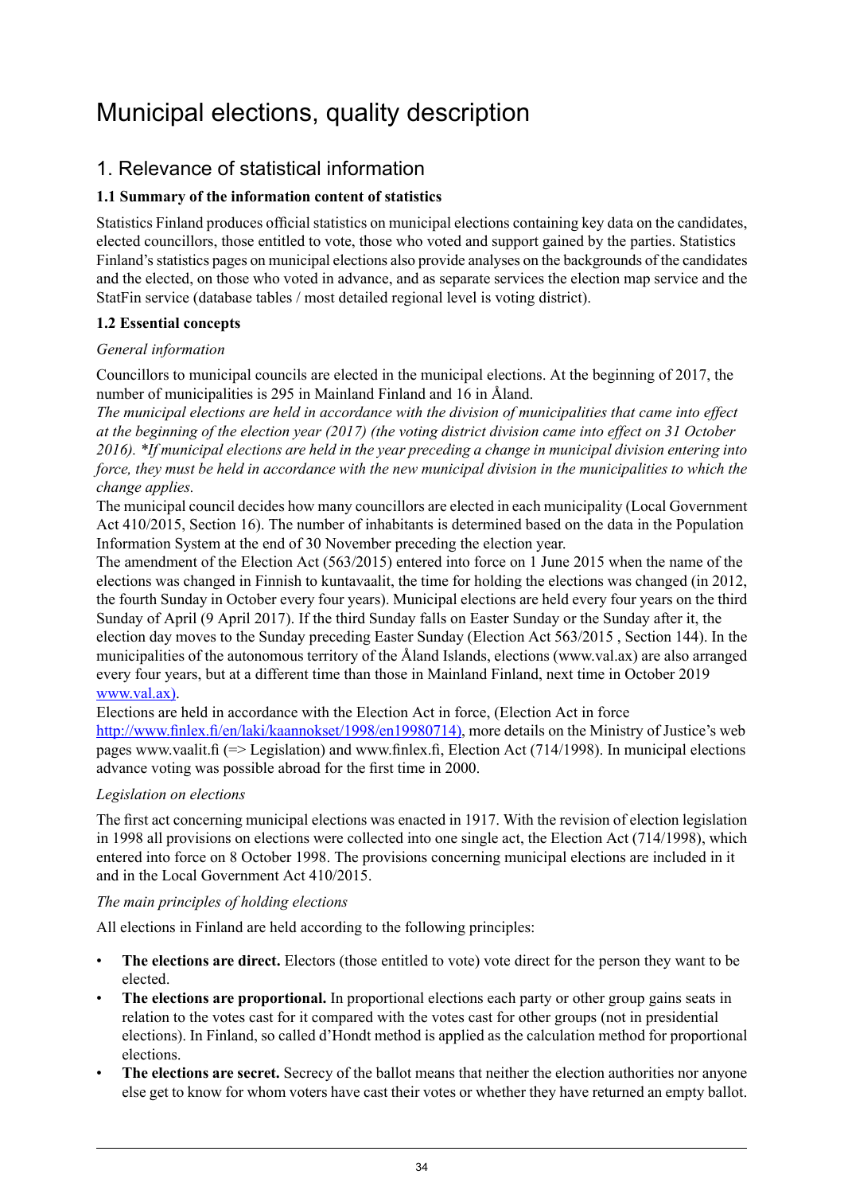# Municipal elections, quality description

## 1. Relevance of statistical information

### 1.1 Summary of the information content of statistics

Statistics Finland produces official statistics on municipal elections containing key data on the candidates, elected councillors, those entitled to vote, those who voted and support gained by the parties. Statistics Finland's statistics pages on municipal elections also provide analyses on the backgrounds of the candidates and the elected, on those who voted in advance, and as separate services the election map service and the StatFin service (database tables / most detailed regional level is voting district).

### 1.2 Essential concepts

*General information*

Councillors to municipal councils are elected in the municipal elections. At the beginning of 2017, the number of municipalities is 295 in Mainland Finland and 16 in Åland.
*The municipal elections are held in accordance with the division of municipalities that came into effect at the beginning of the election year (2017) (the voting district division came into effect on 31 October 2016). *If municipal elections are held in the year preceding a change in municipal division entering into force, they must be held in accordance with the new municipal division in the municipalities to which the change applies.*
The municipal council decides how many councillors are elected in each municipality (Local Government Act 410/2015, Section 16). The number of inhabitants is determined based on the data in the Population Information System at the end of 30 November preceding the election year.
The amendment of the Election Act (563/2015) entered into force on 1 June 2015 when the name of the elections was changed in Finnish to kuntavaalit, the time for holding the elections was changed (in 2012, the fourth Sunday in October every four years). Municipal elections are held every four years on the third Sunday of April (9 April 2017). If the third Sunday falls on Easter Sunday or the Sunday after it, the election day moves to the Sunday preceding Easter Sunday (Election Act 563/2015 , Section 144). In the municipalities of the autonomous territory of the Åland Islands, elections (www.val.ax) are also arranged every four years, but at a different time than those in Mainland Finland, next time in October 2019 [www.val.ax)](http://www.val.ax).
Elections are held in accordance with the Election Act in force, (Election Act in force [http://www.finlex.fi/en/laki/kaannokset/1998/en19980714)](http://www.finlex.fi/en/laki/kaannokset/1998/en19980714), more details on the Ministry of Justice's web pages www.vaalit.fi (=> Legislation) and www.finlex.fi, Election Act (714/1998). In municipal elections advance voting was possible abroad for the first time in 2000.

*Legislation on elections*

The first act concerning municipal elections was enacted in 1917. With the revision of election legislation in 1998 all provisions on elections were collected into one single act, the Election Act (714/1998), which entered into force on 8 October 1998. The provisions concerning municipal elections are included in it and in the Local Government Act 410/2015.

*The main principles of holding elections*

All elections in Finland are held according to the following principles:

- **The elections are direct.** Electors (those entitled to vote) vote direct for the person they want to be elected.
- **The elections are proportional.** In proportional elections each party or other group gains seats in relation to the votes cast for it compared with the votes cast for other groups (not in presidential elections). In Finland, so called d'Hondt method is applied as the calculation method for proportional elections.
- **The elections are secret.** Secrecy of the ballot means that neither the election authorities nor anyone else get to know for whom voters have cast their votes or whether they have returned an empty ballot.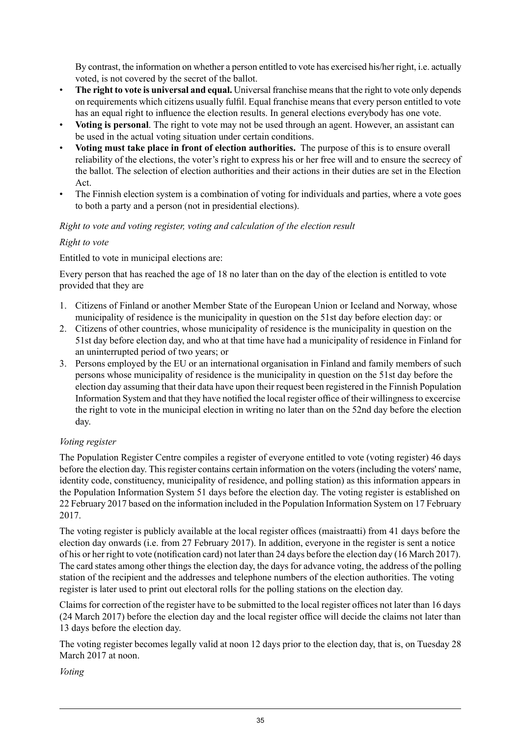By contrast, the information on whether a person entitled to vote has exercised his/her right, i.e. actually voted, is not covered by the secret of the ballot.

- **The right to vote is universal and equal.** Universal franchise means that the right to vote only depends on requirements which citizens usually fulfil. Equal franchise means that every person entitled to vote has an equal right to influence the election results. In general elections everybody has one vote.
- **Voting is personal**. The right to vote may not be used through an agent. However, an assistant can be used in the actual voting situation under certain conditions.
- **Voting must take place in front of election authorities.** The purpose of this is to ensure overall reliability of the elections, the voter's right to express his or her free will and to ensure the secrecy of the ballot. The selection of election authorities and their actions in their duties are set in the Election Act.
- The Finnish election system is a combination of voting for individuals and parties, where a vote goes to both a party and a person (not in presidential elections).

*Right to vote and voting register, voting and calculation of the election result*

*Right to vote*

Entitled to vote in municipal elections are:

Every person that has reached the age of 18 no later than on the day of the election is entitled to vote provided that they are

1. Citizens of Finland or another Member State of the European Union or Iceland and Norway, whose municipality of residence is the municipality in question on the 51st day before election day: or
2. Citizens of other countries, whose municipality of residence is the municipality in question on the 51st day before election day, and who at that time have had a municipality of residence in Finland for an uninterrupted period of two years; or
3. Persons employed by the EU or an international organisation in Finland and family members of such persons whose municipality of residence is the municipality in question on the 51st day before the election day assuming that their data have upon their request been registered in the Finnish Population Information System and that they have notified the local register office of their willingness to excercise the right to vote in the municipal election in writing no later than on the 52nd day before the election day.

*Voting register*

The Population Register Centre compiles a register of everyone entitled to vote (voting register) 46 days before the election day. This register contains certain information on the voters (including the voters' name, identity code, constituency, municipality of residence, and polling station) as this information appears in the Population Information System 51 days before the election day. The voting register is established on 22 February 2017 based on the information included in the Population Information System on 17 February 2017.

The voting register is publicly available at the local register offices (maistraatti) from 41 days before the election day onwards (i.e. from 27 February 2017). In addition, everyone in the register is sent a notice of his or her right to vote (notification card) not later than 24 days before the election day (16 March 2017). The card states among other things the election day, the days for advance voting, the address of the polling station of the recipient and the addresses and telephone numbers of the election authorities. The voting register is later used to print out electoral rolls for the polling stations on the election day.

Claims for correction of the register have to be submitted to the local register offices not later than 16 days (24 March 2017) before the election day and the local register office will decide the claims not later than 13 days before the election day.

The voting register becomes legally valid at noon 12 days prior to the election day, that is, on Tuesday 28 March 2017 at noon.

*Voting*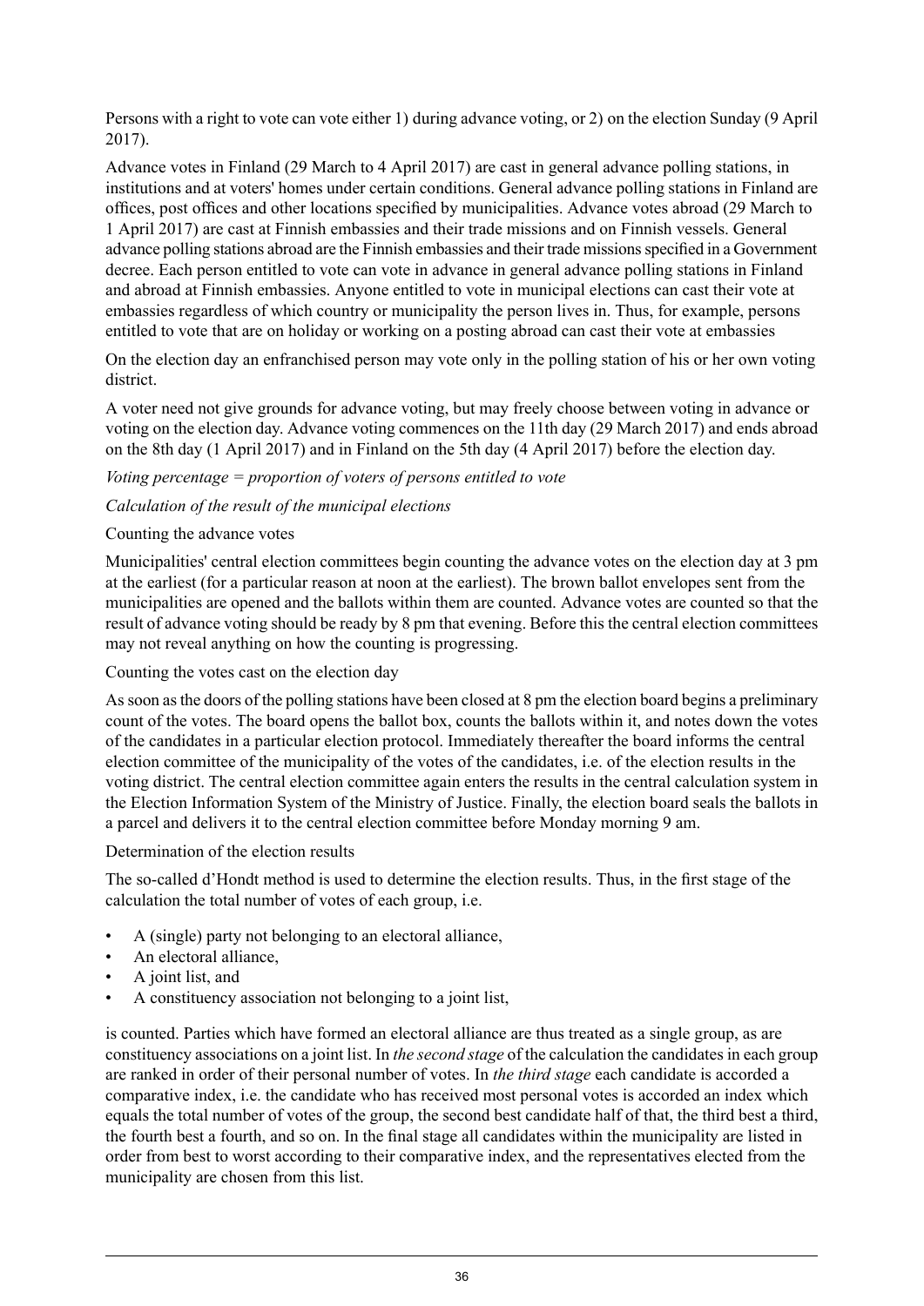Persons with a right to vote can vote either 1) during advance voting, or 2) on the election Sunday (9 April 2017).

Advance votes in Finland (29 March to 4 April 2017) are cast in general advance polling stations, in institutions and at voters' homes under certain conditions. General advance polling stations in Finland are offices, post offices and other locations specified by municipalities. Advance votes abroad (29 March to 1 April 2017) are cast at Finnish embassies and their trade missions and on Finnish vessels. General advance polling stations abroad are the Finnish embassies and their trade missions specified in a Government decree. Each person entitled to vote can vote in advance in general advance polling stations in Finland and abroad at Finnish embassies. Anyone entitled to vote in municipal elections can cast their vote at embassies regardless of which country or municipality the person lives in. Thus, for example, persons entitled to vote that are on holiday or working on a posting abroad can cast their vote at embassies

On the election day an enfranchised person may vote only in the polling station of his or her own voting district.

A voter need not give grounds for advance voting, but may freely choose between voting in advance or voting on the election day. Advance voting commences on the 11th day (29 March 2017) and ends abroad on the 8th day (1 April 2017) and in Finland on the 5th day (4 April 2017) before the election day.

*Voting percentage = proportion of voters of persons entitled to vote*

*Calculation of the result of the municipal elections*

Counting the advance votes

Municipalities' central election committees begin counting the advance votes on the election day at 3 pm at the earliest (for a particular reason at noon at the earliest). The brown ballot envelopes sent from the municipalities are opened and the ballots within them are counted. Advance votes are counted so that the result of advance voting should be ready by 8 pm that evening. Before this the central election committees may not reveal anything on how the counting is progressing.

Counting the votes cast on the election day

As soon as the doors of the polling stations have been closed at 8 pm the election board begins a preliminary count of the votes. The board opens the ballot box, counts the ballots within it, and notes down the votes of the candidates in a particular election protocol. Immediately thereafter the board informs the central election committee of the municipality of the votes of the candidates, i.e. of the election results in the voting district. The central election committee again enters the results in the central calculation system in the Election Information System of the Ministry of Justice. Finally, the election board seals the ballots in a parcel and delivers it to the central election committee before Monday morning 9 am.

Determination of the election results

The so-called d'Hondt method is used to determine the election results. Thus, in the first stage of the calculation the total number of votes of each group, i.e.

- A (single) party not belonging to an electoral alliance,
- An electoral alliance,
- A joint list, and
- A constituency association not belonging to a joint list,

is counted. Parties which have formed an electoral alliance are thus treated as a single group, as are constituency associations on a joint list. In *the second stage* of the calculation the candidates in each group are ranked in order of their personal number of votes. In *the third stage* each candidate is accorded a comparative index, i.e. the candidate who has received most personal votes is accorded an index which equals the total number of votes of the group, the second best candidate half of that, the third best a third, the fourth best a fourth, and so on. In the final stage all candidates within the municipality are listed in order from best to worst according to their comparative index, and the representatives elected from the municipality are chosen from this list.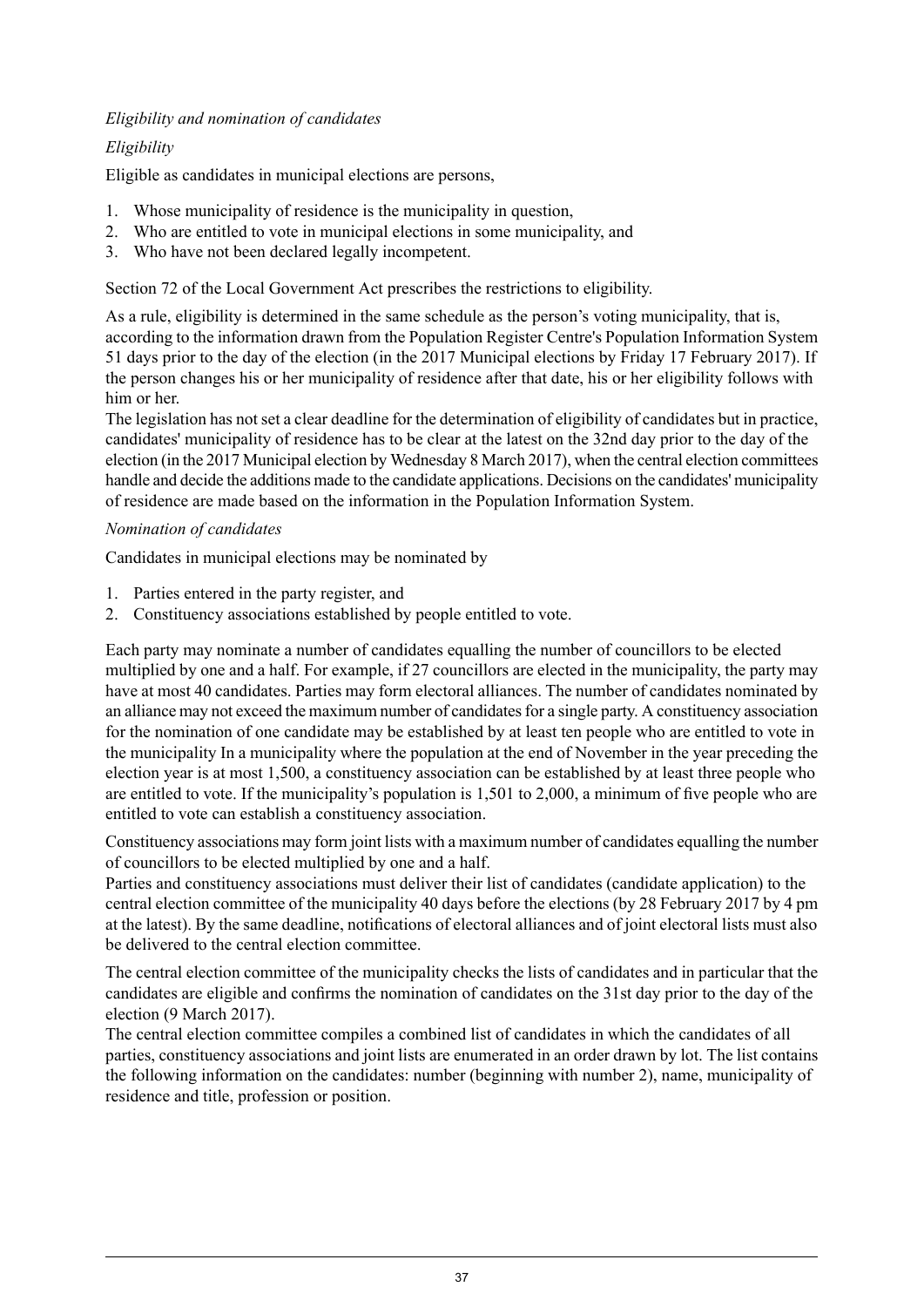*Eligibility and nomination of candidates*

*Eligibility*

Eligible as candidates in municipal elections are persons,

1. Whose municipality of residence is the municipality in question,
2. Who are entitled to vote in municipal elections in some municipality, and
3. Who have not been declared legally incompetent.

Section 72 of the Local Government Act prescribes the restrictions to eligibility.

As a rule, eligibility is determined in the same schedule as the person's voting municipality, that is, according to the information drawn from the Population Register Centre's Population Information System 51 days prior to the day of the election (in the 2017 Municipal elections by Friday 17 February 2017). If the person changes his or her municipality of residence after that date, his or her eligibility follows with him or her.

The legislation has not set a clear deadline for the determination of eligibility of candidates but in practice, candidates' municipality of residence has to be clear at the latest on the 32nd day prior to the day of the election (in the 2017 Municipal election by Wednesday 8 March 2017), when the central election committees handle and decide the additions made to the candidate applications. Decisions on the candidates' municipality of residence are made based on the information in the Population Information System.

*Nomination of candidates*

Candidates in municipal elections may be nominated by

1. Parties entered in the party register, and
2. Constituency associations established by people entitled to vote.

Each party may nominate a number of candidates equalling the number of councillors to be elected multiplied by one and a half. For example, if 27 councillors are elected in the municipality, the party may have at most 40 candidates. Parties may form electoral alliances. The number of candidates nominated by an alliance may not exceed the maximum number of candidates for a single party. A constituency association for the nomination of one candidate may be established by at least ten people who are entitled to vote in the municipality In a municipality where the population at the end of November in the year preceding the election year is at most 1,500, a constituency association can be established by at least three people who are entitled to vote. If the municipality's population is 1,501 to 2,000, a minimum of five people who are entitled to vote can establish a constituency association.

Constituency associations may form joint lists with a maximum number of candidates equalling the number of councillors to be elected multiplied by one and a half.

Parties and constituency associations must deliver their list of candidates (candidate application) to the central election committee of the municipality 40 days before the elections (by 28 February 2017 by 4 pm at the latest). By the same deadline, notifications of electoral alliances and of joint electoral lists must also be delivered to the central election committee.

The central election committee of the municipality checks the lists of candidates and in particular that the candidates are eligible and confirms the nomination of candidates on the 31st day prior to the day of the election (9 March 2017).

The central election committee compiles a combined list of candidates in which the candidates of all parties, constituency associations and joint lists are enumerated in an order drawn by lot. The list contains the following information on the candidates: number (beginning with number 2), name, municipality of residence and title, profession or position.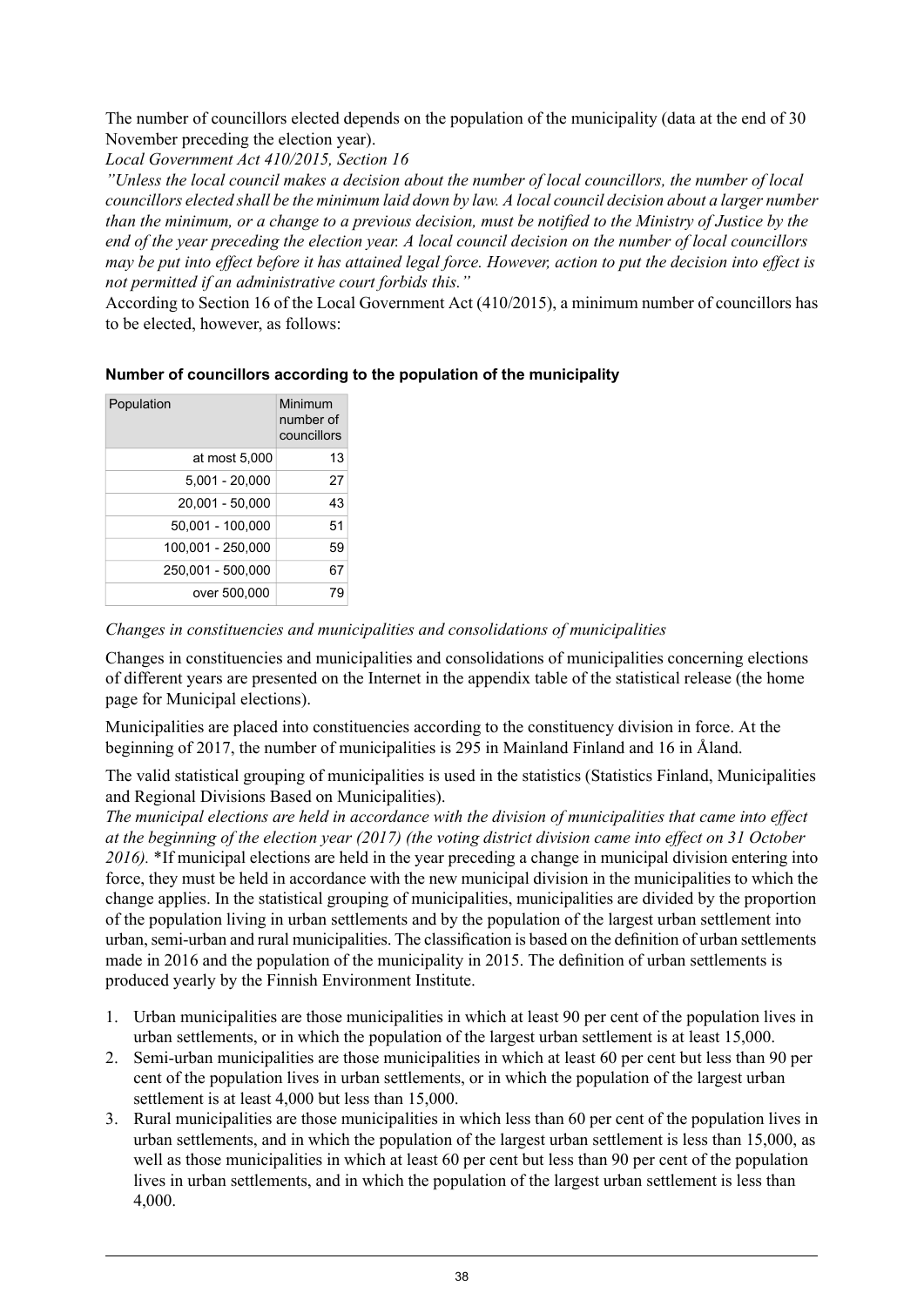The number of councillors elected depends on the population of the municipality (data at the end of 30 November preceding the election year).

*Local Government Act 410/2015, Section 16*

*"Unless the local council makes a decision about the number of local councillors, the number of local councillors elected shall be the minimum laid down by law. A local council decision about a larger number than the minimum, or a change to a previous decision, must be notified to the Ministry of Justice by the end of the year preceding the election year. A local council decision on the number of local councillors may be put into effect before it has attained legal force. However, action to put the decision into effect is not permitted if an administrative court forbids this."*

According to Section 16 of the Local Government Act (410/2015), a minimum number of councillors has to be elected, however, as follows:

**Number of councillors according to the population of the municipality**

| Population | Minimum number of councillors |
|---|---|
| at most 5,000 | 13 |
| 5,001 - 20,000 | 27 |
| 20,001 - 50,000 | 43 |
| 50,001 - 100,000 | 51 |
| 100,001 - 250,000 | 59 |
| 250,001 - 500,000 | 67 |
| over 500,000 | 79 |

*Changes in constituencies and municipalities and consolidations of municipalities*

Changes in constituencies and municipalities and consolidations of municipalities concerning elections of different years are presented on the Internet in the appendix table of the statistical release (the home page for Municipal elections).

Municipalities are placed into constituencies according to the constituency division in force. At the beginning of 2017, the number of municipalities is 295 in Mainland Finland and 16 in Åland.

The valid statistical grouping of municipalities is used in the statistics (Statistics Finland, Municipalities and Regional Divisions Based on Municipalities).

*The municipal elections are held in accordance with the division of municipalities that came into effect at the beginning of the election year (2017) (the voting district division came into effect on 31 October 2016).* *If municipal elections are held in the year preceding a change in municipal division entering into force, they must be held in accordance with the new municipal division in the municipalities to which the change applies. In the statistical grouping of municipalities, municipalities are divided by the proportion of the population living in urban settlements and by the population of the largest urban settlement into urban, semi-urban and rural municipalities. The classification is based on the definition of urban settlements made in 2016 and the population of the municipality in 2015. The definition of urban settlements is produced yearly by the Finnish Environment Institute.

1. Urban municipalities are those municipalities in which at least 90 per cent of the population lives in urban settlements, or in which the population of the largest urban settlement is at least 15,000.
2. Semi-urban municipalities are those municipalities in which at least 60 per cent but less than 90 per cent of the population lives in urban settlements, or in which the population of the largest urban settlement is at least 4,000 but less than 15,000.
3. Rural municipalities are those municipalities in which less than 60 per cent of the population lives in urban settlements, and in which the population of the largest urban settlement is less than 15,000, as well as those municipalities in which at least 60 per cent but less than 90 per cent of the population lives in urban settlements, and in which the population of the largest urban settlement is less than 4,000.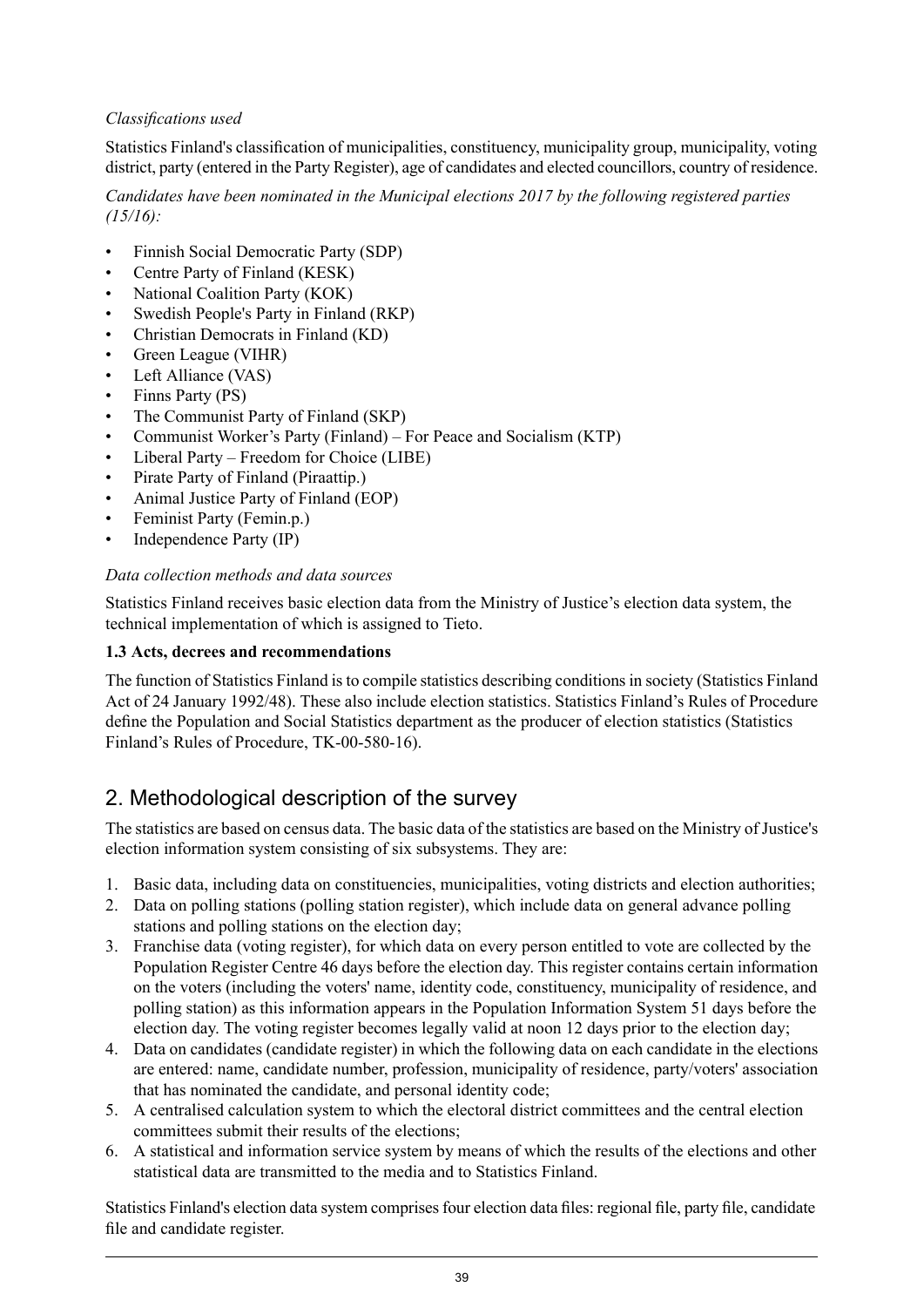*Classifications used*

Statistics Finland's classification of municipalities, constituency, municipality group, municipality, voting district, party (entered in the Party Register), age of candidates and elected councillors, country of residence.

*Candidates have been nominated in the Municipal elections 2017 by the following registered parties (15/16):*

- Finnish Social Democratic Party (SDP)
- Centre Party of Finland (KESK)
- National Coalition Party (KOK)
- Swedish People's Party in Finland (RKP)
- Christian Democrats in Finland (KD)
- Green League (VIHR)
- Left Alliance (VAS)
- Finns Party (PS)
- The Communist Party of Finland (SKP)
- Communist Worker's Party (Finland) – For Peace and Socialism (KTP)
- Liberal Party – Freedom for Choice (LIBE)
- Pirate Party of Finland (Piraattip.)
- Animal Justice Party of Finland (EOP)
- Feminist Party (Femin.p.)
- Independence Party (IP)

*Data collection methods and data sources*

Statistics Finland receives basic election data from the Ministry of Justice's election data system, the technical implementation of which is assigned to Tieto.

**1.3 Acts, decrees and recommendations**

The function of Statistics Finland is to compile statistics describing conditions in society (Statistics Finland Act of 24 January 1992/48). These also include election statistics. Statistics Finland's Rules of Procedure define the Population and Social Statistics department as the producer of election statistics (Statistics Finland's Rules of Procedure, TK-00-580-16).

## 2. Methodological description of the survey

The statistics are based on census data. The basic data of the statistics are based on the Ministry of Justice's election information system consisting of six subsystems. They are:

1. Basic data, including data on constituencies, municipalities, voting districts and election authorities;
2. Data on polling stations (polling station register), which include data on general advance polling stations and polling stations on the election day;
3. Franchise data (voting register), for which data on every person entitled to vote are collected by the Population Register Centre 46 days before the election day. This register contains certain information on the voters (including the voters' name, identity code, constituency, municipality of residence, and polling station) as this information appears in the Population Information System 51 days before the election day. The voting register becomes legally valid at noon 12 days prior to the election day;
4. Data on candidates (candidate register) in which the following data on each candidate in the elections are entered: name, candidate number, profession, municipality of residence, party/voters' association that has nominated the candidate, and personal identity code;
5. A centralised calculation system to which the electoral district committees and the central election committees submit their results of the elections;
6. A statistical and information service system by means of which the results of the elections and other statistical data are transmitted to the media and to Statistics Finland.

Statistics Finland's election data system comprises four election data files: regional file, party file, candidate file and candidate register.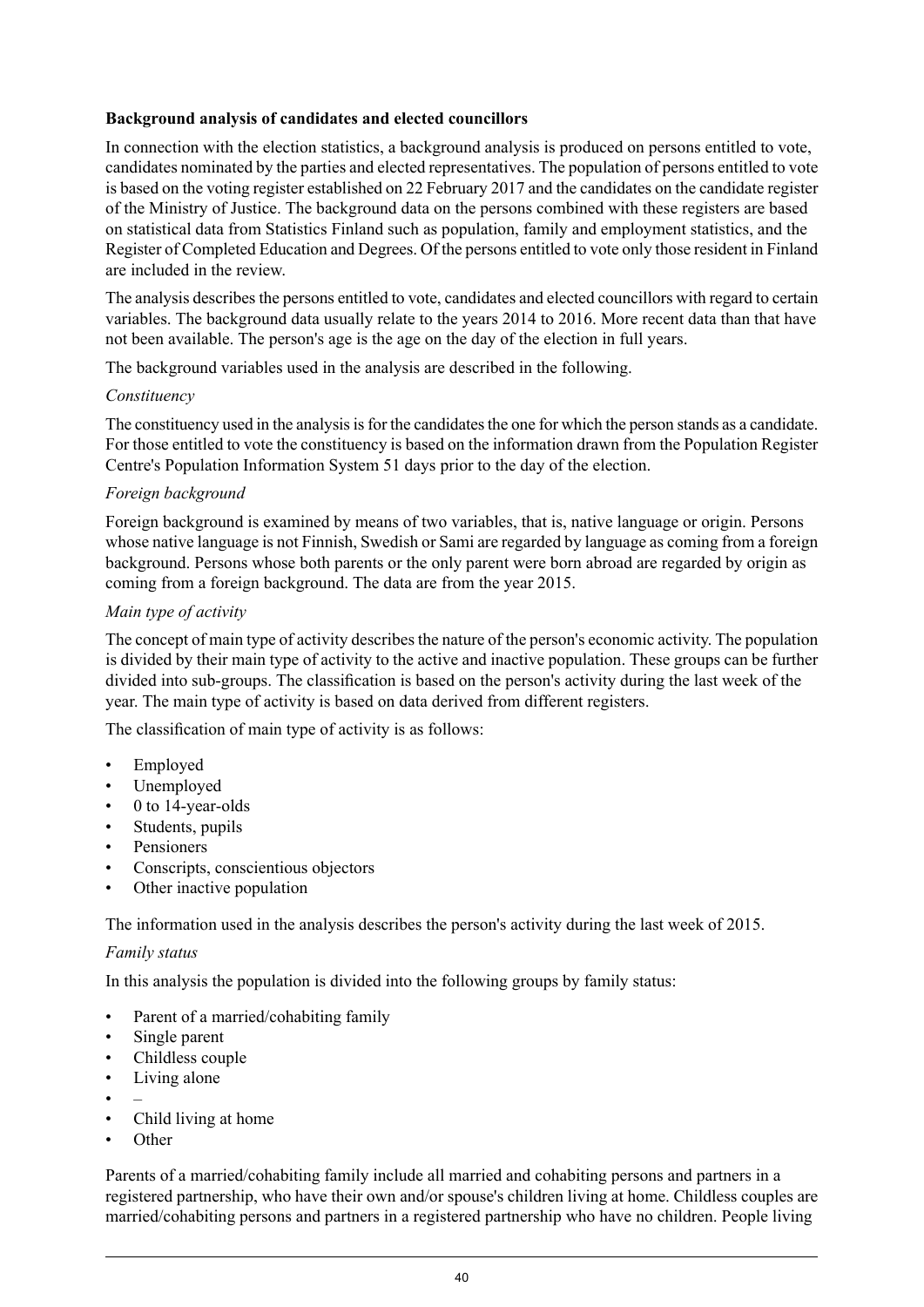**Background analysis of candidates and elected councillors**

In connection with the election statistics, a background analysis is produced on persons entitled to vote, candidates nominated by the parties and elected representatives. The population of persons entitled to vote is based on the voting register established on 22 February 2017 and the candidates on the candidate register of the Ministry of Justice. The background data on the persons combined with these registers are based on statistical data from Statistics Finland such as population, family and employment statistics, and the Register of Completed Education and Degrees. Of the persons entitled to vote only those resident in Finland are included in the review.

The analysis describes the persons entitled to vote, candidates and elected councillors with regard to certain variables. The background data usually relate to the years 2014 to 2016. More recent data than that have not been available. The person's age is the age on the day of the election in full years.

The background variables used in the analysis are described in the following.

*Constituency*

The constituency used in the analysis is for the candidates the one for which the person stands as a candidate. For those entitled to vote the constituency is based on the information drawn from the Population Register Centre's Population Information System 51 days prior to the day of the election.

*Foreign background*

Foreign background is examined by means of two variables, that is, native language or origin. Persons whose native language is not Finnish, Swedish or Sami are regarded by language as coming from a foreign background. Persons whose both parents or the only parent were born abroad are regarded by origin as coming from a foreign background. The data are from the year 2015.

*Main type of activity*

The concept of main type of activity describes the nature of the person's economic activity. The population is divided by their main type of activity to the active and inactive population. These groups can be further divided into sub-groups. The classification is based on the person's activity during the last week of the year. The main type of activity is based on data derived from different registers.

The classification of main type of activity is as follows:

- Employed
- Unemployed
- 0 to 14-year-olds
- Students, pupils
- Pensioners
- Conscripts, conscientious objectors
- Other inactive population

The information used in the analysis describes the person's activity during the last week of 2015.

*Family status*

In this analysis the population is divided into the following groups by family status:

- Parent of a married/cohabiting family
- Single parent
- Childless couple
- Living alone
- –
- Child living at home
- Other

Parents of a married/cohabiting family include all married and cohabiting persons and partners in a registered partnership, who have their own and/or spouse's children living at home. Childless couples are married/cohabiting persons and partners in a registered partnership who have no children. People living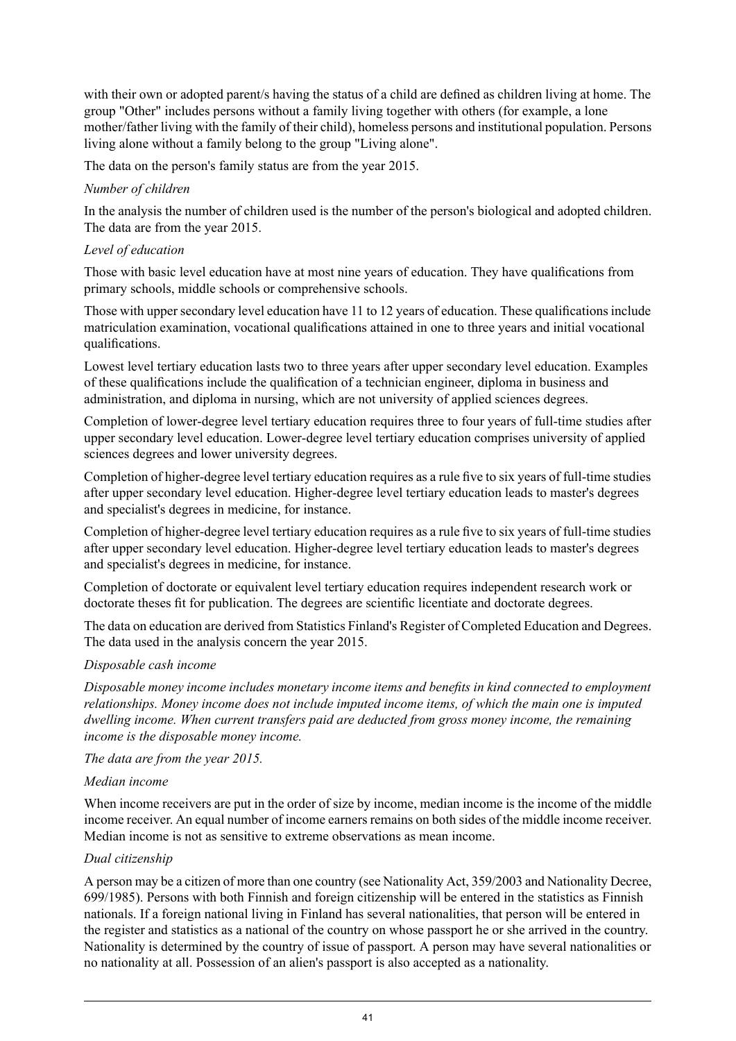with their own or adopted parent/s having the status of a child are defined as children living at home. The group "Other" includes persons without a family living together with others (for example, a lone mother/father living with the family of their child), homeless persons and institutional population. Persons living alone without a family belong to the group "Living alone".

The data on the person's family status are from the year 2015.

*Number of children*

In the analysis the number of children used is the number of the person's biological and adopted children. The data are from the year 2015.

*Level of education*

Those with basic level education have at most nine years of education. They have qualifications from primary schools, middle schools or comprehensive schools.

Those with upper secondary level education have 11 to 12 years of education. These qualifications include matriculation examination, vocational qualifications attained in one to three years and initial vocational qualifications.

Lowest level tertiary education lasts two to three years after upper secondary level education. Examples of these qualifications include the qualification of a technician engineer, diploma in business and administration, and diploma in nursing, which are not university of applied sciences degrees.

Completion of lower-degree level tertiary education requires three to four years of full-time studies after upper secondary level education. Lower-degree level tertiary education comprises university of applied sciences degrees and lower university degrees.

Completion of higher-degree level tertiary education requires as a rule five to six years of full-time studies after upper secondary level education. Higher-degree level tertiary education leads to master's degrees and specialist's degrees in medicine, for instance.

Completion of higher-degree level tertiary education requires as a rule five to six years of full-time studies after upper secondary level education. Higher-degree level tertiary education leads to master's degrees and specialist's degrees in medicine, for instance.

Completion of doctorate or equivalent level tertiary education requires independent research work or doctorate theses fit for publication. The degrees are scientific licentiate and doctorate degrees.

The data on education are derived from Statistics Finland's Register of Completed Education and Degrees. The data used in the analysis concern the year 2015.

*Disposable cash income*

*Disposable money income includes monetary income items and benefits in kind connected to employment relationships. Money income does not include imputed income items, of which the main one is imputed dwelling income. When current transfers paid are deducted from gross money income, the remaining income is the disposable money income.*

*The data are from the year 2015.*

*Median income*

When income receivers are put in the order of size by income, median income is the income of the middle income receiver. An equal number of income earners remains on both sides of the middle income receiver. Median income is not as sensitive to extreme observations as mean income.

*Dual citizenship*

A person may be a citizen of more than one country (see Nationality Act, 359/2003 and Nationality Decree, 699/1985). Persons with both Finnish and foreign citizenship will be entered in the statistics as Finnish nationals. If a foreign national living in Finland has several nationalities, that person will be entered in the register and statistics as a national of the country on whose passport he or she arrived in the country. Nationality is determined by the country of issue of passport. A person may have several nationalities or no nationality at all. Possession of an alien's passport is also accepted as a nationality.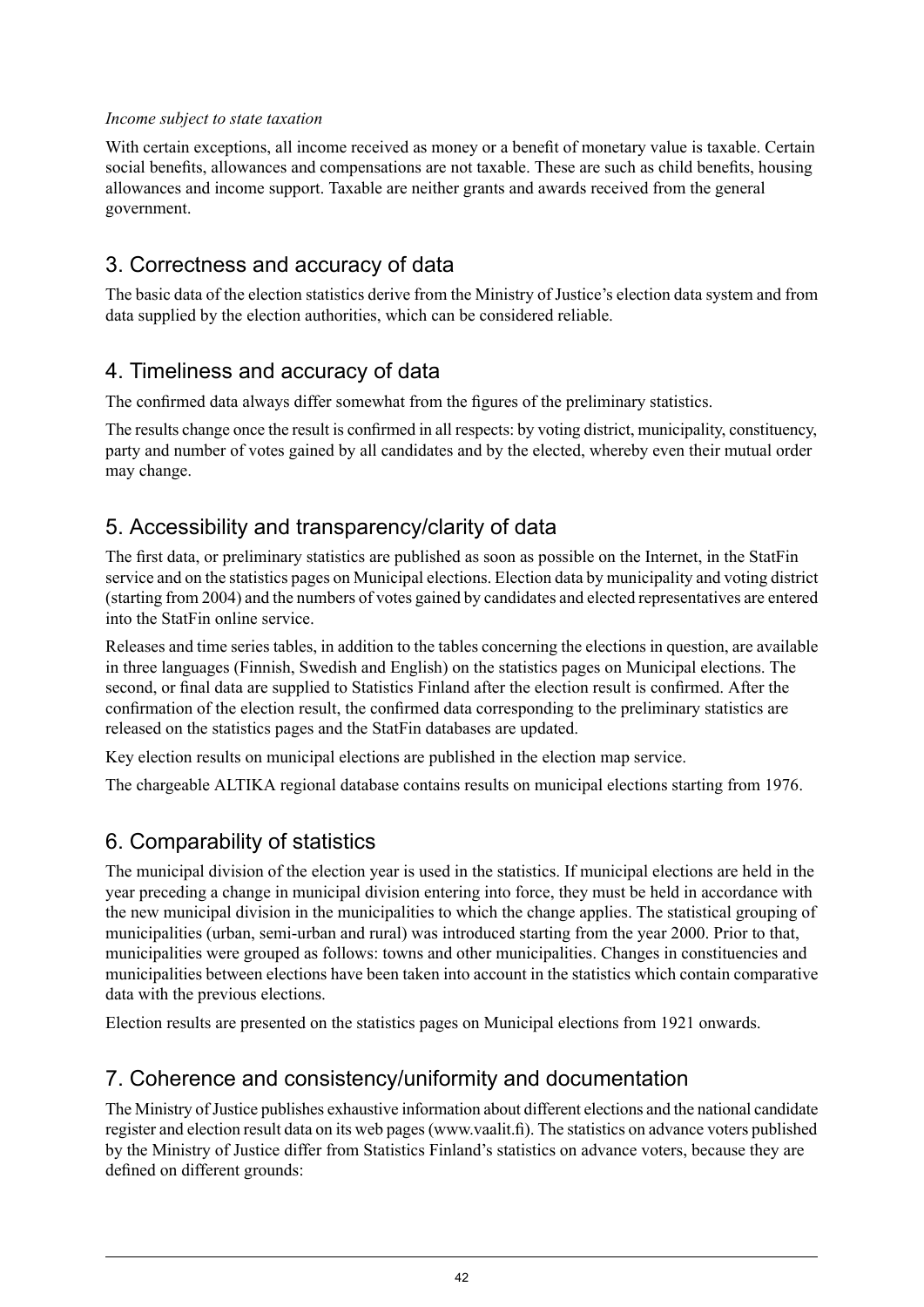*Income subject to state taxation*

With certain exceptions, all income received as money or a benefit of monetary value is taxable. Certain social benefits, allowances and compensations are not taxable. These are such as child benefits, housing allowances and income support. Taxable are neither grants and awards received from the general government.

## 3. Correctness and accuracy of data

The basic data of the election statistics derive from the Ministry of Justice's election data system and from data supplied by the election authorities, which can be considered reliable.

## 4. Timeliness and accuracy of data

The confirmed data always differ somewhat from the figures of the preliminary statistics.

The results change once the result is confirmed in all respects: by voting district, municipality, constituency, party and number of votes gained by all candidates and by the elected, whereby even their mutual order may change.

## 5. Accessibility and transparency/clarity of data

The first data, or preliminary statistics are published as soon as possible on the Internet, in the StatFin service and on the statistics pages on Municipal elections. Election data by municipality and voting district (starting from 2004) and the numbers of votes gained by candidates and elected representatives are entered into the StatFin online service.

Releases and time series tables, in addition to the tables concerning the elections in question, are available in three languages (Finnish, Swedish and English) on the statistics pages on Municipal elections. The second, or final data are supplied to Statistics Finland after the election result is confirmed. After the confirmation of the election result, the confirmed data corresponding to the preliminary statistics are released on the statistics pages and the StatFin databases are updated.

Key election results on municipal elections are published in the election map service.

The chargeable ALTIKA regional database contains results on municipal elections starting from 1976.

## 6. Comparability of statistics

The municipal division of the election year is used in the statistics. If municipal elections are held in the year preceding a change in municipal division entering into force, they must be held in accordance with the new municipal division in the municipalities to which the change applies. The statistical grouping of municipalities (urban, semi-urban and rural) was introduced starting from the year 2000. Prior to that, municipalities were grouped as follows: towns and other municipalities. Changes in constituencies and municipalities between elections have been taken into account in the statistics which contain comparative data with the previous elections.

Election results are presented on the statistics pages on Municipal elections from 1921 onwards.

## 7. Coherence and consistency/uniformity and documentation

The Ministry of Justice publishes exhaustive information about different elections and the national candidate register and election result data on its web pages (www.vaalit.fi). The statistics on advance voters published by the Ministry of Justice differ from Statistics Finland's statistics on advance voters, because they are defined on different grounds: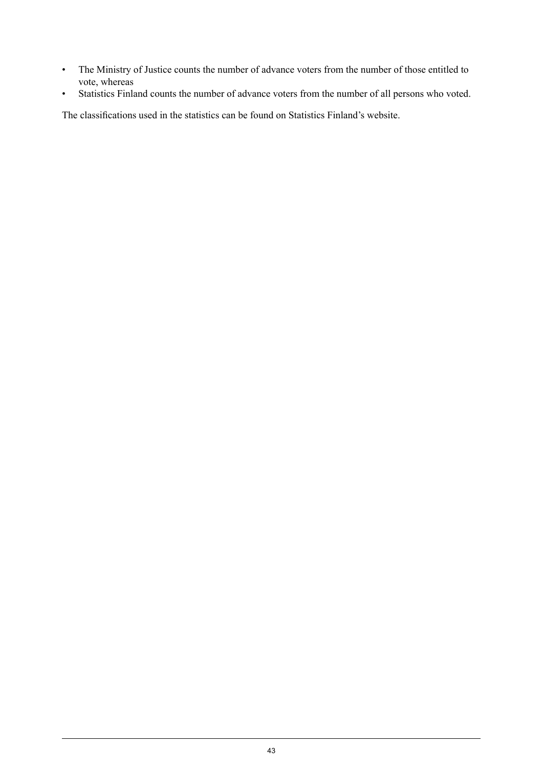- The Ministry of Justice counts the number of advance voters from the number of those entitled to vote, whereas
- Statistics Finland counts the number of advance voters from the number of all persons who voted.

The classifications used in the statistics can be found on Statistics Finland's website.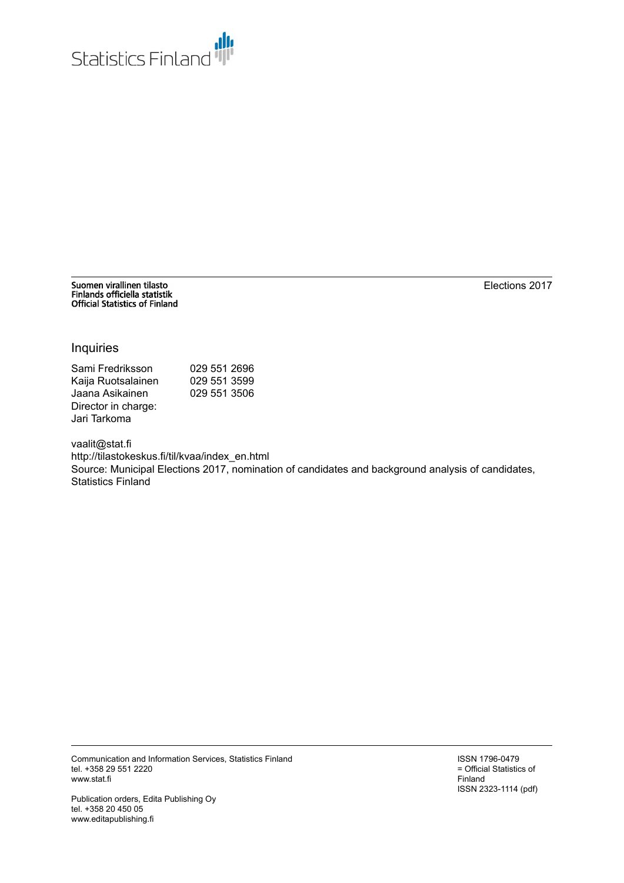Statistics Finland

Suomen virallinen tilasto
Finlands officiella statistik
Official Statistics of Finland

Elections 2017

## Inquiries

| | |
|---|---|
| Sami Fredriksson | 029 551 2696 |
| Kaija Ruotsalainen | 029 551 3599 |
| Jaana Asikainen | 029 551 3506 |
| Director in charge: | |
| Jari Tarkoma | |

vaalit@stat.fi
http://tilastokeskus.fi/til/kvaa/index_en.html
Source: Municipal Elections 2017, nomination of candidates and background analysis of candidates, Statistics Finland

Communication and Information Services, Statistics Finland
tel. +358 29 551 2220
www.stat.fi

Publication orders, Edita Publishing Oy
tel. +358 20 450 05
www.editapublishing.fi

ISSN 1796-0479
= Official Statistics of Finland
ISSN 2323-1114 (pdf)